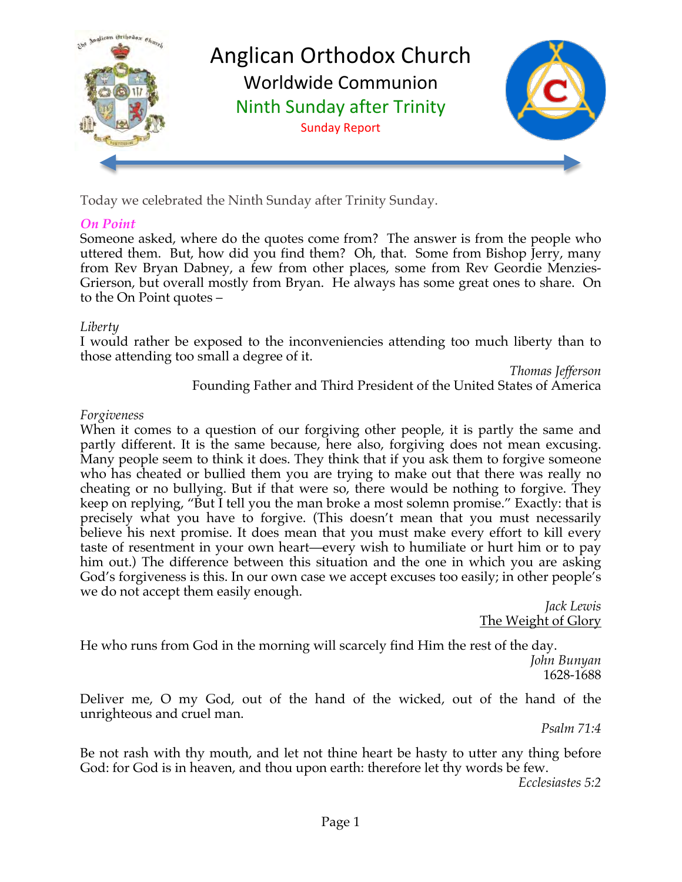# Anglican Orthodox Church

## Worldwide Communion

## Ninth Sunday after Trinity

### Sunday Report

Today we celebrated the Ninth Sunday after Trinity Sunday.

***On Point***

Someone asked, where do the quotes come from? The answer is from the people who uttered them. But, how did you find them? Oh, that. Some from Bishop Jerry, many from Rev Bryan Dabney, a few from other places, some from Rev Geordie Menzies-Grierson, but overall mostly from Bryan. He always has some great ones to share. On to the On Point quotes –

*Liberty*

I would rather be exposed to the inconveniencies attending too much liberty than to those attending too small a degree of it.

*Thomas Jefferson*
Founding Father and Third President of the United States of America

*Forgiveness*

When it comes to a question of our forgiving other people, it is partly the same and partly different. It is the same because, here also, forgiving does not mean excusing. Many people seem to think it does. They think that if you ask them to forgive someone who has cheated or bullied them you are trying to make out that there was really no cheating or no bullying. But if that were so, there would be nothing to forgive. They keep on replying, "But I tell you the man broke a most solemn promise." Exactly: that is precisely what you have to forgive. (This doesn't mean that you must necessarily believe his next promise. It does mean that you must make every effort to kill every taste of resentment in your own heart—every wish to humiliate or hurt him or to pay him out.) The difference between this situation and the one in which you are asking God's forgiveness is this. In our own case we accept excuses too easily; in other people's we do not accept them easily enough.

*Jack Lewis*
<u>The Weight of Glory</u>

He who runs from God in the morning will scarcely find Him the rest of the day.

*John Bunyan*
1628-1688

Deliver me, O my God, out of the hand of the wicked, out of the hand of the unrighteous and cruel man.

*Psalm 71:4*

Be not rash with thy mouth, and let not thine heart be hasty to utter any thing before God: for God is in heaven, and thou upon earth: therefore let thy words be few.

*Ecclesiastes 5:2*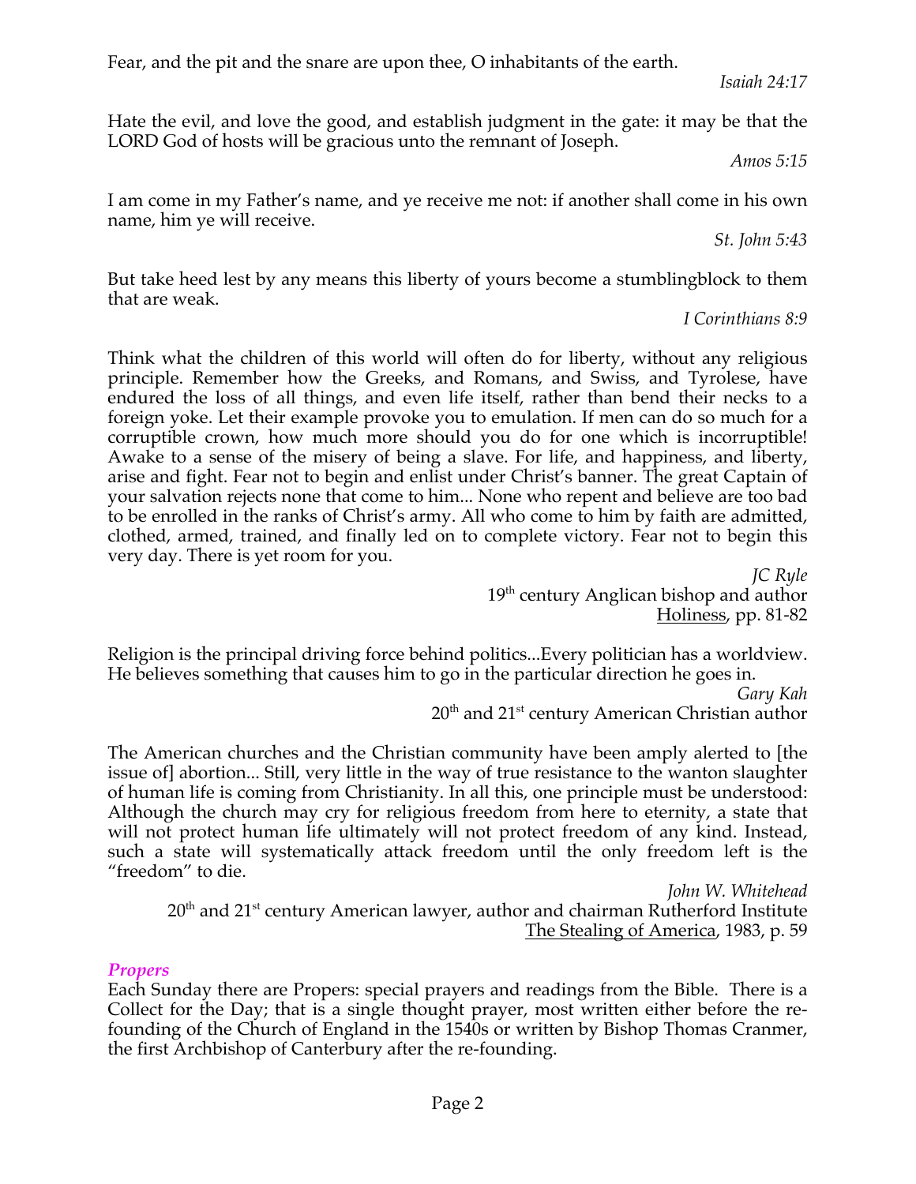Fear, and the pit and the snare are upon thee, O inhabitants of the earth.

*Isaiah 24:17*

Hate the evil, and love the good, and establish judgment in the gate: it may be that the LORD God of hosts will be gracious unto the remnant of Joseph.

*Amos 5:15*

I am come in my Father's name, and ye receive me not: if another shall come in his own name, him ye will receive.

*St. John 5:43*

But take heed lest by any means this liberty of yours become a stumblingblock to them that are weak.

*I Corinthians 8:9*

Think what the children of this world will often do for liberty, without any religious principle. Remember how the Greeks, and Romans, and Swiss, and Tyrolese, have endured the loss of all things, and even life itself, rather than bend their necks to a foreign yoke. Let their example provoke you to emulation. If men can do so much for a corruptible crown, how much more should you do for one which is incorruptible! Awake to a sense of the misery of being a slave. For life, and happiness, and liberty, arise and fight. Fear not to begin and enlist under Christ's banner. The great Captain of your salvation rejects none that come to him... None who repent and believe are too bad to be enrolled in the ranks of Christ's army. All who come to him by faith are admitted, clothed, armed, trained, and finally led on to complete victory. Fear not to begin this very day. There is yet room for you.

*JC Ryle*
19th century Anglican bishop and author
Holiness, pp. 81-82

Religion is the principal driving force behind politics...Every politician has a worldview. He believes something that causes him to go in the particular direction he goes in.

*Gary Kah*
20th and 21st century American Christian author

The American churches and the Christian community have been amply alerted to [the issue of] abortion... Still, very little in the way of true resistance to the wanton slaughter of human life is coming from Christianity. In all this, one principle must be understood: Although the church may cry for religious freedom from here to eternity, a state that will not protect human life ultimately will not protect freedom of any kind. Instead, such a state will systematically attack freedom until the only freedom left is the "freedom" to die.

*John W. Whitehead*
20th and 21st century American lawyer, author and chairman Rutherford Institute
The Stealing of America, 1983, p. 59

### *Propers*

Each Sunday there are Propers: special prayers and readings from the Bible. There is a Collect for the Day; that is a single thought prayer, most written either before the re-founding of the Church of England in the 1540s or written by Bishop Thomas Cranmer, the first Archbishop of Canterbury after the re-founding.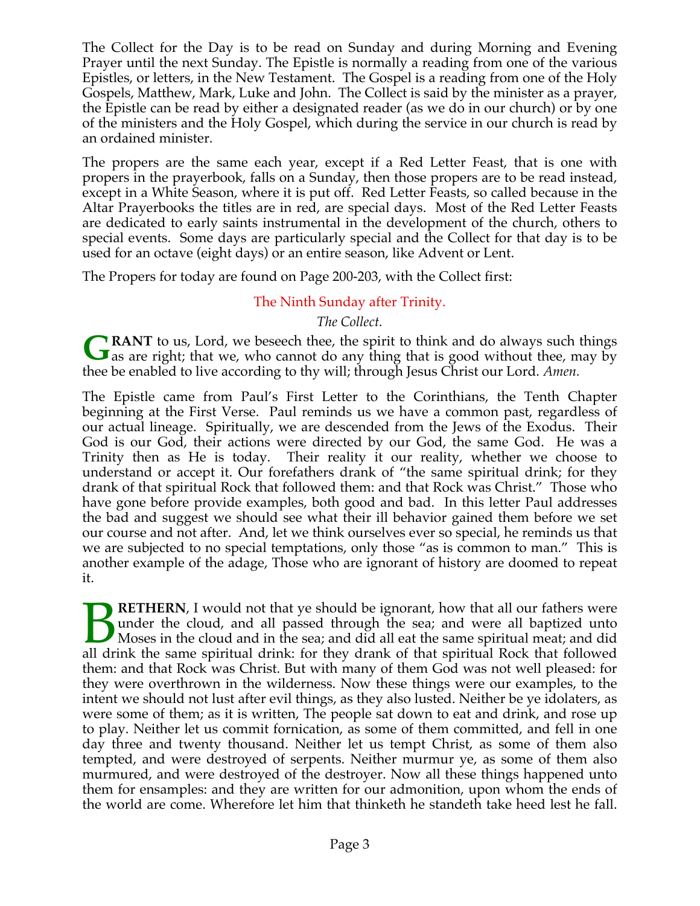The Collect for the Day is to be read on Sunday and during Morning and Evening Prayer until the next Sunday. The Epistle is normally a reading from one of the various Epistles, or letters, in the New Testament. The Gospel is a reading from one of the Holy Gospels, Matthew, Mark, Luke and John. The Collect is said by the minister as a prayer, the Epistle can be read by either a designated reader (as we do in our church) or by one of the ministers and the Holy Gospel, which during the service in our church is read by an ordained minister.

The propers are the same each year, except if a Red Letter Feast, that is one with propers in the prayerbook, falls on a Sunday, then those propers are to be read instead, except in a White Season, where it is put off. Red Letter Feasts, so called because in the Altar Prayerbooks the titles are in red, are special days. Most of the Red Letter Feasts are dedicated to early saints instrumental in the development of the church, others to special events. Some days are particularly special and the Collect for that day is to be used for an octave (eight days) or an entire season, like Advent or Lent.

The Propers for today are found on Page 200-203, with the Collect first:

## The Ninth Sunday after Trinity.

*The Collect.*

**GRANT** to us, Lord, we beseech thee, the spirit to think and do always such things as are right; that we, who cannot do any thing that is good without thee, may by thee be enabled to live according to thy will; through Jesus Christ our Lord. *Amen.*

The Epistle came from Paul's First Letter to the Corinthians, the Tenth Chapter beginning at the First Verse. Paul reminds us we have a common past, regardless of our actual lineage. Spiritually, we are descended from the Jews of the Exodus. Their God is our God, their actions were directed by our God, the same God. He was a Trinity then as He is today. Their reality it our reality, whether we choose to understand or accept it. Our forefathers drank of "the same spiritual drink; for they drank of that spiritual Rock that followed them: and that Rock was Christ." Those who have gone before provide examples, both good and bad. In this letter Paul addresses the bad and suggest we should see what their ill behavior gained them before we set our course and not after. And, let we think ourselves ever so special, he reminds us that we are subjected to no special temptations, only those "as is common to man." This is another example of the adage, Those who are ignorant of history are doomed to repeat it.

**BRETHERN**, I would not that ye should be ignorant, how that all our fathers were under the cloud, and all passed through the sea; and were all baptized unto Moses in the cloud and in the sea; and did all eat the same spiritual meat; and did all drink the same spiritual drink: for they drank of that spiritual Rock that followed them: and that Rock was Christ. But with many of them God was not well pleased: for they were overthrown in the wilderness. Now these things were our examples, to the intent we should not lust after evil things, as they also lusted. Neither be ye idolaters, as were some of them; as it is written, The people sat down to eat and drink, and rose up to play. Neither let us commit fornication, as some of them committed, and fell in one day three and twenty thousand. Neither let us tempt Christ, as some of them also tempted, and were destroyed of serpents. Neither murmur ye, as some of them also murmured, and were destroyed of the destroyer. Now all these things happened unto them for ensamples: and they are written for our admonition, upon whom the ends of the world are come. Wherefore let him that thinketh he standeth take heed lest he fall.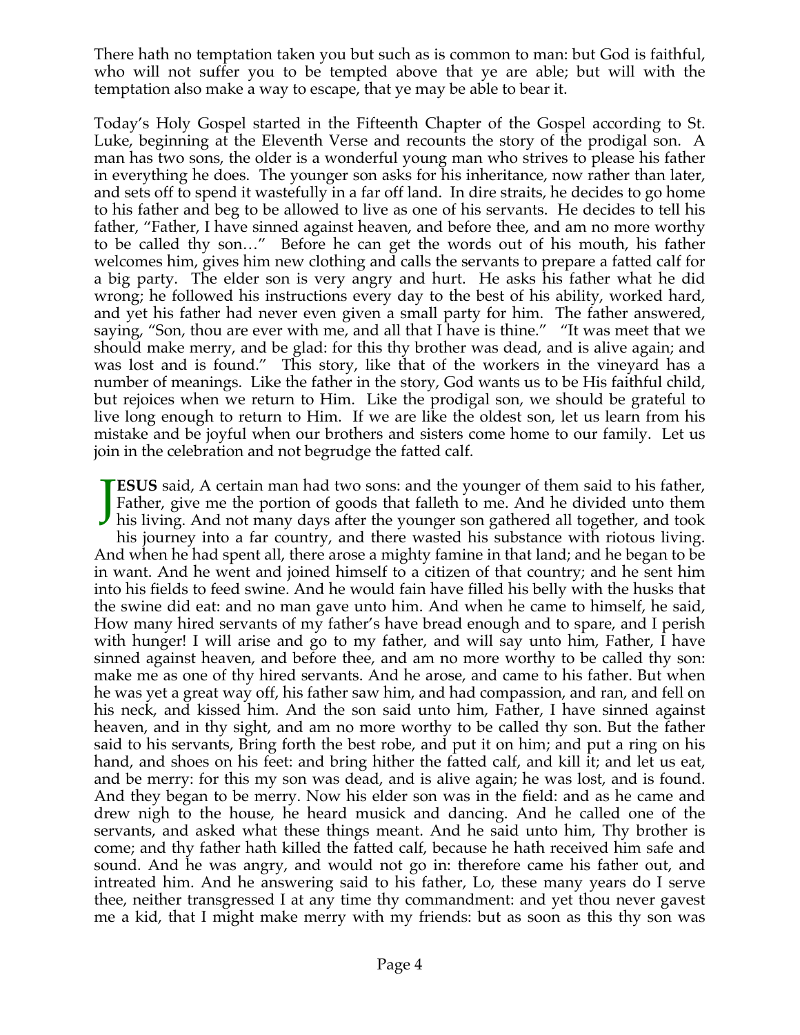There hath no temptation taken you but such as is common to man: but God is faithful, who will not suffer you to be tempted above that ye are able; but will with the temptation also make a way to escape, that ye may be able to bear it.

Today's Holy Gospel started in the Fifteenth Chapter of the Gospel according to St. Luke, beginning at the Eleventh Verse and recounts the story of the prodigal son. A man has two sons, the older is a wonderful young man who strives to please his father in everything he does. The younger son asks for his inheritance, now rather than later, and sets off to spend it wastefully in a far off land. In dire straits, he decides to go home to his father and beg to be allowed to live as one of his servants. He decides to tell his father, "Father, I have sinned against heaven, and before thee, and am no more worthy to be called thy son…" Before he can get the words out of his mouth, his father welcomes him, gives him new clothing and calls the servants to prepare a fatted calf for a big party. The elder son is very angry and hurt. He asks his father what he did wrong; he followed his instructions every day to the best of his ability, worked hard, and yet his father had never even given a small party for him. The father answered, saying, "Son, thou are ever with me, and all that I have is thine." "It was meet that we should make merry, and be glad: for this thy brother was dead, and is alive again; and was lost and is found." This story, like that of the workers in the vineyard has a number of meanings. Like the father in the story, God wants us to be His faithful child, but rejoices when we return to Him. Like the prodigal son, we should be grateful to live long enough to return to Him. If we are like the oldest son, let us learn from his mistake and be joyful when our brothers and sisters come home to our family. Let us join in the celebration and not begrudge the fatted calf.

**JESUS** said, A certain man had two sons: and the younger of them said to his father, Father, give me the portion of goods that falleth to me. And he divided unto them his living. And not many days after the younger son gathered all together, and took his journey into a far country, and there wasted his substance with riotous living. And when he had spent all, there arose a mighty famine in that land; and he began to be in want. And he went and joined himself to a citizen of that country; and he sent him into his fields to feed swine. And he would fain have filled his belly with the husks that the swine did eat: and no man gave unto him. And when he came to himself, he said, How many hired servants of my father's have bread enough and to spare, and I perish with hunger! I will arise and go to my father, and will say unto him, Father, I have sinned against heaven, and before thee, and am no more worthy to be called thy son: make me as one of thy hired servants. And he arose, and came to his father. But when he was yet a great way off, his father saw him, and had compassion, and ran, and fell on his neck, and kissed him. And the son said unto him, Father, I have sinned against heaven, and in thy sight, and am no more worthy to be called thy son. But the father said to his servants, Bring forth the best robe, and put it on him; and put a ring on his hand, and shoes on his feet: and bring hither the fatted calf, and kill it; and let us eat, and be merry: for this my son was dead, and is alive again; he was lost, and is found. And they began to be merry. Now his elder son was in the field: and as he came and drew nigh to the house, he heard musick and dancing. And he called one of the servants, and asked what these things meant. And he said unto him, Thy brother is come; and thy father hath killed the fatted calf, because he hath received him safe and sound. And he was angry, and would not go in: therefore came his father out, and intreated him. And he answering said to his father, Lo, these many years do I serve thee, neither transgressed I at any time thy commandment: and yet thou never gavest me a kid, that I might make merry with my friends: but as soon as this thy son was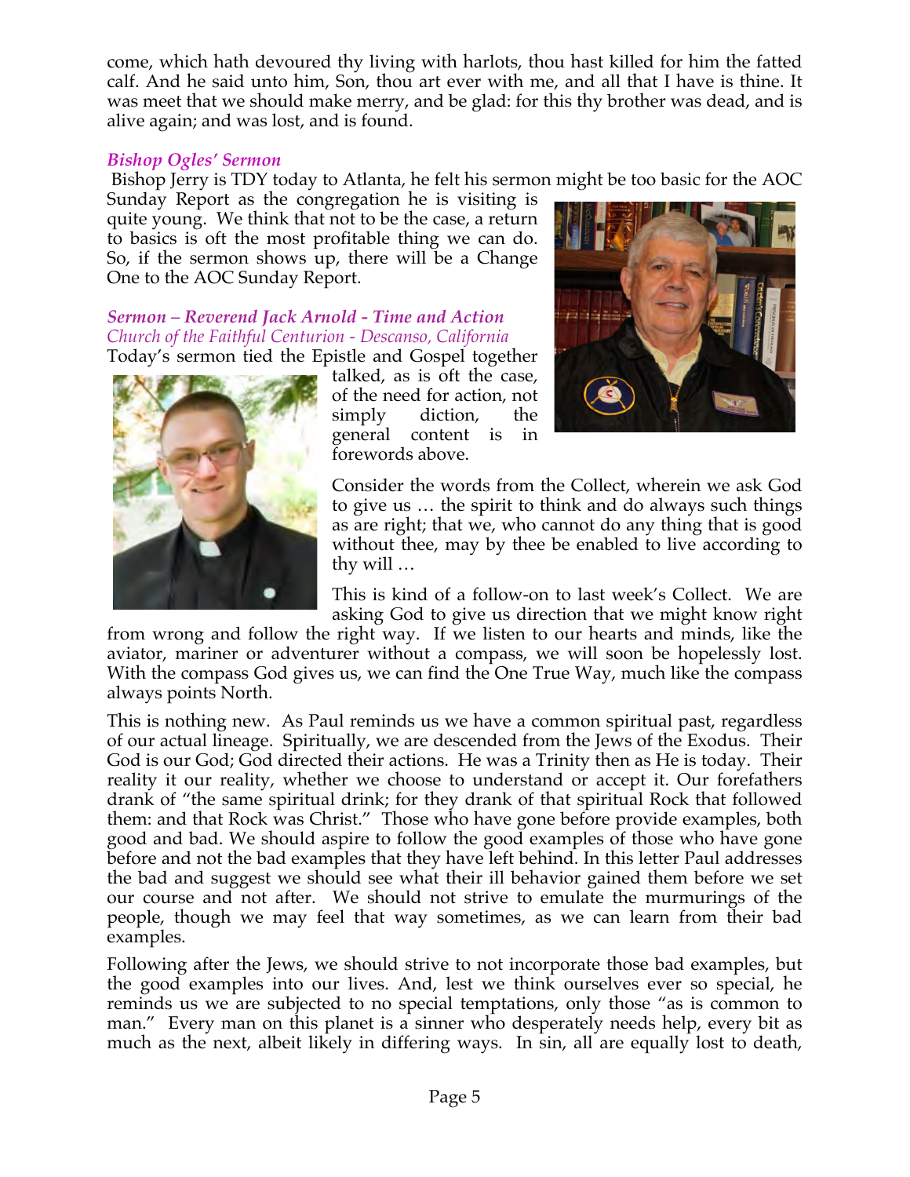come, which hath devoured thy living with harlots, thou hast killed for him the fatted calf. And he said unto him, Son, thou art ever with me, and all that I have is thine. It was meet that we should make merry, and be glad: for this thy brother was dead, and is alive again; and was lost, and is found.

### *Bishop Ogles' Sermon*

Bishop Jerry is TDY today to Atlanta, he felt his sermon might be too basic for the AOC Sunday Report as the congregation he is visiting is quite young. We think that not to be the case, a return to basics is oft the most profitable thing we can do. So, if the sermon shows up, there will be a Change One to the AOC Sunday Report.

### *Sermon – Reverend Jack Arnold - Time and Action*

*Church of the Faithful Centurion - Descanso, California*

Today's sermon tied the Epistle and Gospel together talked, as is oft the case, of the need for action, not simply diction, the general content is in forewords above.

Consider the words from the Collect, wherein we ask God to give us … the spirit to think and do always such things as are right; that we, who cannot do any thing that is good without thee, may by thee be enabled to live according to thy will …

This is kind of a follow-on to last week's Collect. We are asking God to give us direction that we might know right from wrong and follow the right way. If we listen to our hearts and minds, like the aviator, mariner or adventurer without a compass, we will soon be hopelessly lost. With the compass God gives us, we can find the One True Way, much like the compass always points North.

This is nothing new. As Paul reminds us we have a common spiritual past, regardless of our actual lineage. Spiritually, we are descended from the Jews of the Exodus. Their God is our God; God directed their actions. He was a Trinity then as He is today. Their reality it our reality, whether we choose to understand or accept it. Our forefathers drank of "the same spiritual drink; for they drank of that spiritual Rock that followed them: and that Rock was Christ." Those who have gone before provide examples, both good and bad. We should aspire to follow the good examples of those who have gone before and not the bad examples that they have left behind. In this letter Paul addresses the bad and suggest we should see what their ill behavior gained them before we set our course and not after. We should not strive to emulate the murmurings of the people, though we may feel that way sometimes, as we can learn from their bad examples.

Following after the Jews, we should strive to not incorporate those bad examples, but the good examples into our lives. And, lest we think ourselves ever so special, he reminds us we are subjected to no special temptations, only those "as is common to man." Every man on this planet is a sinner who desperately needs help, every bit as much as the next, albeit likely in differing ways. In sin, all are equally lost to death,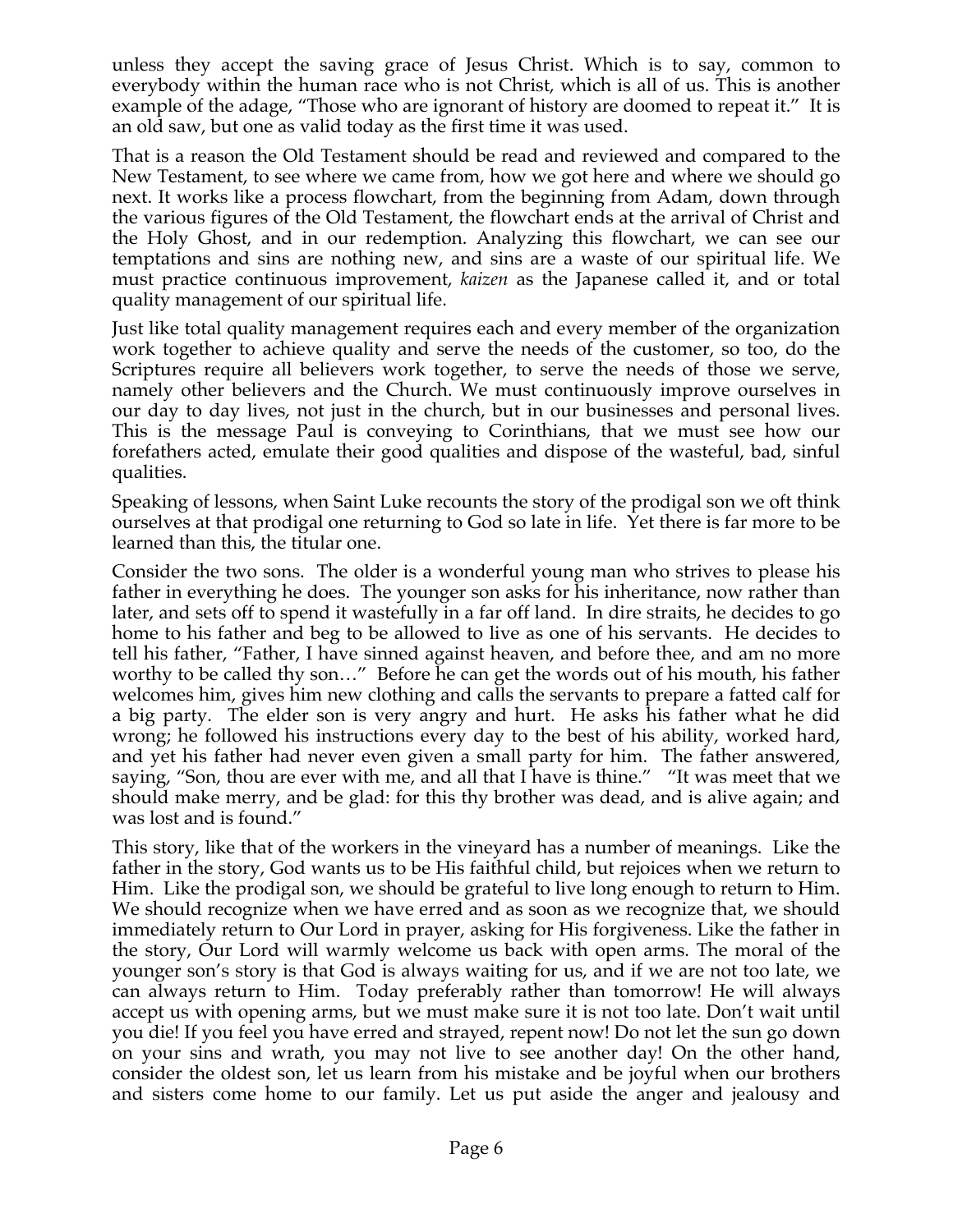unless they accept the saving grace of Jesus Christ. Which is to say, common to everybody within the human race who is not Christ, which is all of us. This is another example of the adage, "Those who are ignorant of history are doomed to repeat it." It is an old saw, but one as valid today as the first time it was used.

That is a reason the Old Testament should be read and reviewed and compared to the New Testament, to see where we came from, how we got here and where we should go next. It works like a process flowchart, from the beginning from Adam, down through the various figures of the Old Testament, the flowchart ends at the arrival of Christ and the Holy Ghost, and in our redemption. Analyzing this flowchart, we can see our temptations and sins are nothing new, and sins are a waste of our spiritual life. We must practice continuous improvement, *kaizen* as the Japanese called it, and or total quality management of our spiritual life.

Just like total quality management requires each and every member of the organization work together to achieve quality and serve the needs of the customer, so too, do the Scriptures require all believers work together, to serve the needs of those we serve, namely other believers and the Church. We must continuously improve ourselves in our day to day lives, not just in the church, but in our businesses and personal lives. This is the message Paul is conveying to Corinthians, that we must see how our forefathers acted, emulate their good qualities and dispose of the wasteful, bad, sinful qualities.

Speaking of lessons, when Saint Luke recounts the story of the prodigal son we oft think ourselves at that prodigal one returning to God so late in life. Yet there is far more to be learned than this, the titular one.

Consider the two sons. The older is a wonderful young man who strives to please his father in everything he does. The younger son asks for his inheritance, now rather than later, and sets off to spend it wastefully in a far off land. In dire straits, he decides to go home to his father and beg to be allowed to live as one of his servants. He decides to tell his father, "Father, I have sinned against heaven, and before thee, and am no more worthy to be called thy son…" Before he can get the words out of his mouth, his father welcomes him, gives him new clothing and calls the servants to prepare a fatted calf for a big party. The elder son is very angry and hurt. He asks his father what he did wrong; he followed his instructions every day to the best of his ability, worked hard, and yet his father had never even given a small party for him. The father answered, saying, "Son, thou are ever with me, and all that I have is thine." "It was meet that we should make merry, and be glad: for this thy brother was dead, and is alive again; and was lost and is found."

This story, like that of the workers in the vineyard has a number of meanings. Like the father in the story, God wants us to be His faithful child, but rejoices when we return to Him. Like the prodigal son, we should be grateful to live long enough to return to Him. We should recognize when we have erred and as soon as we recognize that, we should immediately return to Our Lord in prayer, asking for His forgiveness. Like the father in the story, Our Lord will warmly welcome us back with open arms. The moral of the younger son's story is that God is always waiting for us, and if we are not too late, we can always return to Him. Today preferably rather than tomorrow! He will always accept us with opening arms, but we must make sure it is not too late. Don't wait until you die! If you feel you have erred and strayed, repent now! Do not let the sun go down on your sins and wrath, you may not live to see another day! On the other hand, consider the oldest son, let us learn from his mistake and be joyful when our brothers and sisters come home to our family. Let us put aside the anger and jealousy and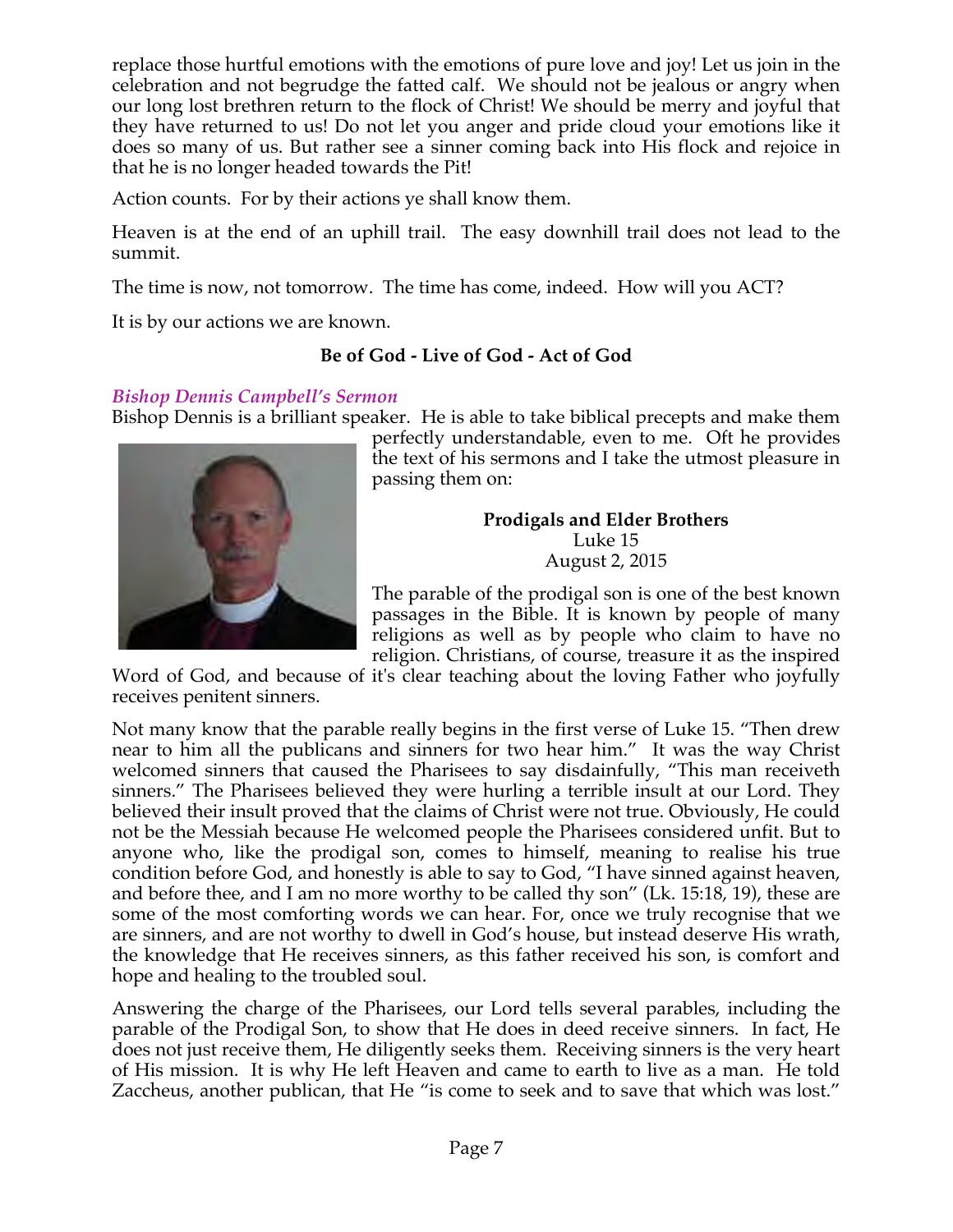replace those hurtful emotions with the emotions of pure love and joy! Let us join in the celebration and not begrudge the fatted calf. We should not be jealous or angry when our long lost brethren return to the flock of Christ! We should be merry and joyful that they have returned to us! Do not let you anger and pride cloud your emotions like it does so many of us. But rather see a sinner coming back into His flock and rejoice in that he is no longer headed towards the Pit!

Action counts. For by their actions ye shall know them.

Heaven is at the end of an uphill trail. The easy downhill trail does not lead to the summit.

The time is now, not tomorrow. The time has come, indeed. How will you ACT?

It is by our actions we are known.

**Be of God - Live of God - Act of God**

### *Bishop Dennis Campbell's Sermon*

Bishop Dennis is a brilliant speaker. He is able to take biblical precepts and make them perfectly understandable, even to me. Oft he provides the text of his sermons and I take the utmost pleasure in passing them on:

**Prodigals and Elder Brothers**
Luke 15
August 2, 2015

The parable of the prodigal son is one of the best known passages in the Bible. It is known by people of many religions as well as by people who claim to have no religion. Christians, of course, treasure it as the inspired Word of God, and because of it's clear teaching about the loving Father who joyfully receives penitent sinners.

Not many know that the parable really begins in the first verse of Luke 15. "Then drew near to him all the publicans and sinners for two hear him." It was the way Christ welcomed sinners that caused the Pharisees to say disdainfully, "This man receiveth sinners." The Pharisees believed they were hurling a terrible insult at our Lord. They believed their insult proved that the claims of Christ were not true. Obviously, He could not be the Messiah because He welcomed people the Pharisees considered unfit. But to anyone who, like the prodigal son, comes to himself, meaning to realise his true condition before God, and honestly is able to say to God, "I have sinned against heaven, and before thee, and I am no more worthy to be called thy son" (Lk. 15:18, 19), these are some of the most comforting words we can hear. For, once we truly recognise that we are sinners, and are not worthy to dwell in God's house, but instead deserve His wrath, the knowledge that He receives sinners, as this father received his son, is comfort and hope and healing to the troubled soul.

Answering the charge of the Pharisees, our Lord tells several parables, including the parable of the Prodigal Son, to show that He does in deed receive sinners. In fact, He does not just receive them, He diligently seeks them. Receiving sinners is the very heart of His mission. It is why He left Heaven and came to earth to live as a man. He told Zaccheus, another publican, that He "is come to seek and to save that which was lost."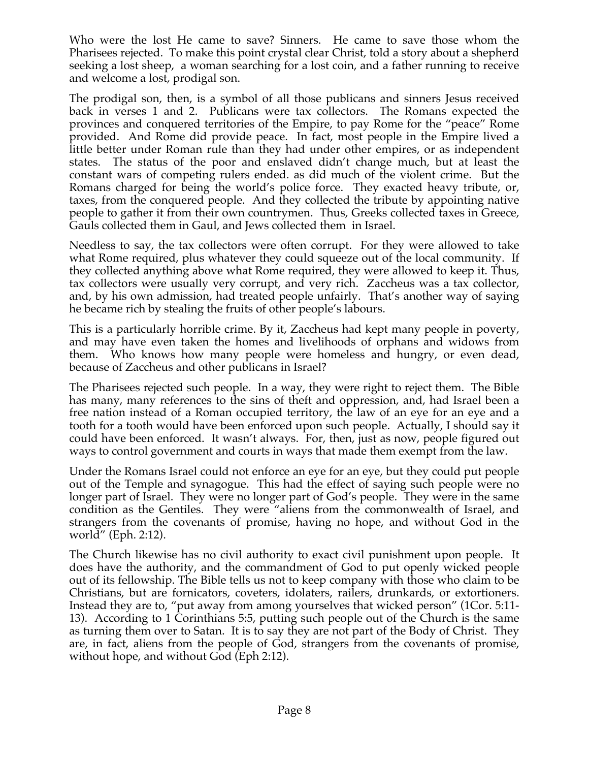Who were the lost He came to save? Sinners. He came to save those whom the Pharisees rejected. To make this point crystal clear Christ, told a story about a shepherd seeking a lost sheep, a woman searching for a lost coin, and a father running to receive and welcome a lost, prodigal son.

The prodigal son, then, is a symbol of all those publicans and sinners Jesus received back in verses 1 and 2. Publicans were tax collectors. The Romans expected the provinces and conquered territories of the Empire, to pay Rome for the "peace" Rome provided. And Rome did provide peace. In fact, most people in the Empire lived a little better under Roman rule than they had under other empires, or as independent states. The status of the poor and enslaved didn't change much, but at least the constant wars of competing rulers ended. as did much of the violent crime. But the Romans charged for being the world's police force. They exacted heavy tribute, or, taxes, from the conquered people. And they collected the tribute by appointing native people to gather it from their own countrymen. Thus, Greeks collected taxes in Greece, Gauls collected them in Gaul, and Jews collected them in Israel.

Needless to say, the tax collectors were often corrupt. For they were allowed to take what Rome required, plus whatever they could squeeze out of the local community. If they collected anything above what Rome required, they were allowed to keep it. Thus, tax collectors were usually very corrupt, and very rich. Zaccheus was a tax collector, and, by his own admission, had treated people unfairly. That's another way of saying he became rich by stealing the fruits of other people's labours.

This is a particularly horrible crime. By it, Zaccheus had kept many people in poverty, and may have even taken the homes and livelihoods of orphans and widows from them. Who knows how many people were homeless and hungry, or even dead, because of Zaccheus and other publicans in Israel?

The Pharisees rejected such people. In a way, they were right to reject them. The Bible has many, many references to the sins of theft and oppression, and, had Israel been a free nation instead of a Roman occupied territory, the law of an eye for an eye and a tooth for a tooth would have been enforced upon such people. Actually, I should say it could have been enforced. It wasn't always. For, then, just as now, people figured out ways to control government and courts in ways that made them exempt from the law.

Under the Romans Israel could not enforce an eye for an eye, but they could put people out of the Temple and synagogue. This had the effect of saying such people were no longer part of Israel. They were no longer part of God's people. They were in the same condition as the Gentiles. They were "aliens from the commonwealth of Israel, and strangers from the covenants of promise, having no hope, and without God in the world" (Eph. 2:12).

The Church likewise has no civil authority to exact civil punishment upon people. It does have the authority, and the commandment of God to put openly wicked people out of its fellowship. The Bible tells us not to keep company with those who claim to be Christians, but are fornicators, coveters, idolaters, railers, drunkards, or extortioners. Instead they are to, "put away from among yourselves that wicked person" (1Cor. 5:11-13). According to 1 Corinthians 5:5, putting such people out of the Church is the same as turning them over to Satan. It is to say they are not part of the Body of Christ. They are, in fact, aliens from the people of God, strangers from the covenants of promise, without hope, and without God (Eph 2:12).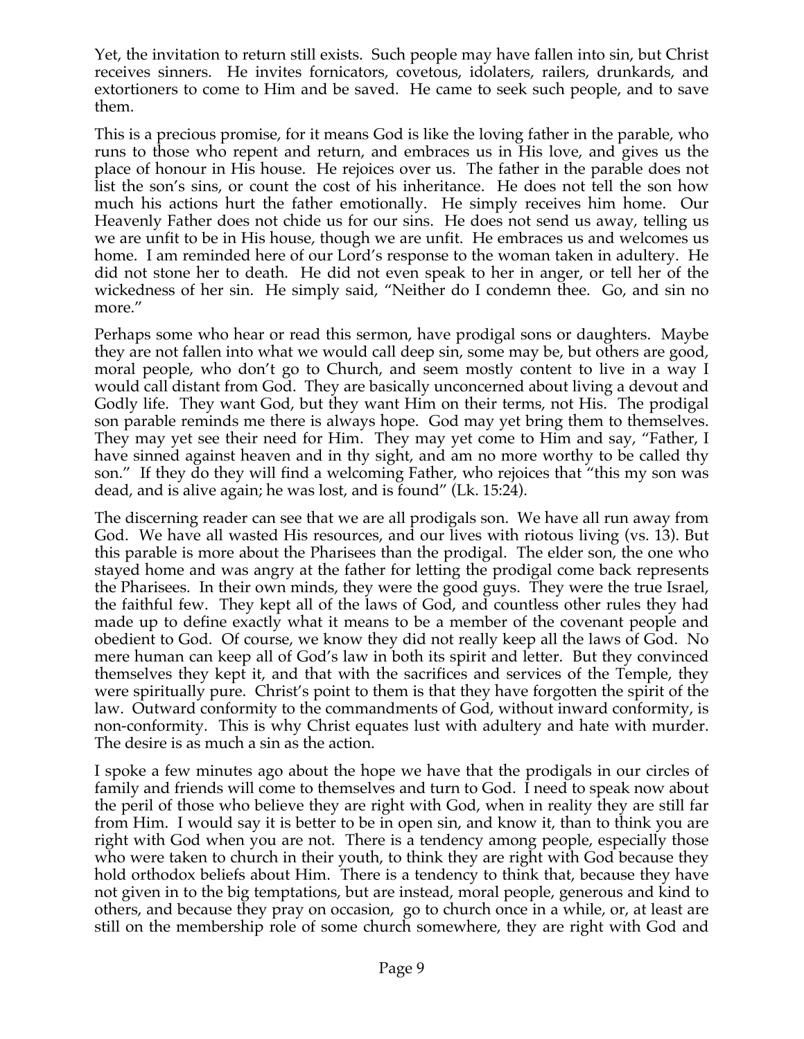Yet, the invitation to return still exists. Such people may have fallen into sin, but Christ receives sinners. He invites fornicators, covetous, idolaters, railers, drunkards, and extortioners to come to Him and be saved. He came to seek such people, and to save them.

This is a precious promise, for it means God is like the loving father in the parable, who runs to those who repent and return, and embraces us in His love, and gives us the place of honour in His house. He rejoices over us. The father in the parable does not list the son's sins, or count the cost of his inheritance. He does not tell the son how much his actions hurt the father emotionally. He simply receives him home. Our Heavenly Father does not chide us for our sins. He does not send us away, telling us we are unfit to be in His house, though we are unfit. He embraces us and welcomes us home. I am reminded here of our Lord's response to the woman taken in adultery. He did not stone her to death. He did not even speak to her in anger, or tell her of the wickedness of her sin. He simply said, "Neither do I condemn thee. Go, and sin no more."

Perhaps some who hear or read this sermon, have prodigal sons or daughters. Maybe they are not fallen into what we would call deep sin, some may be, but others are good, moral people, who don't go to Church, and seem mostly content to live in a way I would call distant from God. They are basically unconcerned about living a devout and Godly life. They want God, but they want Him on their terms, not His. The prodigal son parable reminds me there is always hope. God may yet bring them to themselves. They may yet see their need for Him. They may yet come to Him and say, "Father, I have sinned against heaven and in thy sight, and am no more worthy to be called thy son." If they do they will find a welcoming Father, who rejoices that "this my son was dead, and is alive again; he was lost, and is found" (Lk. 15:24).

The discerning reader can see that we are all prodigals son. We have all run away from God. We have all wasted His resources, and our lives with riotous living (vs. 13). But this parable is more about the Pharisees than the prodigal. The elder son, the one who stayed home and was angry at the father for letting the prodigal come back represents the Pharisees. In their own minds, they were the good guys. They were the true Israel, the faithful few. They kept all of the laws of God, and countless other rules they had made up to define exactly what it means to be a member of the covenant people and obedient to God. Of course, we know they did not really keep all the laws of God. No mere human can keep all of God's law in both its spirit and letter. But they convinced themselves they kept it, and that with the sacrifices and services of the Temple, they were spiritually pure. Christ's point to them is that they have forgotten the spirit of the law. Outward conformity to the commandments of God, without inward conformity, is non-conformity. This is why Christ equates lust with adultery and hate with murder. The desire is as much a sin as the action.

I spoke a few minutes ago about the hope we have that the prodigals in our circles of family and friends will come to themselves and turn to God. I need to speak now about the peril of those who believe they are right with God, when in reality they are still far from Him. I would say it is better to be in open sin, and know it, than to think you are right with God when you are not. There is a tendency among people, especially those who were taken to church in their youth, to think they are right with God because they hold orthodox beliefs about Him. There is a tendency to think that, because they have not given in to the big temptations, but are instead, moral people, generous and kind to others, and because they pray on occasion, go to church once in a while, or, at least are still on the membership role of some church somewhere, they are right with God and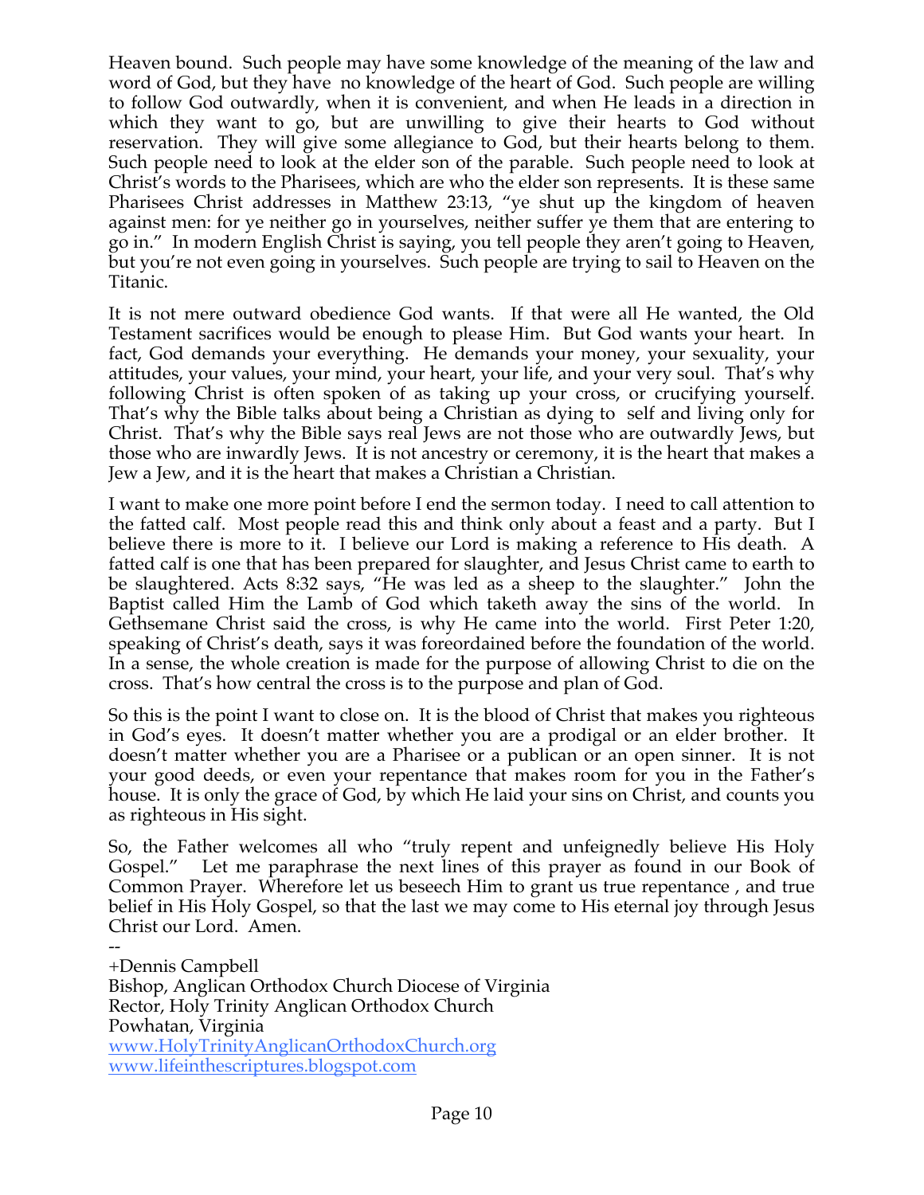Heaven bound. Such people may have some knowledge of the meaning of the law and word of God, but they have no knowledge of the heart of God. Such people are willing to follow God outwardly, when it is convenient, and when He leads in a direction in which they want to go, but are unwilling to give their hearts to God without reservation. They will give some allegiance to God, but their hearts belong to them. Such people need to look at the elder son of the parable. Such people need to look at Christ's words to the Pharisees, which are who the elder son represents. It is these same Pharisees Christ addresses in Matthew 23:13, "ye shut up the kingdom of heaven against men: for ye neither go in yourselves, neither suffer ye them that are entering to go in." In modern English Christ is saying, you tell people they aren't going to Heaven, but you're not even going in yourselves. Such people are trying to sail to Heaven on the Titanic.

It is not mere outward obedience God wants. If that were all He wanted, the Old Testament sacrifices would be enough to please Him. But God wants your heart. In fact, God demands your everything. He demands your money, your sexuality, your attitudes, your values, your mind, your heart, your life, and your very soul. That's why following Christ is often spoken of as taking up your cross, or crucifying yourself. That's why the Bible talks about being a Christian as dying to self and living only for Christ. That's why the Bible says real Jews are not those who are outwardly Jews, but those who are inwardly Jews. It is not ancestry or ceremony, it is the heart that makes a Jew a Jew, and it is the heart that makes a Christian a Christian.

I want to make one more point before I end the sermon today. I need to call attention to the fatted calf. Most people read this and think only about a feast and a party. But I believe there is more to it. I believe our Lord is making a reference to His death. A fatted calf is one that has been prepared for slaughter, and Jesus Christ came to earth to be slaughtered. Acts 8:32 says, "He was led as a sheep to the slaughter." John the Baptist called Him the Lamb of God which taketh away the sins of the world. In Gethsemane Christ said the cross, is why He came into the world. First Peter 1:20, speaking of Christ's death, says it was foreordained before the foundation of the world. In a sense, the whole creation is made for the purpose of allowing Christ to die on the cross. That's how central the cross is to the purpose and plan of God.

So this is the point I want to close on. It is the blood of Christ that makes you righteous in God's eyes. It doesn't matter whether you are a prodigal or an elder brother. It doesn't matter whether you are a Pharisee or a publican or an open sinner. It is not your good deeds, or even your repentance that makes room for you in the Father's house. It is only the grace of God, by which He laid your sins on Christ, and counts you as righteous in His sight.

So, the Father welcomes all who "truly repent and unfeignedly believe His Holy Gospel." Let me paraphrase the next lines of this prayer as found in our Book of Common Prayer. Wherefore let us beseech Him to grant us true repentance , and true belief in His Holy Gospel, so that the last we may come to His eternal joy through Jesus Christ our Lord. Amen.

--
+Dennis Campbell
Bishop, Anglican Orthodox Church Diocese of Virginia
Rector, Holy Trinity Anglican Orthodox Church
Powhatan, Virginia
www.HolyTrinityAnglicanOrthodoxChurch.org
www.lifeinthescriptures.blogspot.com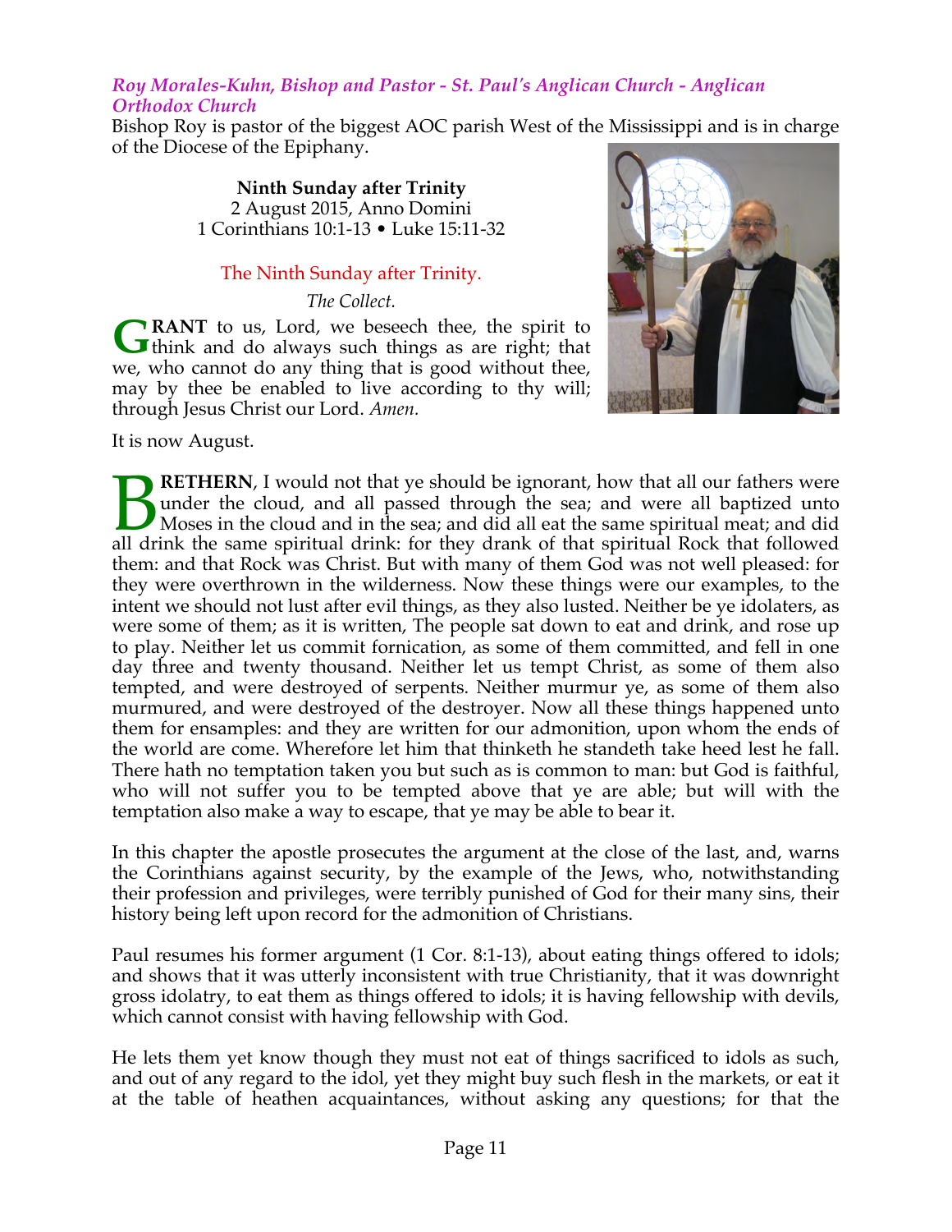*Roy Morales-Kuhn, Bishop and Pastor - St. Paul's Anglican Church - Anglican Orthodox Church*

Bishop Roy is pastor of the biggest AOC parish West of the Mississippi and is in charge of the Diocese of the Epiphany.

**Ninth Sunday after Trinity**
2 August 2015, Anno Domini
1 Corinthians 10:1-13 • Luke 15:11-32

## The Ninth Sunday after Trinity.

*The Collect.*

**GRANT** to us, Lord, we beseech thee, the spirit to think and do always such things as are right; that we, who cannot do any thing that is good without thee, may by thee be enabled to live according to thy will; through Jesus Christ our Lord. *Amen.*

It is now August.

**BRETHERN**, I would not that ye should be ignorant, how that all our fathers were under the cloud, and all passed through the sea; and were all baptized unto Moses in the cloud and in the sea; and did all eat the same spiritual meat; and did all drink the same spiritual drink: for they drank of that spiritual Rock that followed them: and that Rock was Christ. But with many of them God was not well pleased: for they were overthrown in the wilderness. Now these things were our examples, to the intent we should not lust after evil things, as they also lusted. Neither be ye idolaters, as were some of them; as it is written, The people sat down to eat and drink, and rose up to play. Neither let us commit fornication, as some of them committed, and fell in one day three and twenty thousand. Neither let us tempt Christ, as some of them also tempted, and were destroyed of serpents. Neither murmur ye, as some of them also murmured, and were destroyed of the destroyer. Now all these things happened unto them for ensamples: and they are written for our admonition, upon whom the ends of the world are come. Wherefore let him that thinketh he standeth take heed lest he fall. There hath no temptation taken you but such as is common to man: but God is faithful, who will not suffer you to be tempted above that ye are able; but will with the temptation also make a way to escape, that ye may be able to bear it.

In this chapter the apostle prosecutes the argument at the close of the last, and, warns the Corinthians against security, by the example of the Jews, who, notwithstanding their profession and privileges, were terribly punished of God for their many sins, their history being left upon record for the admonition of Christians.

Paul resumes his former argument (1 Cor. 8:1-13), about eating things offered to idols; and shows that it was utterly inconsistent with true Christianity, that it was downright gross idolatry, to eat them as things offered to idols; it is having fellowship with devils, which cannot consist with having fellowship with God.

He lets them yet know though they must not eat of things sacrificed to idols as such, and out of any regard to the idol, yet they might buy such flesh in the markets, or eat it at the table of heathen acquaintances, without asking any questions; for that the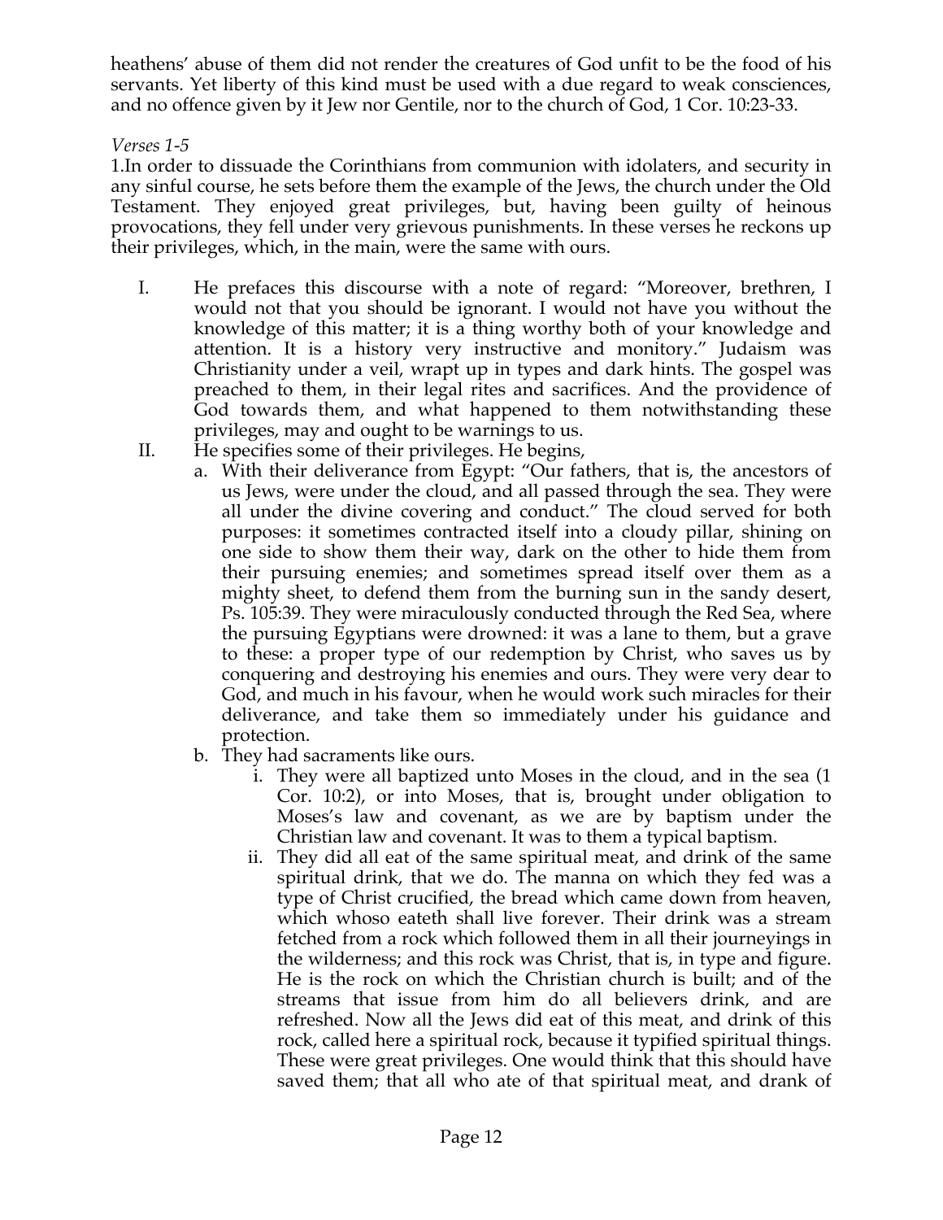heathens' abuse of them did not render the creatures of God unfit to be the food of his servants. Yet liberty of this kind must be used with a due regard to weak consciences, and no offence given by it Jew nor Gentile, nor to the church of God, 1 Cor. 10:23-33.

*Verses 1-5*

1.In order to dissuade the Corinthians from communion with idolaters, and security in any sinful course, he sets before them the example of the Jews, the church under the Old Testament. They enjoyed great privileges, but, having been guilty of heinous provocations, they fell under very grievous punishments. In these verses he reckons up their privileges, which, in the main, were the same with ours.

I. He prefaces this discourse with a note of regard: "Moreover, brethren, I would not that you should be ignorant. I would not have you without the knowledge of this matter; it is a thing worthy both of your knowledge and attention. It is a history very instructive and monitory." Judaism was Christianity under a veil, wrapt up in types and dark hints. The gospel was preached to them, in their legal rites and sacrifices. And the providence of God towards them, and what happened to them notwithstanding these privileges, may and ought to be warnings to us.

II. He specifies some of their privileges. He begins,
   a. With their deliverance from Egypt: "Our fathers, that is, the ancestors of us Jews, were under the cloud, and all passed through the sea. They were all under the divine covering and conduct." The cloud served for both purposes: it sometimes contracted itself into a cloudy pillar, shining on one side to show them their way, dark on the other to hide them from their pursuing enemies; and sometimes spread itself over them as a mighty sheet, to defend them from the burning sun in the sandy desert, Ps. 105:39. They were miraculously conducted through the Red Sea, where the pursuing Egyptians were drowned: it was a lane to them, but a grave to these: a proper type of our redemption by Christ, who saves us by conquering and destroying his enemies and ours. They were very dear to God, and much in his favour, when he would work such miracles for their deliverance, and take them so immediately under his guidance and protection.
   b. They had sacraments like ours.
      i. They were all baptized unto Moses in the cloud, and in the sea (1 Cor. 10:2), or into Moses, that is, brought under obligation to Moses's law and covenant, as we are by baptism under the Christian law and covenant. It was to them a typical baptism.
      ii. They did all eat of the same spiritual meat, and drink of the same spiritual drink, that we do. The manna on which they fed was a type of Christ crucified, the bread which came down from heaven, which whoso eateth shall live forever. Their drink was a stream fetched from a rock which followed them in all their journeyings in the wilderness; and this rock was Christ, that is, in type and figure. He is the rock on which the Christian church is built; and of the streams that issue from him do all believers drink, and are refreshed. Now all the Jews did eat of this meat, and drink of this rock, called here a spiritual rock, because it typified spiritual things. These were great privileges. One would think that this should have saved them; that all who ate of that spiritual meat, and drank of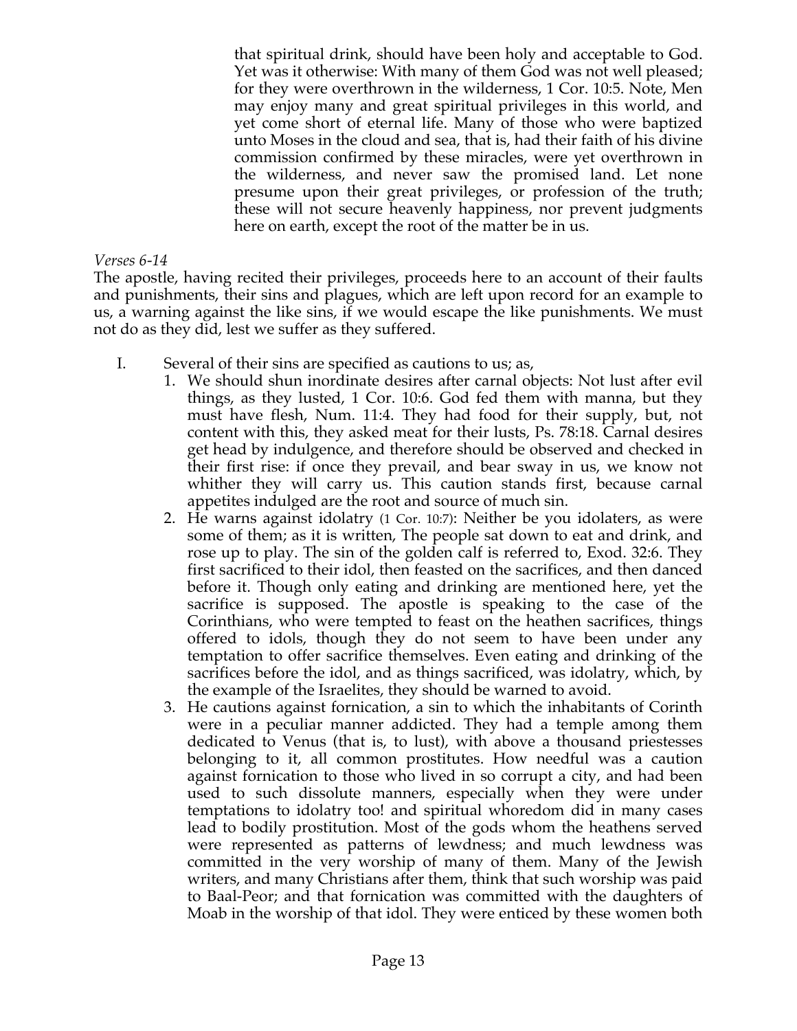that spiritual drink, should have been holy and acceptable to God. Yet was it otherwise: With many of them God was not well pleased; for they were overthrown in the wilderness, 1 Cor. 10:5. Note, Men may enjoy many and great spiritual privileges in this world, and yet come short of eternal life. Many of those who were baptized unto Moses in the cloud and sea, that is, had their faith of his divine commission confirmed by these miracles, were yet overthrown in the wilderness, and never saw the promised land. Let none presume upon their great privileges, or profession of the truth; these will not secure heavenly happiness, nor prevent judgments here on earth, except the root of the matter be in us.

*Verses 6-14*

The apostle, having recited their privileges, proceeds here to an account of their faults and punishments, their sins and plagues, which are left upon record for an example to us, a warning against the like sins, if we would escape the like punishments. We must not do as they did, lest we suffer as they suffered.

I. Several of their sins are specified as cautions to us; as,

1. We should shun inordinate desires after carnal objects: Not lust after evil things, as they lusted, 1 Cor. 10:6. God fed them with manna, but they must have flesh, Num. 11:4. They had food for their supply, but, not content with this, they asked meat for their lusts, Ps. 78:18. Carnal desires get head by indulgence, and therefore should be observed and checked in their first rise: if once they prevail, and bear sway in us, we know not whither they will carry us. This caution stands first, because carnal appetites indulged are the root and source of much sin.
2. He warns against idolatry (1 Cor. 10:7): Neither be you idolaters, as were some of them; as it is written, The people sat down to eat and drink, and rose up to play. The sin of the golden calf is referred to, Exod. 32:6. They first sacrificed to their idol, then feasted on the sacrifices, and then danced before it. Though only eating and drinking are mentioned here, yet the sacrifice is supposed. The apostle is speaking to the case of the Corinthians, who were tempted to feast on the heathen sacrifices, things offered to idols, though they do not seem to have been under any temptation to offer sacrifice themselves. Even eating and drinking of the sacrifices before the idol, and as things sacrificed, was idolatry, which, by the example of the Israelites, they should be warned to avoid.
3. He cautions against fornication, a sin to which the inhabitants of Corinth were in a peculiar manner addicted. They had a temple among them dedicated to Venus (that is, to lust), with above a thousand priestesses belonging to it, all common prostitutes. How needful was a caution against fornication to those who lived in so corrupt a city, and had been used to such dissolute manners, especially when they were under temptations to idolatry too! and spiritual whoredom did in many cases lead to bodily prostitution. Most of the gods whom the heathens served were represented as patterns of lewdness; and much lewdness was committed in the very worship of many of them. Many of the Jewish writers, and many Christians after them, think that such worship was paid to Baal-Peor; and that fornication was committed with the daughters of Moab in the worship of that idol. They were enticed by these women both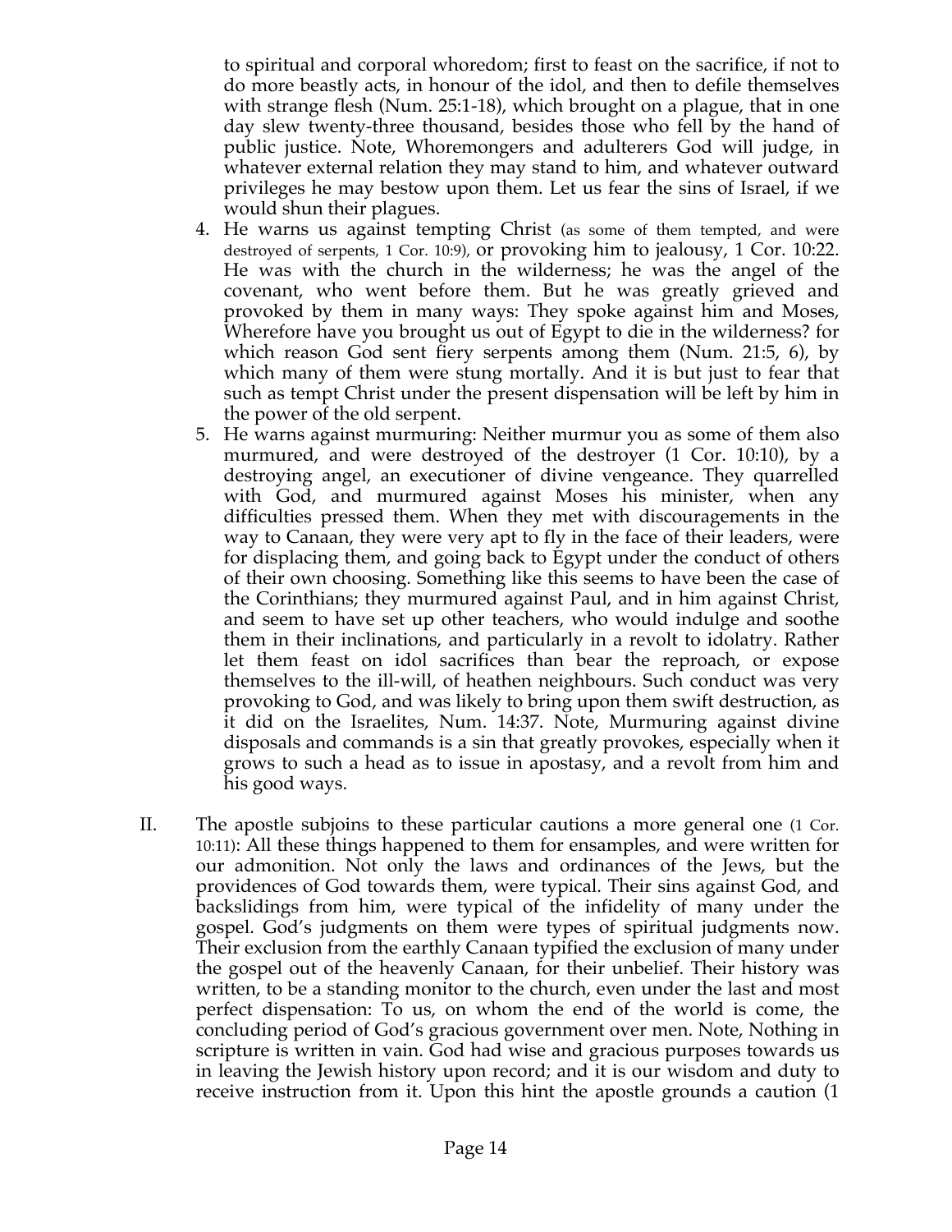to spiritual and corporal whoredom; first to feast on the sacrifice, if not to do more beastly acts, in honour of the idol, and then to defile themselves with strange flesh (Num. 25:1-18), which brought on a plague, that in one day slew twenty-three thousand, besides those who fell by the hand of public justice. Note, Whoremongers and adulterers God will judge, in whatever external relation they may stand to him, and whatever outward privileges he may bestow upon them. Let us fear the sins of Israel, if we would shun their plagues.

4. He warns us against tempting Christ (as some of them tempted, and were destroyed of serpents, 1 Cor. 10:9), or provoking him to jealousy, 1 Cor. 10:22. He was with the church in the wilderness; he was the angel of the covenant, who went before them. But he was greatly grieved and provoked by them in many ways: They spoke against him and Moses, Wherefore have you brought us out of Egypt to die in the wilderness? for which reason God sent fiery serpents among them (Num. 21:5, 6), by which many of them were stung mortally. And it is but just to fear that such as tempt Christ under the present dispensation will be left by him in the power of the old serpent.
5. He warns against murmuring: Neither murmur you as some of them also murmured, and were destroyed of the destroyer (1 Cor. 10:10), by a destroying angel, an executioner of divine vengeance. They quarrelled with God, and murmured against Moses his minister, when any difficulties pressed them. When they met with discouragements in the way to Canaan, they were very apt to fly in the face of their leaders, were for displacing them, and going back to Egypt under the conduct of others of their own choosing. Something like this seems to have been the case of the Corinthians; they murmured against Paul, and in him against Christ, and seem to have set up other teachers, who would indulge and soothe them in their inclinations, and particularly in a revolt to idolatry. Rather let them feast on idol sacrifices than bear the reproach, or expose themselves to the ill-will, of heathen neighbours. Such conduct was very provoking to God, and was likely to bring upon them swift destruction, as it did on the Israelites, Num. 14:37. Note, Murmuring against divine disposals and commands is a sin that greatly provokes, especially when it grows to such a head as to issue in apostasy, and a revolt from him and his good ways.

II. The apostle subjoins to these particular cautions a more general one (1 Cor. 10:11): All these things happened to them for ensamples, and were written for our admonition. Not only the laws and ordinances of the Jews, but the providences of God towards them, were typical. Their sins against God, and backslidings from him, were typical of the infidelity of many under the gospel. God's judgments on them were types of spiritual judgments now. Their exclusion from the earthly Canaan typified the exclusion of many under the gospel out of the heavenly Canaan, for their unbelief. Their history was written, to be a standing monitor to the church, even under the last and most perfect dispensation: To us, on whom the end of the world is come, the concluding period of God's gracious government over men. Note, Nothing in scripture is written in vain. God had wise and gracious purposes towards us in leaving the Jewish history upon record; and it is our wisdom and duty to receive instruction from it. Upon this hint the apostle grounds a caution (1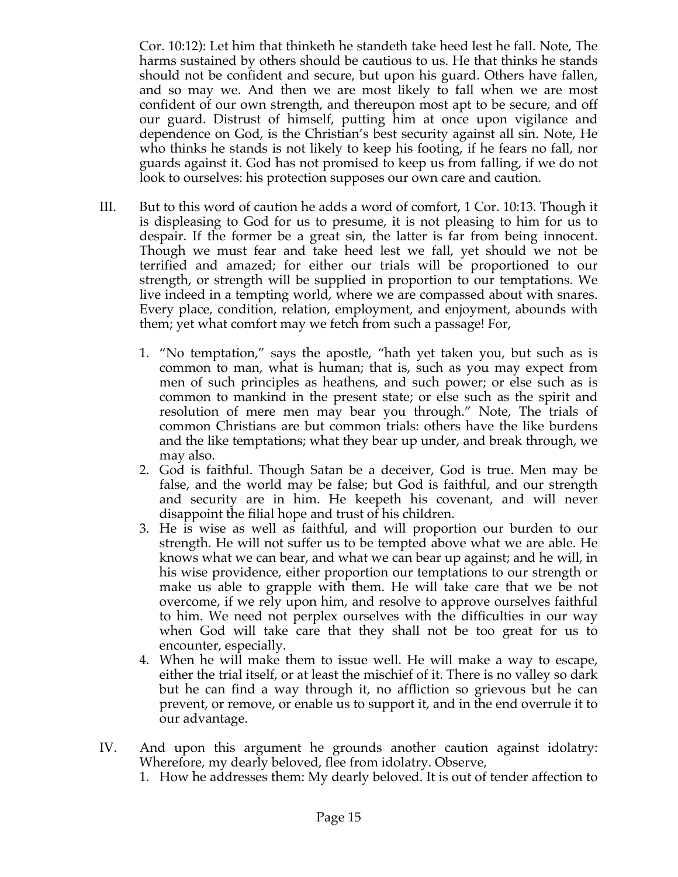Cor. 10:12): Let him that thinketh he standeth take heed lest he fall. Note, The harms sustained by others should be cautious to us. He that thinks he stands should not be confident and secure, but upon his guard. Others have fallen, and so may we. And then we are most likely to fall when we are most confident of our own strength, and thereupon most apt to be secure, and off our guard. Distrust of himself, putting him at once upon vigilance and dependence on God, is the Christian's best security against all sin. Note, He who thinks he stands is not likely to keep his footing, if he fears no fall, nor guards against it. God has not promised to keep us from falling, if we do not look to ourselves: his protection supposes our own care and caution.

III. But to this word of caution he adds a word of comfort, 1 Cor. 10:13. Though it is displeasing to God for us to presume, it is not pleasing to him for us to despair. If the former be a great sin, the latter is far from being innocent. Though we must fear and take heed lest we fall, yet should we not be terrified and amazed; for either our trials will be proportioned to our strength, or strength will be supplied in proportion to our temptations. We live indeed in a tempting world, where we are compassed about with snares. Every place, condition, relation, employment, and enjoyment, abounds with them; yet what comfort may we fetch from such a passage! For,

1. "No temptation," says the apostle, "hath yet taken you, but such as is common to man, what is human; that is, such as you may expect from men of such principles as heathens, and such power; or else such as is common to mankind in the present state; or else such as the spirit and resolution of mere men may bear you through." Note, The trials of common Christians are but common trials: others have the like burdens and the like temptations; what they bear up under, and break through, we may also.
2. God is faithful. Though Satan be a deceiver, God is true. Men may be false, and the world may be false; but God is faithful, and our strength and security are in him. He keepeth his covenant, and will never disappoint the filial hope and trust of his children.
3. He is wise as well as faithful, and will proportion our burden to our strength. He will not suffer us to be tempted above what we are able. He knows what we can bear, and what we can bear up against; and he will, in his wise providence, either proportion our temptations to our strength or make us able to grapple with them. He will take care that we be not overcome, if we rely upon him, and resolve to approve ourselves faithful to him. We need not perplex ourselves with the difficulties in our way when God will take care that they shall not be too great for us to encounter, especially.
4. When he will make them to issue well. He will make a way to escape, either the trial itself, or at least the mischief of it. There is no valley so dark but he can find a way through it, no affliction so grievous but he can prevent, or remove, or enable us to support it, and in the end overrule it to our advantage.

IV. And upon this argument he grounds another caution against idolatry: Wherefore, my dearly beloved, flee from idolatry. Observe,

1. How he addresses them: My dearly beloved. It is out of tender affection to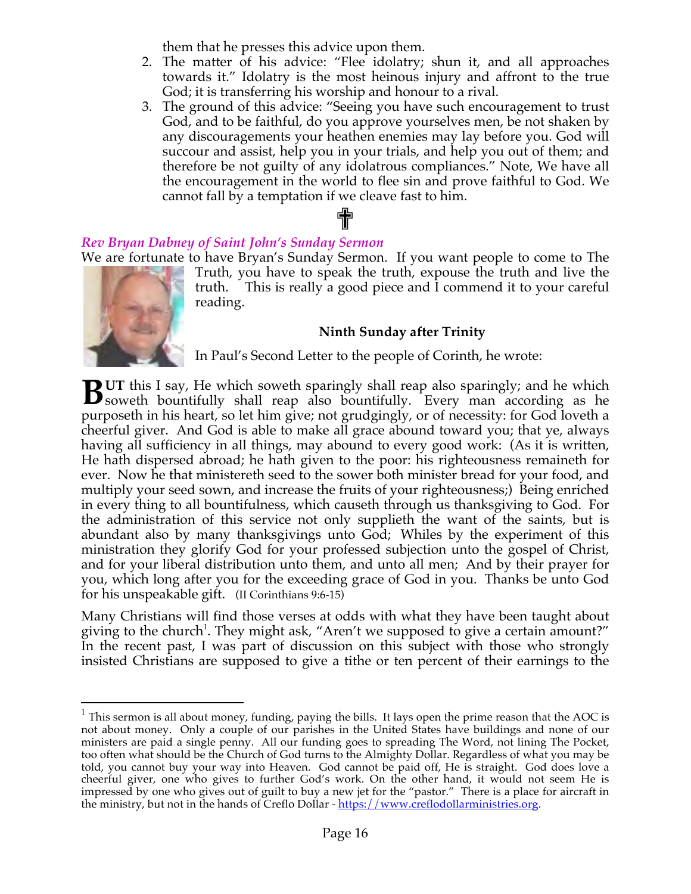them that he presses this advice upon them.

2. The matter of his advice: "Flee idolatry; shun it, and all approaches towards it." Idolatry is the most heinous injury and affront to the true God; it is transferring his worship and honour to a rival.
3. The ground of this advice: "Seeing you have such encouragement to trust God, and to be faithful, do you approve yourselves men, be not shaken by any discouragements your heathen enemies may lay before you. God will succour and assist, help you in your trials, and help you out of them; and therefore be not guilty of any idolatrous compliances." Note, We have all the encouragement in the world to flee sin and prove faithful to God. We cannot fall by a temptation if we cleave fast to him.

✝

***Rev Bryan Dabney of Saint John's Sunday Sermon***

We are fortunate to have Bryan's Sunday Sermon. If you want people to come to The Truth, you have to speak the truth, expose the truth and live the truth. This is really a good piece and I commend it to your careful reading.

**Ninth Sunday after Trinity**

In Paul's Second Letter to the people of Corinth, he wrote:

**BUT** this I say, He which soweth sparingly shall reap also sparingly; and he which soweth bountifully shall reap also bountifully. Every man according as he purposeth in his heart, so let him give; not grudgingly, or of necessity: for God loveth a cheerful giver. And God is able to make all grace abound toward you; that ye, always having all sufficiency in all things, may abound to every good work: (As it is written, He hath dispersed abroad; he hath given to the poor: his righteousness remaineth for ever. Now he that ministereth seed to the sower both minister bread for your food, and multiply your seed sown, and increase the fruits of your righteousness;) Being enriched in every thing to all bountifulness, which causeth through us thanksgiving to God. For the administration of this service not only supplieth the want of the saints, but is abundant also by many thanksgivings unto God; Whiles by the experiment of this ministration they glorify God for your professed subjection unto the gospel of Christ, and for your liberal distribution unto them, and unto all men; And by their prayer for you, which long after you for the exceeding grace of God in you. Thanks be unto God for his unspeakable gift. (II Corinthians 9:6-15)

Many Christians will find those verses at odds with what they have been taught about giving to the church[1]. They might ask, "Aren't we supposed to give a certain amount?" In the recent past, I was part of discussion on this subject with those who strongly insisted Christians are supposed to give a tithe or ten percent of their earnings to the

---

[1] This sermon is all about money, funding, paying the bills. It lays open the prime reason that the AOC is not about money. Only a couple of our parishes in the United States have buildings and none of our ministers are paid a single penny. All our funding goes to spreading The Word, not lining The Pocket, too often what should be the Church of God turns to the Almighty Dollar. Regardless of what you may be told, you cannot buy your way into Heaven. God cannot be paid off, He is straight. God does love a cheerful giver, one who gives to further God's work. On the other hand, it would not seem He is impressed by one who gives out of guilt to buy a new jet for the "pastor." There is a place for aircraft in the ministry, but not in the hands of Creflo Dollar - https://www.creflodollarministries.org.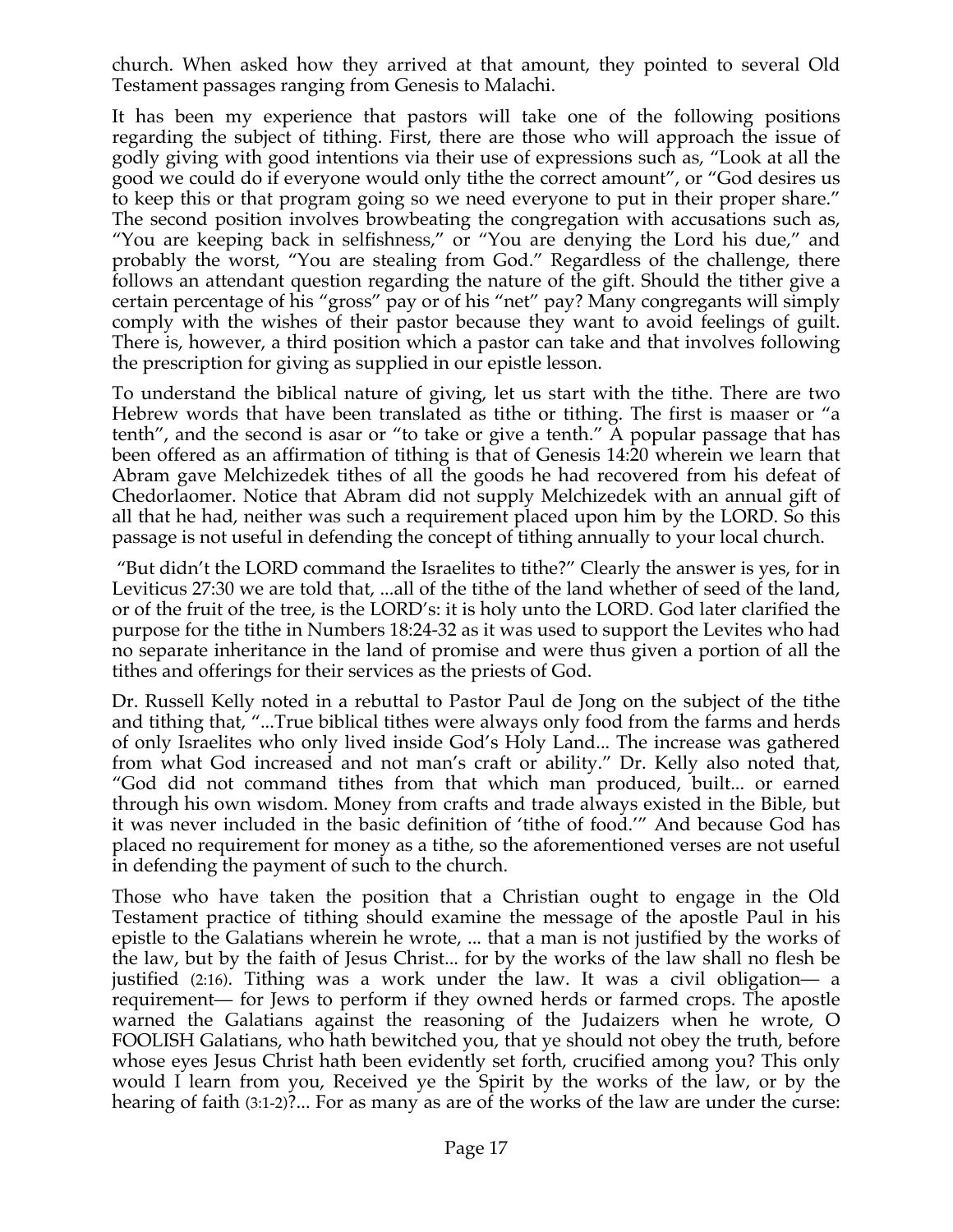church. When asked how they arrived at that amount, they pointed to several Old Testament passages ranging from Genesis to Malachi.

It has been my experience that pastors will take one of the following positions regarding the subject of tithing. First, there are those who will approach the issue of godly giving with good intentions via their use of expressions such as, "Look at all the good we could do if everyone would only tithe the correct amount", or "God desires us to keep this or that program going so we need everyone to put in their proper share." The second position involves browbeating the congregation with accusations such as, "You are keeping back in selfishness," or "You are denying the Lord his due," and probably the worst, "You are stealing from God." Regardless of the challenge, there follows an attendant question regarding the nature of the gift. Should the tither give a certain percentage of his "gross" pay or of his "net" pay? Many congregants will simply comply with the wishes of their pastor because they want to avoid feelings of guilt. There is, however, a third position which a pastor can take and that involves following the prescription for giving as supplied in our epistle lesson.

To understand the biblical nature of giving, let us start with the tithe. There are two Hebrew words that have been translated as tithe or tithing. The first is maaser or "a tenth", and the second is asar or "to take or give a tenth." A popular passage that has been offered as an affirmation of tithing is that of Genesis 14:20 wherein we learn that Abram gave Melchizedek tithes of all the goods he had recovered from his defeat of Chedorlaomer. Notice that Abram did not supply Melchizedek with an annual gift of all that he had, neither was such a requirement placed upon him by the LORD. So this passage is not useful in defending the concept of tithing annually to your local church.

"But didn't the LORD command the Israelites to tithe?" Clearly the answer is yes, for in Leviticus 27:30 we are told that, ...all of the tithe of the land whether of seed of the land, or of the fruit of the tree, is the LORD's: it is holy unto the LORD. God later clarified the purpose for the tithe in Numbers 18:24-32 as it was used to support the Levites who had no separate inheritance in the land of promise and were thus given a portion of all the tithes and offerings for their services as the priests of God.

Dr. Russell Kelly noted in a rebuttal to Pastor Paul de Jong on the subject of the tithe and tithing that, "...True biblical tithes were always only food from the farms and herds of only Israelites who only lived inside God's Holy Land... The increase was gathered from what God increased and not man's craft or ability." Dr. Kelly also noted that, "God did not command tithes from that which man produced, built... or earned through his own wisdom. Money from crafts and trade always existed in the Bible, but it was never included in the basic definition of 'tithe of food.'" And because God has placed no requirement for money as a tithe, so the aforementioned verses are not useful in defending the payment of such to the church.

Those who have taken the position that a Christian ought to engage in the Old Testament practice of tithing should examine the message of the apostle Paul in his epistle to the Galatians wherein he wrote, ... that a man is not justified by the works of the law, but by the faith of Jesus Christ... for by the works of the law shall no flesh be justified (2:16). Tithing was a work under the law. It was a civil obligation— a requirement— for Jews to perform if they owned herds or farmed crops. The apostle warned the Galatians against the reasoning of the Judaizers when he wrote, O FOOLISH Galatians, who hath bewitched you, that ye should not obey the truth, before whose eyes Jesus Christ hath been evidently set forth, crucified among you? This only would I learn from you, Received ye the Spirit by the works of the law, or by the hearing of faith (3:1-2)?... For as many as are of the works of the law are under the curse: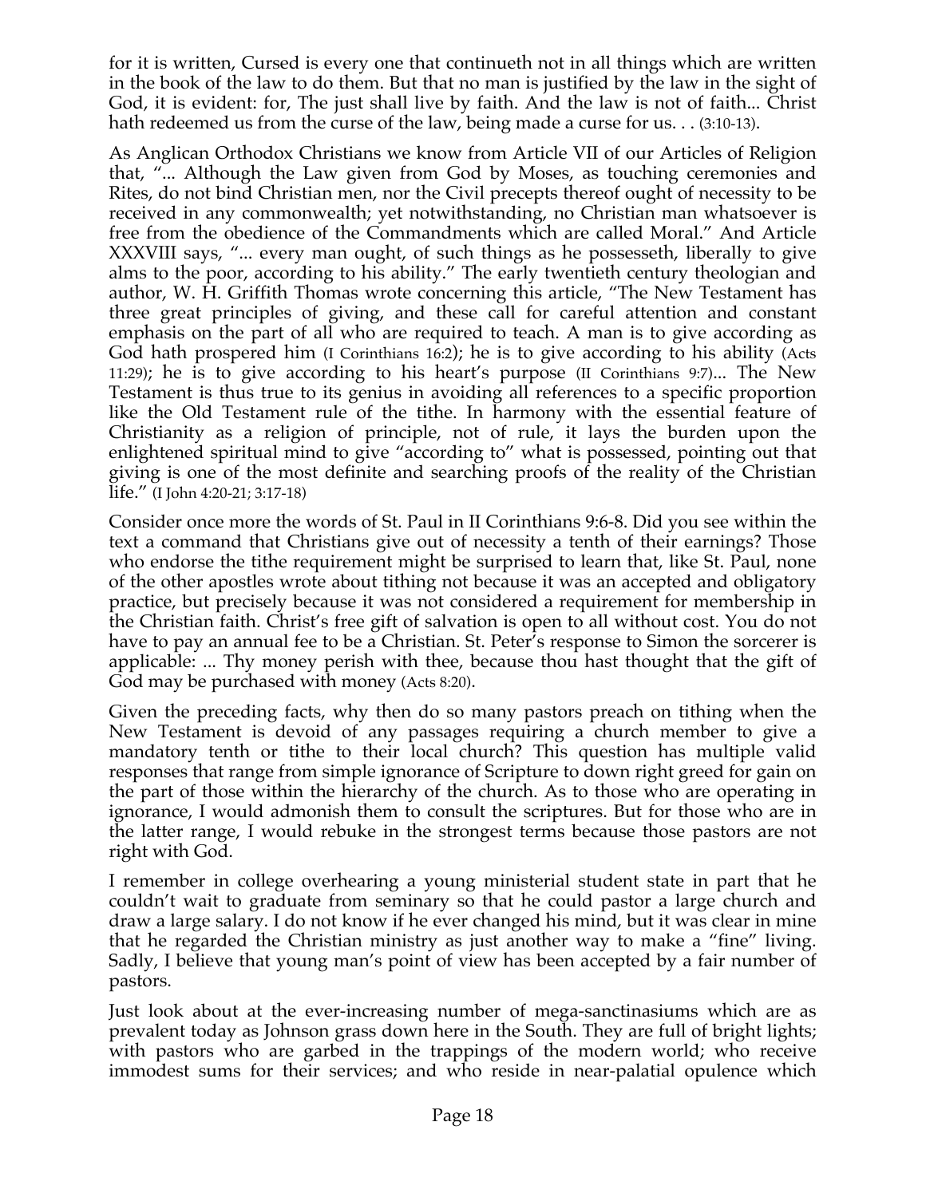for it is written, Cursed is every one that continueth not in all things which are written in the book of the law to do them. But that no man is justified by the law in the sight of God, it is evident: for, The just shall live by faith. And the law is not of faith... Christ hath redeemed us from the curse of the law, being made a curse for us. . . (3:10-13).

As Anglican Orthodox Christians we know from Article VII of our Articles of Religion that, "... Although the Law given from God by Moses, as touching ceremonies and Rites, do not bind Christian men, nor the Civil precepts thereof ought of necessity to be received in any commonwealth; yet notwithstanding, no Christian man whatsoever is free from the obedience of the Commandments which are called Moral." And Article XXXVIII says, "... every man ought, of such things as he possesseth, liberally to give alms to the poor, according to his ability." The early twentieth century theologian and author, W. H. Griffith Thomas wrote concerning this article, "The New Testament has three great principles of giving, and these call for careful attention and constant emphasis on the part of all who are required to teach. A man is to give according as God hath prospered him (I Corinthians 16:2); he is to give according to his ability (Acts 11:29); he is to give according to his heart's purpose (II Corinthians 9:7)... The New Testament is thus true to its genius in avoiding all references to a specific proportion like the Old Testament rule of the tithe. In harmony with the essential feature of Christianity as a religion of principle, not of rule, it lays the burden upon the enlightened spiritual mind to give "according to" what is possessed, pointing out that giving is one of the most definite and searching proofs of the reality of the Christian life." (I John 4:20-21; 3:17-18)

Consider once more the words of St. Paul in II Corinthians 9:6-8. Did you see within the text a command that Christians give out of necessity a tenth of their earnings? Those who endorse the tithe requirement might be surprised to learn that, like St. Paul, none of the other apostles wrote about tithing not because it was an accepted and obligatory practice, but precisely because it was not considered a requirement for membership in the Christian faith. Christ's free gift of salvation is open to all without cost. You do not have to pay an annual fee to be a Christian. St. Peter's response to Simon the sorcerer is applicable: ... Thy money perish with thee, because thou hast thought that the gift of God may be purchased with money (Acts 8:20).

Given the preceding facts, why then do so many pastors preach on tithing when the New Testament is devoid of any passages requiring a church member to give a mandatory tenth or tithe to their local church? This question has multiple valid responses that range from simple ignorance of Scripture to down right greed for gain on the part of those within the hierarchy of the church. As to those who are operating in ignorance, I would admonish them to consult the scriptures. But for those who are in the latter range, I would rebuke in the strongest terms because those pastors are not right with God.

I remember in college overhearing a young ministerial student state in part that he couldn't wait to graduate from seminary so that he could pastor a large church and draw a large salary. I do not know if he ever changed his mind, but it was clear in mine that he regarded the Christian ministry as just another way to make a "fine" living. Sadly, I believe that young man's point of view has been accepted by a fair number of pastors.

Just look about at the ever-increasing number of mega-sanctinasiums which are as prevalent today as Johnson grass down here in the South. They are full of bright lights; with pastors who are garbed in the trappings of the modern world; who receive immodest sums for their services; and who reside in near-palatial opulence which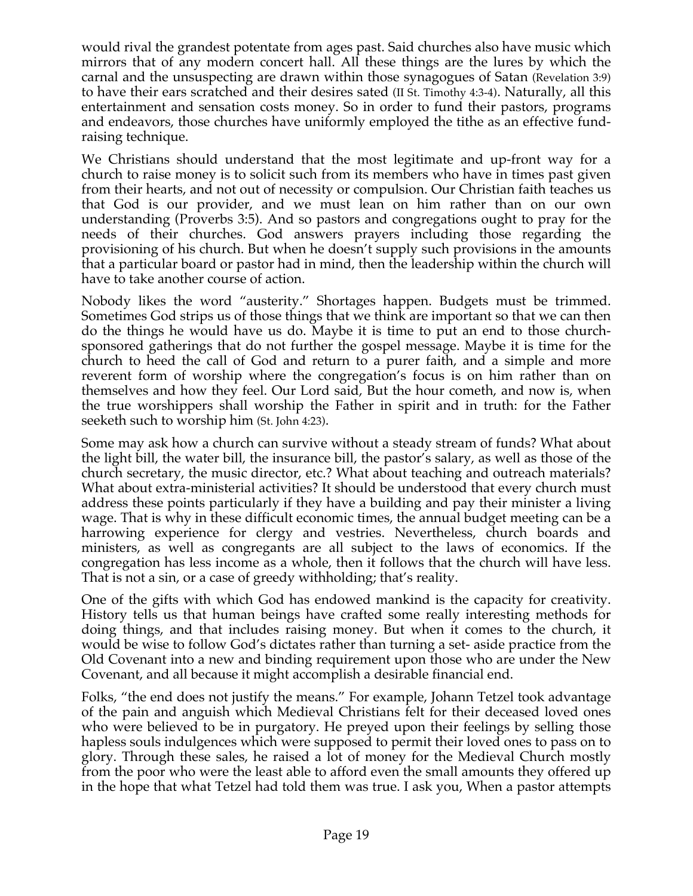would rival the grandest potentate from ages past. Said churches also have music which mirrors that of any modern concert hall. All these things are the lures by which the carnal and the unsuspecting are drawn within those synagogues of Satan (Revelation 3:9) to have their ears scratched and their desires sated (II St. Timothy 4:3-4). Naturally, all this entertainment and sensation costs money. So in order to fund their pastors, programs and endeavors, those churches have uniformly employed the tithe as an effective fund-raising technique.

We Christians should understand that the most legitimate and up-front way for a church to raise money is to solicit such from its members who have in times past given from their hearts, and not out of necessity or compulsion. Our Christian faith teaches us that God is our provider, and we must lean on him rather than on our own understanding (Proverbs 3:5). And so pastors and congregations ought to pray for the needs of their churches. God answers prayers including those regarding the provisioning of his church. But when he doesn't supply such provisions in the amounts that a particular board or pastor had in mind, then the leadership within the church will have to take another course of action.

Nobody likes the word "austerity." Shortages happen. Budgets must be trimmed. Sometimes God strips us of those things that we think are important so that we can then do the things he would have us do. Maybe it is time to put an end to those church-sponsored gatherings that do not further the gospel message. Maybe it is time for the church to heed the call of God and return to a purer faith, and a simple and more reverent form of worship where the congregation's focus is on him rather than on themselves and how they feel. Our Lord said, But the hour cometh, and now is, when the true worshippers shall worship the Father in spirit and in truth: for the Father seeketh such to worship him (St. John 4:23).

Some may ask how a church can survive without a steady stream of funds? What about the light bill, the water bill, the insurance bill, the pastor's salary, as well as those of the church secretary, the music director, etc.? What about teaching and outreach materials? What about extra-ministerial activities? It should be understood that every church must address these points particularly if they have a building and pay their minister a living wage. That is why in these difficult economic times, the annual budget meeting can be a harrowing experience for clergy and vestries. Nevertheless, church boards and ministers, as well as congregants are all subject to the laws of economics. If the congregation has less income as a whole, then it follows that the church will have less. That is not a sin, or a case of greedy withholding; that's reality.

One of the gifts with which God has endowed mankind is the capacity for creativity. History tells us that human beings have crafted some really interesting methods for doing things, and that includes raising money. But when it comes to the church, it would be wise to follow God's dictates rather than turning a set- aside practice from the Old Covenant into a new and binding requirement upon those who are under the New Covenant, and all because it might accomplish a desirable financial end.

Folks, "the end does not justify the means." For example, Johann Tetzel took advantage of the pain and anguish which Medieval Christians felt for their deceased loved ones who were believed to be in purgatory. He preyed upon their feelings by selling those hapless souls indulgences which were supposed to permit their loved ones to pass on to glory. Through these sales, he raised a lot of money for the Medieval Church mostly from the poor who were the least able to afford even the small amounts they offered up in the hope that what Tetzel had told them was true. I ask you, When a pastor attempts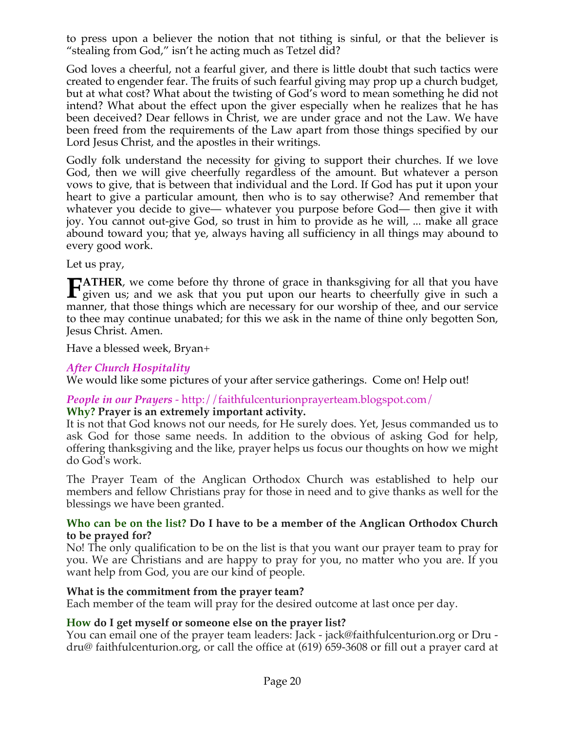to press upon a believer the notion that not tithing is sinful, or that the believer is "stealing from God," isn't he acting much as Tetzel did?

God loves a cheerful, not a fearful giver, and there is little doubt that such tactics were created to engender fear. The fruits of such fearful giving may prop up a church budget, but at what cost? What about the twisting of God's word to mean something he did not intend? What about the effect upon the giver especially when he realizes that he has been deceived? Dear fellows in Christ, we are under grace and not the Law. We have been freed from the requirements of the Law apart from those things specified by our Lord Jesus Christ, and the apostles in their writings.

Godly folk understand the necessity for giving to support their churches. If we love God, then we will give cheerfully regardless of the amount. But whatever a person vows to give, that is between that individual and the Lord. If God has put it upon your heart to give a particular amount, then who is to say otherwise? And remember that whatever you decide to give— whatever you purpose before God— then give it with joy. You cannot out-give God, so trust in him to provide as he will, ... make all grace abound toward you; that ye, always having all sufficiency in all things may abound to every good work.

Let us pray,

**FATHER**, we come before thy throne of grace in thanksgiving for all that you have given us; and we ask that you put upon our hearts to cheerfully give in such a manner, that those things which are necessary for our worship of thee, and our service to thee may continue unabated; for this we ask in the name of thine only begotten Son, Jesus Christ. Amen.

Have a blessed week, Bryan+

### *After Church Hospitality*

We would like some pictures of your after service gatherings. Come on! Help out!

### *People in our Prayers* - http://faithfulcenturionprayerteam.blogspot.com/

**Why? Prayer is an extremely important activity.**

It is not that God knows not our needs, for He surely does. Yet, Jesus commanded us to ask God for those same needs. In addition to the obvious of asking God for help, offering thanksgiving and the like, prayer helps us focus our thoughts on how we might do God's work.

The Prayer Team of the Anglican Orthodox Church was established to help our members and fellow Christians pray for those in need and to give thanks as well for the blessings we have been granted.

**Who can be on the list? Do I have to be a member of the Anglican Orthodox Church to be prayed for?**

No! The only qualification to be on the list is that you want our prayer team to pray for you. We are Christians and are happy to pray for you, no matter who you are. If you want help from God, you are our kind of people.

**What is the commitment from the prayer team?**

Each member of the team will pray for the desired outcome at last once per day.

**How do I get myself or someone else on the prayer list?**

You can email one of the prayer team leaders: Jack - jack@faithfulcenturion.org or Dru - dru@ faithfulcenturion.org, or call the office at (619) 659-3608 or fill out a prayer card at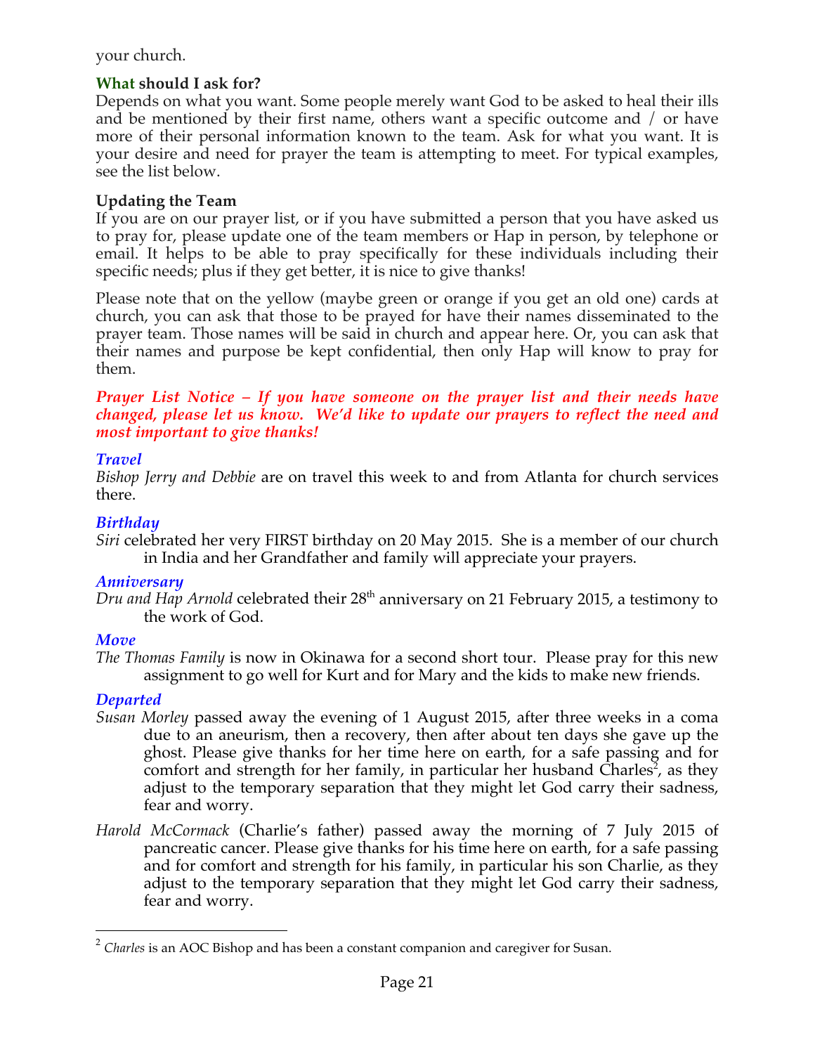your church.

**What should I ask for?**
Depends on what you want. Some people merely want God to be asked to heal their ills and be mentioned by their first name, others want a specific outcome and / or have more of their personal information known to the team. Ask for what you want. It is your desire and need for prayer the team is attempting to meet. For typical examples, see the list below.

**Updating the Team**
If you are on our prayer list, or if you have submitted a person that you have asked us to pray for, please update one of the team members or Hap in person, by telephone or email. It helps to be able to pray specifically for these individuals including their specific needs; plus if they get better, it is nice to give thanks!

Please note that on the yellow (maybe green or orange if you get an old one) cards at church, you can ask that those to be prayed for have their names disseminated to the prayer team. Those names will be said in church and appear here. Or, you can ask that their names and purpose be kept confidential, then only Hap will know to pray for them.

***Prayer List Notice – If you have someone on the prayer list and their needs have changed, please let us know. We'd like to update our prayers to reflect the need and most important to give thanks!***

***Travel***
*Bishop Jerry and Debbie* are on travel this week to and from Atlanta for church services there.

***Birthday***
*Siri* celebrated her very FIRST birthday on 20 May 2015. She is a member of our church in India and her Grandfather and family will appreciate your prayers.

***Anniversary***
*Dru and Hap Arnold* celebrated their 28th anniversary on 21 February 2015, a testimony to the work of God.

***Move***
*The Thomas Family* is now in Okinawa for a second short tour. Please pray for this new assignment to go well for Kurt and for Mary and the kids to make new friends.

***Departed***
*Susan Morley* passed away the evening of 1 August 2015, after three weeks in a coma due to an aneurism, then a recovery, then after about ten days she gave up the ghost. Please give thanks for her time here on earth, for a safe passing and for comfort and strength for her family, in particular her husband Charles[2], as they adjust to the temporary separation that they might let God carry their sadness, fear and worry.

*Harold McCormack* (Charlie's father) passed away the morning of 7 July 2015 of pancreatic cancer. Please give thanks for his time here on earth, for a safe passing and for comfort and strength for his family, in particular his son Charlie, as they adjust to the temporary separation that they might let God carry their sadness, fear and worry.

[2] *Charles* is an AOC Bishop and has been a constant companion and caregiver for Susan.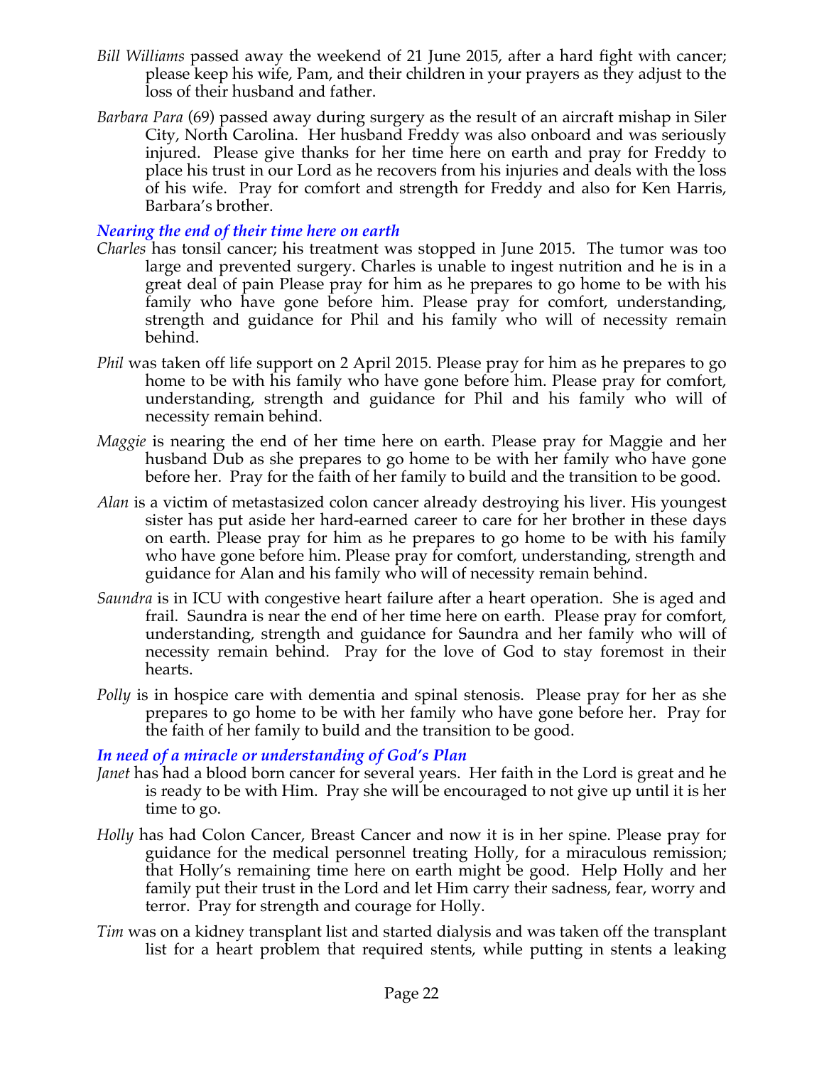*Bill Williams* passed away the weekend of 21 June 2015, after a hard fight with cancer; please keep his wife, Pam, and their children in your prayers as they adjust to the loss of their husband and father.

*Barbara Para* (69) passed away during surgery as the result of an aircraft mishap in Siler City, North Carolina. Her husband Freddy was also onboard and was seriously injured. Please give thanks for her time here on earth and pray for Freddy to place his trust in our Lord as he recovers from his injuries and deals with the loss of his wife. Pray for comfort and strength for Freddy and also for Ken Harris, Barbara's brother.

### *Nearing the end of their time here on earth*

*Charles* has tonsil cancer; his treatment was stopped in June 2015. The tumor was too large and prevented surgery. Charles is unable to ingest nutrition and he is in a great deal of pain Please pray for him as he prepares to go home to be with his family who have gone before him. Please pray for comfort, understanding, strength and guidance for Phil and his family who will of necessity remain behind.

*Phil* was taken off life support on 2 April 2015. Please pray for him as he prepares to go home to be with his family who have gone before him. Please pray for comfort, understanding, strength and guidance for Phil and his family who will of necessity remain behind.

*Maggie* is nearing the end of her time here on earth. Please pray for Maggie and her husband Dub as she prepares to go home to be with her family who have gone before her. Pray for the faith of her family to build and the transition to be good.

*Alan* is a victim of metastasized colon cancer already destroying his liver. His youngest sister has put aside her hard-earned career to care for her brother in these days on earth. Please pray for him as he prepares to go home to be with his family who have gone before him. Please pray for comfort, understanding, strength and guidance for Alan and his family who will of necessity remain behind.

*Saundra* is in ICU with congestive heart failure after a heart operation. She is aged and frail. Saundra is near the end of her time here on earth. Please pray for comfort, understanding, strength and guidance for Saundra and her family who will of necessity remain behind. Pray for the love of God to stay foremost in their hearts.

*Polly* is in hospice care with dementia and spinal stenosis. Please pray for her as she prepares to go home to be with her family who have gone before her. Pray for the faith of her family to build and the transition to be good.

### *In need of a miracle or understanding of God's Plan*

*Janet* has had a blood born cancer for several years. Her faith in the Lord is great and he is ready to be with Him. Pray she will be encouraged to not give up until it is her time to go.

*Holly* has had Colon Cancer, Breast Cancer and now it is in her spine. Please pray for guidance for the medical personnel treating Holly, for a miraculous remission; that Holly's remaining time here on earth might be good. Help Holly and her family put their trust in the Lord and let Him carry their sadness, fear, worry and terror. Pray for strength and courage for Holly.

*Tim* was on a kidney transplant list and started dialysis and was taken off the transplant list for a heart problem that required stents, while putting in stents a leaking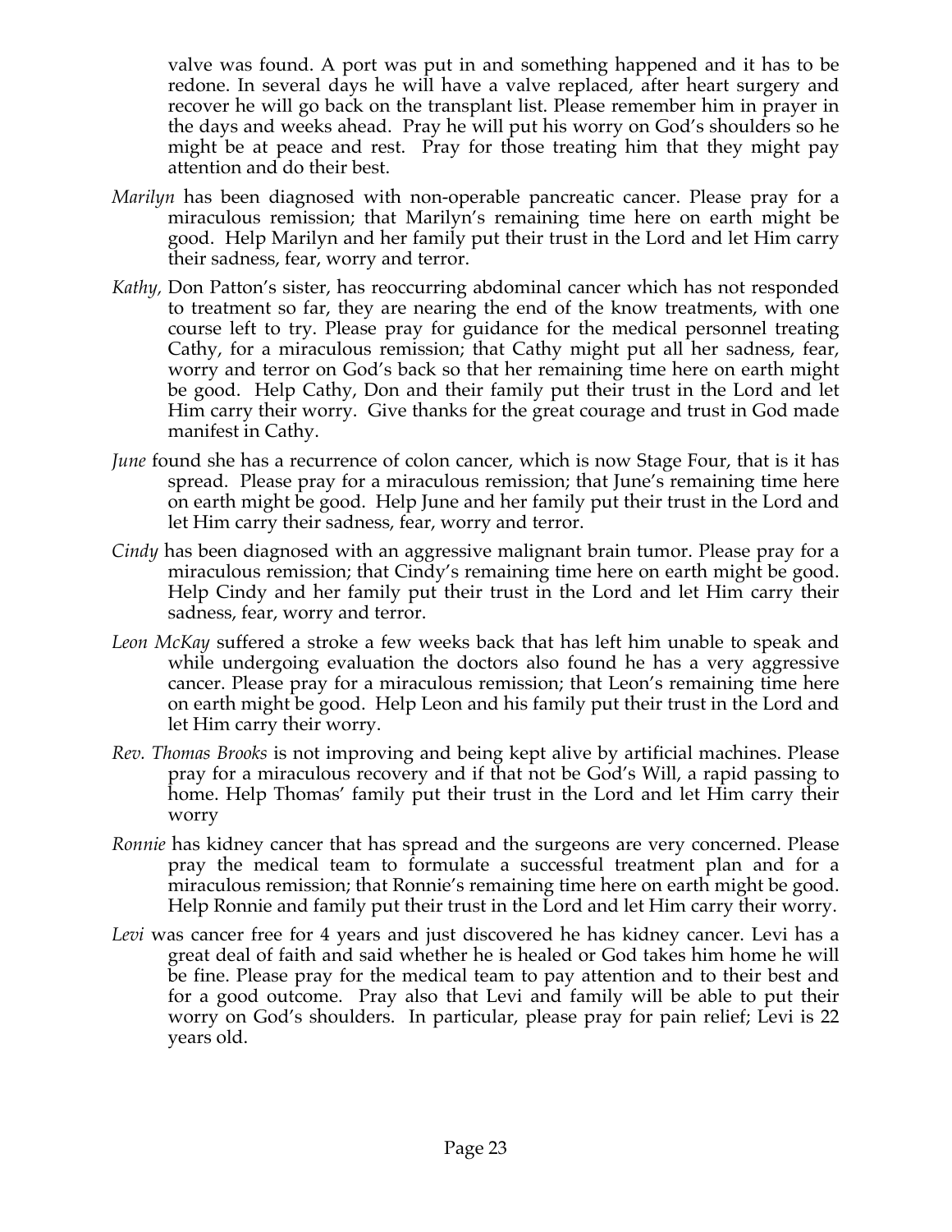valve was found. A port was put in and something happened and it has to be redone. In several days he will have a valve replaced, after heart surgery and recover he will go back on the transplant list. Please remember him in prayer in the days and weeks ahead. Pray he will put his worry on God's shoulders so he might be at peace and rest. Pray for those treating him that they might pay attention and do their best.

*Marilyn* has been diagnosed with non-operable pancreatic cancer. Please pray for a miraculous remission; that Marilyn's remaining time here on earth might be good. Help Marilyn and her family put their trust in the Lord and let Him carry their sadness, fear, worry and terror.

*Kathy,* Don Patton's sister, has reoccurring abdominal cancer which has not responded to treatment so far, they are nearing the end of the know treatments, with one course left to try. Please pray for guidance for the medical personnel treating Cathy, for a miraculous remission; that Cathy might put all her sadness, fear, worry and terror on God's back so that her remaining time here on earth might be good. Help Cathy, Don and their family put their trust in the Lord and let Him carry their worry. Give thanks for the great courage and trust in God made manifest in Cathy.

*June* found she has a recurrence of colon cancer, which is now Stage Four, that is it has spread. Please pray for a miraculous remission; that June's remaining time here on earth might be good. Help June and her family put their trust in the Lord and let Him carry their sadness, fear, worry and terror.

*Cindy* has been diagnosed with an aggressive malignant brain tumor. Please pray for a miraculous remission; that Cindy's remaining time here on earth might be good. Help Cindy and her family put their trust in the Lord and let Him carry their sadness, fear, worry and terror.

*Leon McKay* suffered a stroke a few weeks back that has left him unable to speak and while undergoing evaluation the doctors also found he has a very aggressive cancer. Please pray for a miraculous remission; that Leon's remaining time here on earth might be good. Help Leon and his family put their trust in the Lord and let Him carry their worry.

*Rev. Thomas Brooks* is not improving and being kept alive by artificial machines. Please pray for a miraculous recovery and if that not be God's Will, a rapid passing to home. Help Thomas' family put their trust in the Lord and let Him carry their worry

*Ronnie* has kidney cancer that has spread and the surgeons are very concerned. Please pray the medical team to formulate a successful treatment plan and for a miraculous remission; that Ronnie's remaining time here on earth might be good. Help Ronnie and family put their trust in the Lord and let Him carry their worry.

*Levi* was cancer free for 4 years and just discovered he has kidney cancer. Levi has a great deal of faith and said whether he is healed or God takes him home he will be fine. Please pray for the medical team to pay attention and to their best and for a good outcome. Pray also that Levi and family will be able to put their worry on God's shoulders. In particular, please pray for pain relief; Levi is 22 years old.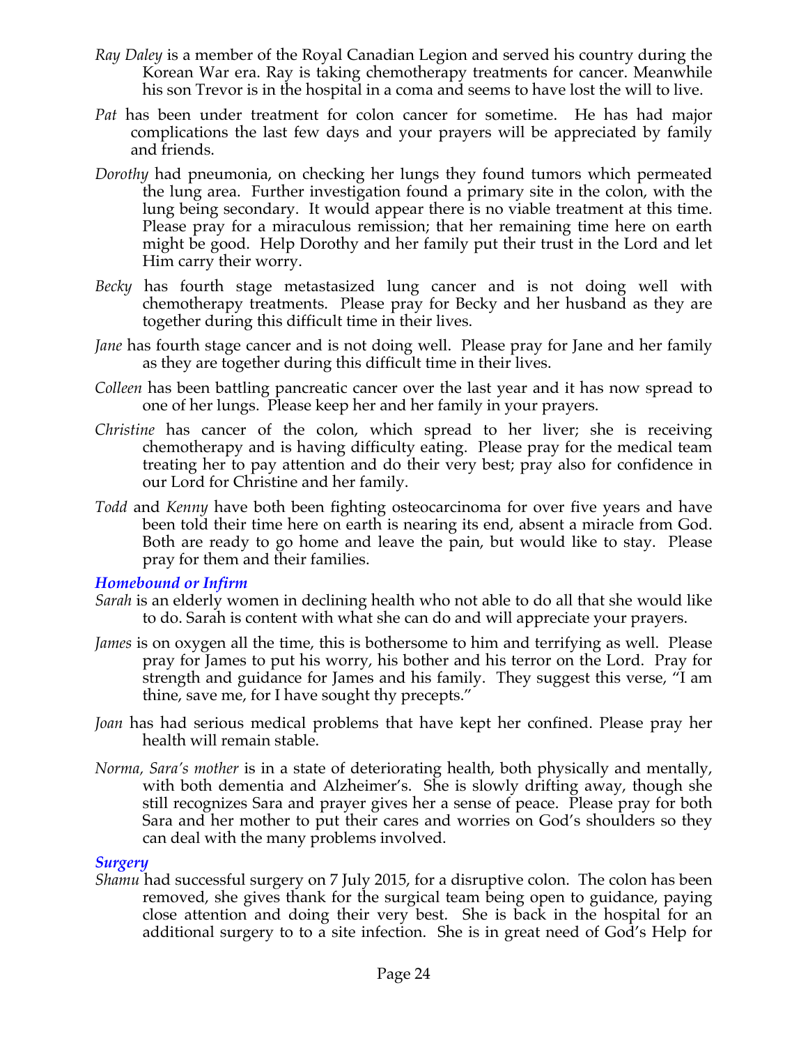*Ray Daley* is a member of the Royal Canadian Legion and served his country during the Korean War era. Ray is taking chemotherapy treatments for cancer. Meanwhile his son Trevor is in the hospital in a coma and seems to have lost the will to live.

*Pat* has been under treatment for colon cancer for sometime. He has had major complications the last few days and your prayers will be appreciated by family and friends.

*Dorothy* had pneumonia, on checking her lungs they found tumors which permeated the lung area. Further investigation found a primary site in the colon, with the lung being secondary. It would appear there is no viable treatment at this time. Please pray for a miraculous remission; that her remaining time here on earth might be good. Help Dorothy and her family put their trust in the Lord and let Him carry their worry.

*Becky* has fourth stage metastasized lung cancer and is not doing well with chemotherapy treatments. Please pray for Becky and her husband as they are together during this difficult time in their lives.

*Jane* has fourth stage cancer and is not doing well. Please pray for Jane and her family as they are together during this difficult time in their lives.

*Colleen* has been battling pancreatic cancer over the last year and it has now spread to one of her lungs. Please keep her and her family in your prayers.

*Christine* has cancer of the colon, which spread to her liver; she is receiving chemotherapy and is having difficulty eating. Please pray for the medical team treating her to pay attention and do their very best; pray also for confidence in our Lord for Christine and her family.

*Todd* and *Kenny* have both been fighting osteocarcinoma for over five years and have been told their time here on earth is nearing its end, absent a miracle from God. Both are ready to go home and leave the pain, but would like to stay. Please pray for them and their families.

### *Homebound or Infirm*

*Sarah* is an elderly women in declining health who not able to do all that she would like to do. Sarah is content with what she can do and will appreciate your prayers.

*James* is on oxygen all the time, this is bothersome to him and terrifying as well. Please pray for James to put his worry, his bother and his terror on the Lord. Pray for strength and guidance for James and his family. They suggest this verse, "I am thine, save me, for I have sought thy precepts."

*Joan* has had serious medical problems that have kept her confined. Please pray her health will remain stable.

*Norma, Sara's mother* is in a state of deteriorating health, both physically and mentally, with both dementia and Alzheimer's. She is slowly drifting away, though she still recognizes Sara and prayer gives her a sense of peace. Please pray for both Sara and her mother to put their cares and worries on God's shoulders so they can deal with the many problems involved.

### *Surgery*

*Shamu* had successful surgery on 7 July 2015, for a disruptive colon. The colon has been removed, she gives thank for the surgical team being open to guidance, paying close attention and doing their very best. She is back in the hospital for an additional surgery to to a site infection. She is in great need of God's Help for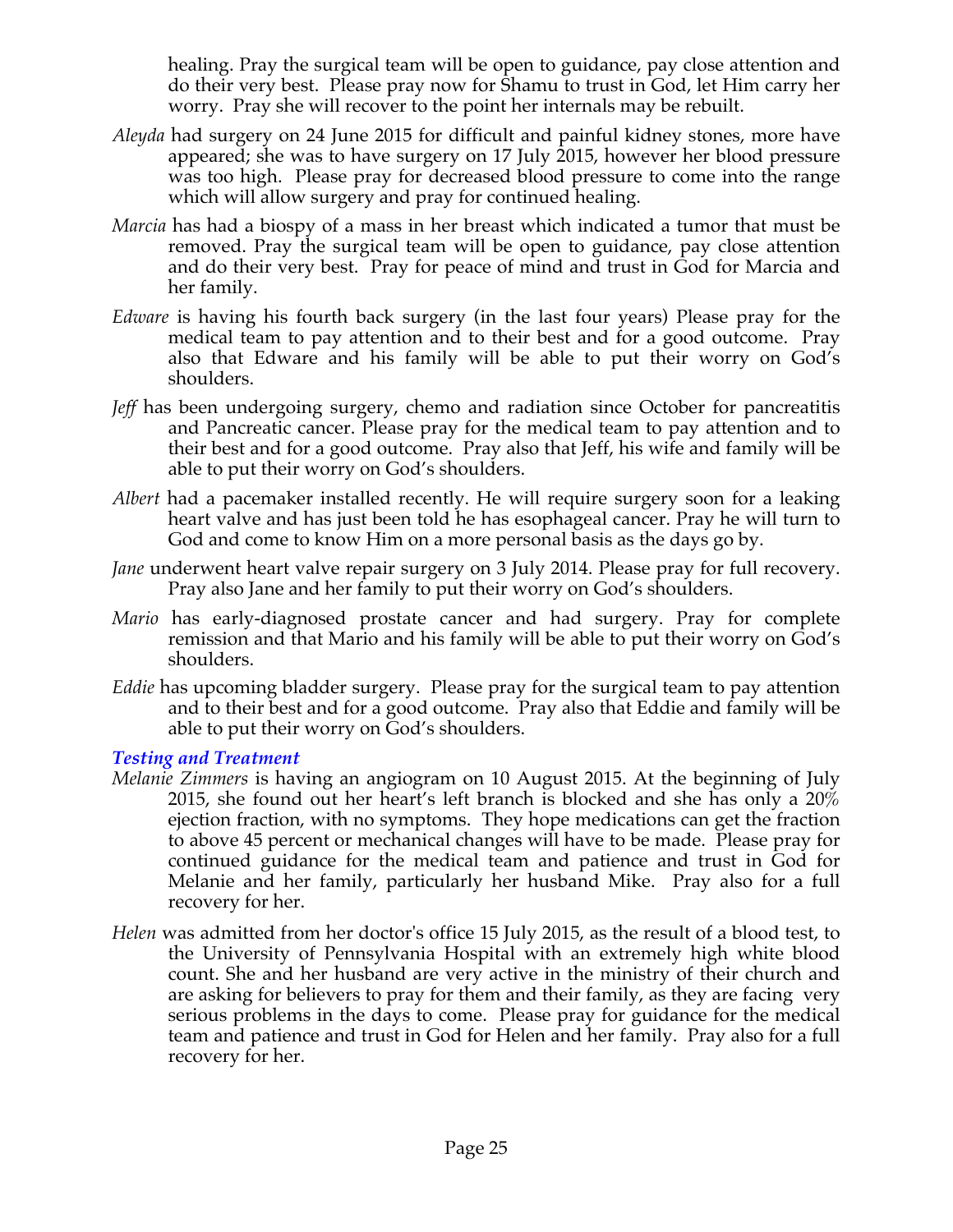healing. Pray the surgical team will be open to guidance, pay close attention and do their very best. Please pray now for Shamu to trust in God, let Him carry her worry. Pray she will recover to the point her internals may be rebuilt.

*Aleyda* had surgery on 24 June 2015 for difficult and painful kidney stones, more have appeared; she was to have surgery on 17 July 2015, however her blood pressure was too high. Please pray for decreased blood pressure to come into the range which will allow surgery and pray for continued healing.

*Marcia* has had a biospy of a mass in her breast which indicated a tumor that must be removed. Pray the surgical team will be open to guidance, pay close attention and do their very best. Pray for peace of mind and trust in God for Marcia and her family.

*Edware* is having his fourth back surgery (in the last four years) Please pray for the medical team to pay attention and to their best and for a good outcome. Pray also that Edware and his family will be able to put their worry on God's shoulders.

*Jeff* has been undergoing surgery, chemo and radiation since October for pancreatitis and Pancreatic cancer. Please pray for the medical team to pay attention and to their best and for a good outcome. Pray also that Jeff, his wife and family will be able to put their worry on God's shoulders.

*Albert* had a pacemaker installed recently. He will require surgery soon for a leaking heart valve and has just been told he has esophageal cancer. Pray he will turn to God and come to know Him on a more personal basis as the days go by.

*Jane* underwent heart valve repair surgery on 3 July 2014. Please pray for full recovery. Pray also Jane and her family to put their worry on God's shoulders.

*Mario* has early-diagnosed prostate cancer and had surgery. Pray for complete remission and that Mario and his family will be able to put their worry on God's shoulders.

*Eddie* has upcoming bladder surgery. Please pray for the surgical team to pay attention and to their best and for a good outcome. Pray also that Eddie and family will be able to put their worry on God's shoulders.

### *Testing and Treatment*

*Melanie Zimmers* is having an angiogram on 10 August 2015. At the beginning of July 2015, she found out her heart's left branch is blocked and she has only a 20% ejection fraction, with no symptoms. They hope medications can get the fraction to above 45 percent or mechanical changes will have to be made. Please pray for continued guidance for the medical team and patience and trust in God for Melanie and her family, particularly her husband Mike. Pray also for a full recovery for her.

*Helen* was admitted from her doctor's office 15 July 2015, as the result of a blood test, to the University of Pennsylvania Hospital with an extremely high white blood count. She and her husband are very active in the ministry of their church and are asking for believers to pray for them and their family, as they are facing very serious problems in the days to come. Please pray for guidance for the medical team and patience and trust in God for Helen and her family. Pray also for a full recovery for her.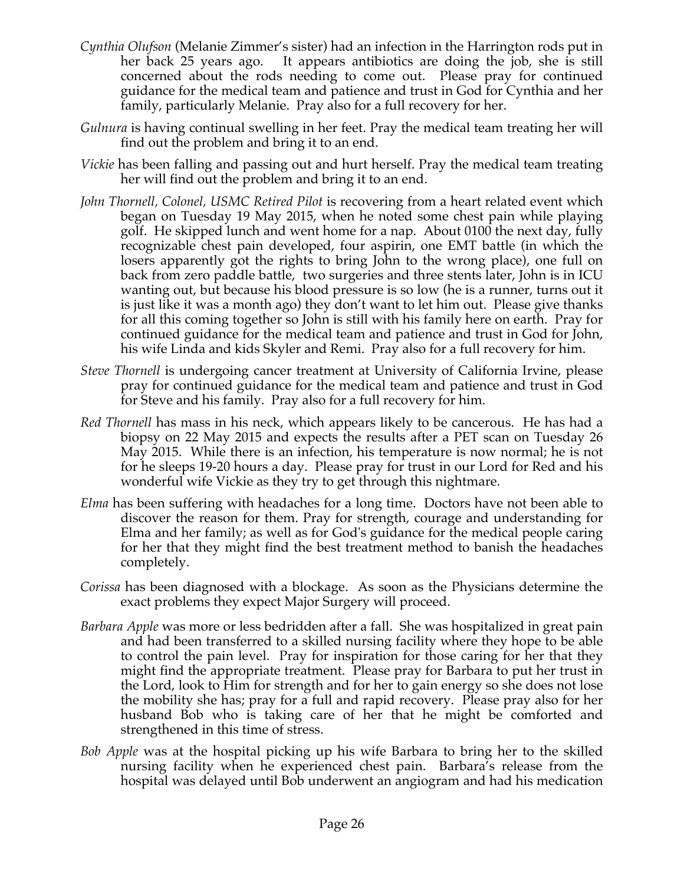*Cynthia Olufson* (Melanie Zimmer's sister) had an infection in the Harrington rods put in her back 25 years ago. It appears antibiotics are doing the job, she is still concerned about the rods needing to come out. Please pray for continued guidance for the medical team and patience and trust in God for Cynthia and her family, particularly Melanie. Pray also for a full recovery for her.

*Gulnura* is having continual swelling in her feet. Pray the medical team treating her will find out the problem and bring it to an end.

*Vickie* has been falling and passing out and hurt herself. Pray the medical team treating her will find out the problem and bring it to an end.

*John Thornell, Colonel, USMC Retired Pilot* is recovering from a heart related event which began on Tuesday 19 May 2015, when he noted some chest pain while playing golf. He skipped lunch and went home for a nap. About 0100 the next day, fully recognizable chest pain developed, four aspirin, one EMT battle (in which the losers apparently got the rights to bring John to the wrong place), one full on back from zero paddle battle, two surgeries and three stents later, John is in ICU wanting out, but because his blood pressure is so low (he is a runner, turns out it is just like it was a month ago) they don't want to let him out. Please give thanks for all this coming together so John is still with his family here on earth. Pray for continued guidance for the medical team and patience and trust in God for John, his wife Linda and kids Skyler and Remi. Pray also for a full recovery for him.

*Steve Thornell* is undergoing cancer treatment at University of California Irvine, please pray for continued guidance for the medical team and patience and trust in God for Steve and his family. Pray also for a full recovery for him.

*Red Thornell* has mass in his neck, which appears likely to be cancerous. He has had a biopsy on 22 May 2015 and expects the results after a PET scan on Tuesday 26 May 2015. While there is an infection, his temperature is now normal; he is not for he sleeps 19-20 hours a day. Please pray for trust in our Lord for Red and his wonderful wife Vickie as they try to get through this nightmare.

*Elma* has been suffering with headaches for a long time. Doctors have not been able to discover the reason for them. Pray for strength, courage and understanding for Elma and her family; as well as for God's guidance for the medical people caring for her that they might find the best treatment method to banish the headaches completely.

*Corissa* has been diagnosed with a blockage. As soon as the Physicians determine the exact problems they expect Major Surgery will proceed.

*Barbara Apple* was more or less bedridden after a fall. She was hospitalized in great pain and had been transferred to a skilled nursing facility where they hope to be able to control the pain level. Pray for inspiration for those caring for her that they might find the appropriate treatment. Please pray for Barbara to put her trust in the Lord, look to Him for strength and for her to gain energy so she does not lose the mobility she has; pray for a full and rapid recovery. Please pray also for her husband Bob who is taking care of her that he might be comforted and strengthened in this time of stress.

*Bob Apple* was at the hospital picking up his wife Barbara to bring her to the skilled nursing facility when he experienced chest pain. Barbara's release from the hospital was delayed until Bob underwent an angiogram and had his medication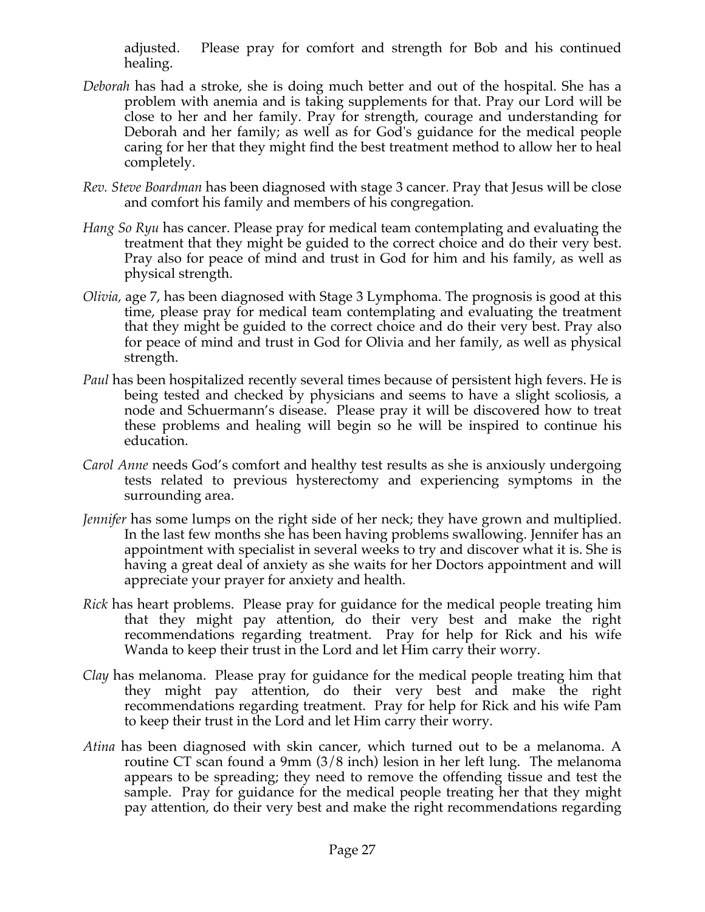adjusted. Please pray for comfort and strength for Bob and his continued healing.

*Deborah* has had a stroke, she is doing much better and out of the hospital. She has a problem with anemia and is taking supplements for that. Pray our Lord will be close to her and her family. Pray for strength, courage and understanding for Deborah and her family; as well as for God's guidance for the medical people caring for her that they might find the best treatment method to allow her to heal completely.

*Rev. Steve Boardman* has been diagnosed with stage 3 cancer. Pray that Jesus will be close and comfort his family and members of his congregation.

*Hang So Ryu* has cancer. Please pray for medical team contemplating and evaluating the treatment that they might be guided to the correct choice and do their very best. Pray also for peace of mind and trust in God for him and his family, as well as physical strength.

*Olivia,* age 7, has been diagnosed with Stage 3 Lymphoma. The prognosis is good at this time, please pray for medical team contemplating and evaluating the treatment that they might be guided to the correct choice and do their very best. Pray also for peace of mind and trust in God for Olivia and her family, as well as physical strength.

*Paul* has been hospitalized recently several times because of persistent high fevers. He is being tested and checked by physicians and seems to have a slight scoliosis, a node and Schuermann's disease. Please pray it will be discovered how to treat these problems and healing will begin so he will be inspired to continue his education.

*Carol Anne* needs God's comfort and healthy test results as she is anxiously undergoing tests related to previous hysterectomy and experiencing symptoms in the surrounding area.

*Jennifer* has some lumps on the right side of her neck; they have grown and multiplied. In the last few months she has been having problems swallowing. Jennifer has an appointment with specialist in several weeks to try and discover what it is. She is having a great deal of anxiety as she waits for her Doctors appointment and will appreciate your prayer for anxiety and health.

*Rick* has heart problems. Please pray for guidance for the medical people treating him that they might pay attention, do their very best and make the right recommendations regarding treatment. Pray for help for Rick and his wife Wanda to keep their trust in the Lord and let Him carry their worry.

*Clay* has melanoma. Please pray for guidance for the medical people treating him that they might pay attention, do their very best and make the right recommendations regarding treatment. Pray for help for Rick and his wife Pam to keep their trust in the Lord and let Him carry their worry.

*Atina* has been diagnosed with skin cancer, which turned out to be a melanoma. A routine CT scan found a 9mm (3/8 inch) lesion in her left lung. The melanoma appears to be spreading; they need to remove the offending tissue and test the sample. Pray for guidance for the medical people treating her that they might pay attention, do their very best and make the right recommendations regarding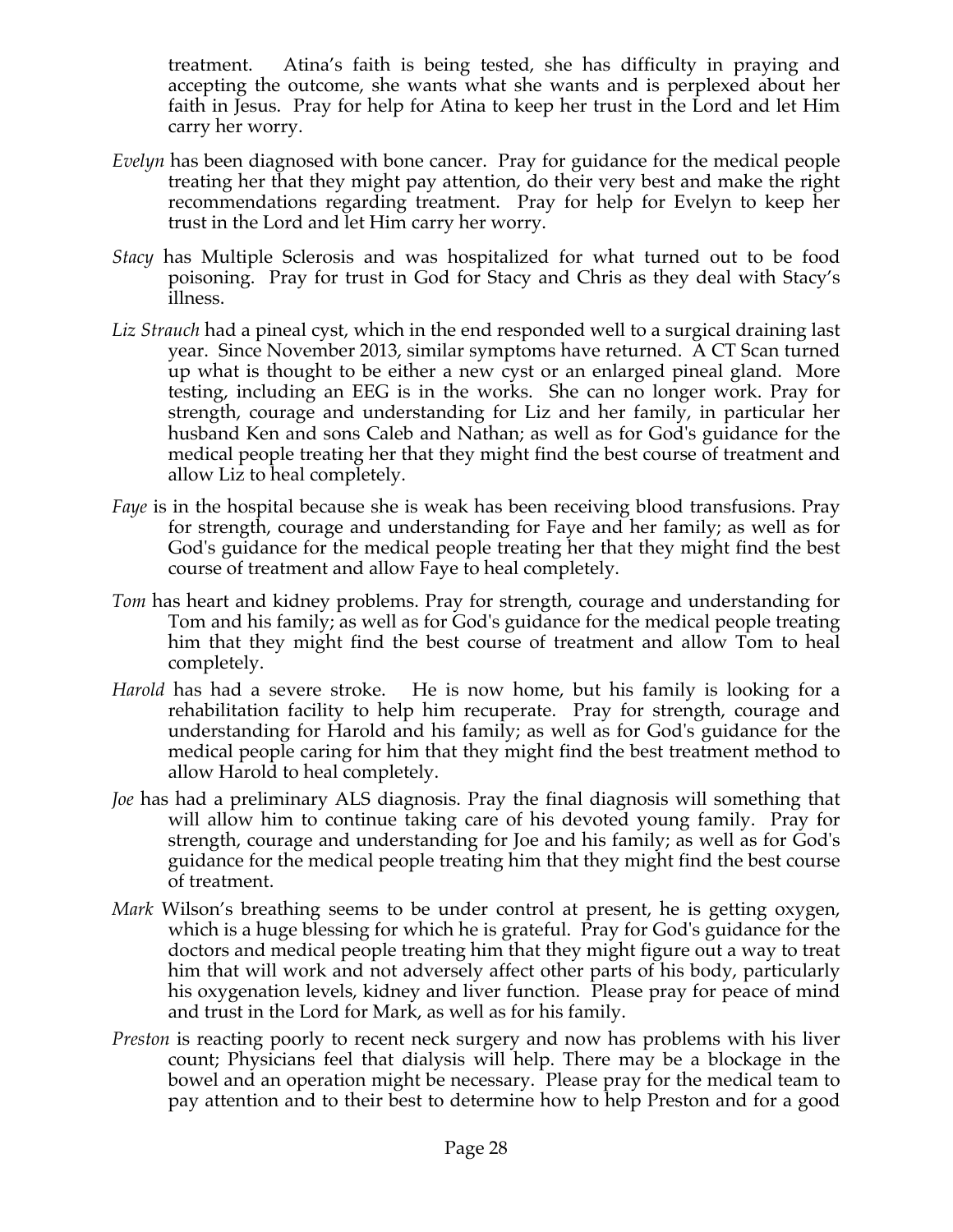treatment. Atina's faith is being tested, she has difficulty in praying and accepting the outcome, she wants what she wants and is perplexed about her faith in Jesus. Pray for help for Atina to keep her trust in the Lord and let Him carry her worry.

*Evelyn* has been diagnosed with bone cancer. Pray for guidance for the medical people treating her that they might pay attention, do their very best and make the right recommendations regarding treatment. Pray for help for Evelyn to keep her trust in the Lord and let Him carry her worry.

*Stacy* has Multiple Sclerosis and was hospitalized for what turned out to be food poisoning. Pray for trust in God for Stacy and Chris as they deal with Stacy's illness.

*Liz Strauch* had a pineal cyst, which in the end responded well to a surgical draining last year. Since November 2013, similar symptoms have returned. A CT Scan turned up what is thought to be either a new cyst or an enlarged pineal gland. More testing, including an EEG is in the works. She can no longer work. Pray for strength, courage and understanding for Liz and her family, in particular her husband Ken and sons Caleb and Nathan; as well as for God's guidance for the medical people treating her that they might find the best course of treatment and allow Liz to heal completely.

*Faye* is in the hospital because she is weak has been receiving blood transfusions. Pray for strength, courage and understanding for Faye and her family; as well as for God's guidance for the medical people treating her that they might find the best course of treatment and allow Faye to heal completely.

*Tom* has heart and kidney problems. Pray for strength, courage and understanding for Tom and his family; as well as for God's guidance for the medical people treating him that they might find the best course of treatment and allow Tom to heal completely.

*Harold* has had a severe stroke. He is now home, but his family is looking for a rehabilitation facility to help him recuperate. Pray for strength, courage and understanding for Harold and his family; as well as for God's guidance for the medical people caring for him that they might find the best treatment method to allow Harold to heal completely.

*Joe* has had a preliminary ALS diagnosis. Pray the final diagnosis will something that will allow him to continue taking care of his devoted young family. Pray for strength, courage and understanding for Joe and his family; as well as for God's guidance for the medical people treating him that they might find the best course of treatment.

*Mark* Wilson's breathing seems to be under control at present, he is getting oxygen, which is a huge blessing for which he is grateful. Pray for God's guidance for the doctors and medical people treating him that they might figure out a way to treat him that will work and not adversely affect other parts of his body, particularly his oxygenation levels, kidney and liver function. Please pray for peace of mind and trust in the Lord for Mark, as well as for his family.

*Preston* is reacting poorly to recent neck surgery and now has problems with his liver count; Physicians feel that dialysis will help. There may be a blockage in the bowel and an operation might be necessary. Please pray for the medical team to pay attention and to their best to determine how to help Preston and for a good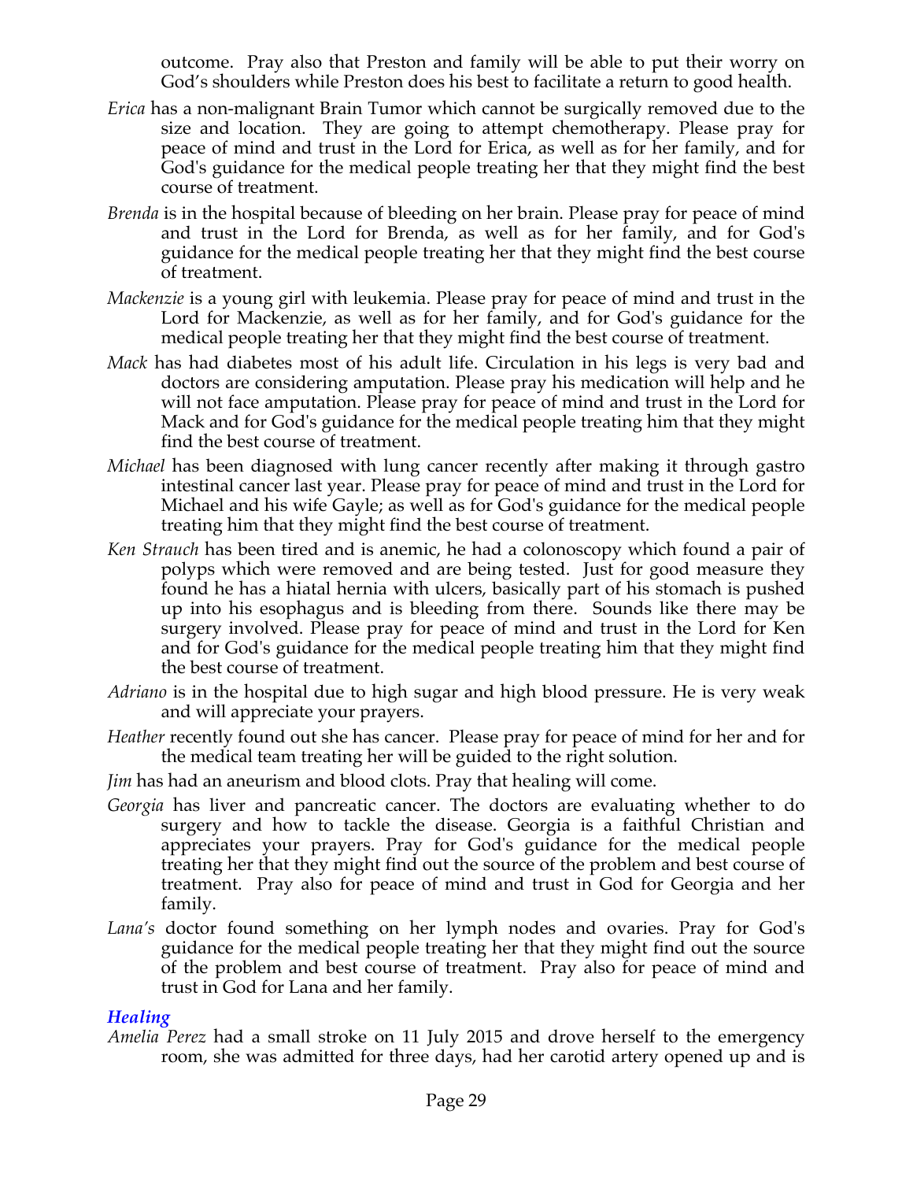outcome. Pray also that Preston and family will be able to put their worry on God's shoulders while Preston does his best to facilitate a return to good health.

*Erica* has a non-malignant Brain Tumor which cannot be surgically removed due to the size and location. They are going to attempt chemotherapy. Please pray for peace of mind and trust in the Lord for Erica, as well as for her family, and for God's guidance for the medical people treating her that they might find the best course of treatment.

*Brenda* is in the hospital because of bleeding on her brain. Please pray for peace of mind and trust in the Lord for Brenda, as well as for her family, and for God's guidance for the medical people treating her that they might find the best course of treatment.

*Mackenzie* is a young girl with leukemia. Please pray for peace of mind and trust in the Lord for Mackenzie, as well as for her family, and for God's guidance for the medical people treating her that they might find the best course of treatment.

*Mack* has had diabetes most of his adult life. Circulation in his legs is very bad and doctors are considering amputation. Please pray his medication will help and he will not face amputation. Please pray for peace of mind and trust in the Lord for Mack and for God's guidance for the medical people treating him that they might find the best course of treatment.

*Michael* has been diagnosed with lung cancer recently after making it through gastro intestinal cancer last year. Please pray for peace of mind and trust in the Lord for Michael and his wife Gayle; as well as for God's guidance for the medical people treating him that they might find the best course of treatment.

*Ken Strauch* has been tired and is anemic, he had a colonoscopy which found a pair of polyps which were removed and are being tested. Just for good measure they found he has a hiatal hernia with ulcers, basically part of his stomach is pushed up into his esophagus and is bleeding from there. Sounds like there may be surgery involved. Please pray for peace of mind and trust in the Lord for Ken and for God's guidance for the medical people treating him that they might find the best course of treatment.

*Adriano* is in the hospital due to high sugar and high blood pressure. He is very weak and will appreciate your prayers.

*Heather* recently found out she has cancer. Please pray for peace of mind for her and for the medical team treating her will be guided to the right solution.

*Jim* has had an aneurism and blood clots. Pray that healing will come.

*Georgia* has liver and pancreatic cancer. The doctors are evaluating whether to do surgery and how to tackle the disease. Georgia is a faithful Christian and appreciates your prayers. Pray for God's guidance for the medical people treating her that they might find out the source of the problem and best course of treatment. Pray also for peace of mind and trust in God for Georgia and her family.

*Lana's* doctor found something on her lymph nodes and ovaries. Pray for God's guidance for the medical people treating her that they might find out the source of the problem and best course of treatment. Pray also for peace of mind and trust in God for Lana and her family.

### *Healing*

*Amelia Perez* had a small stroke on 11 July 2015 and drove herself to the emergency room, she was admitted for three days, had her carotid artery opened up and is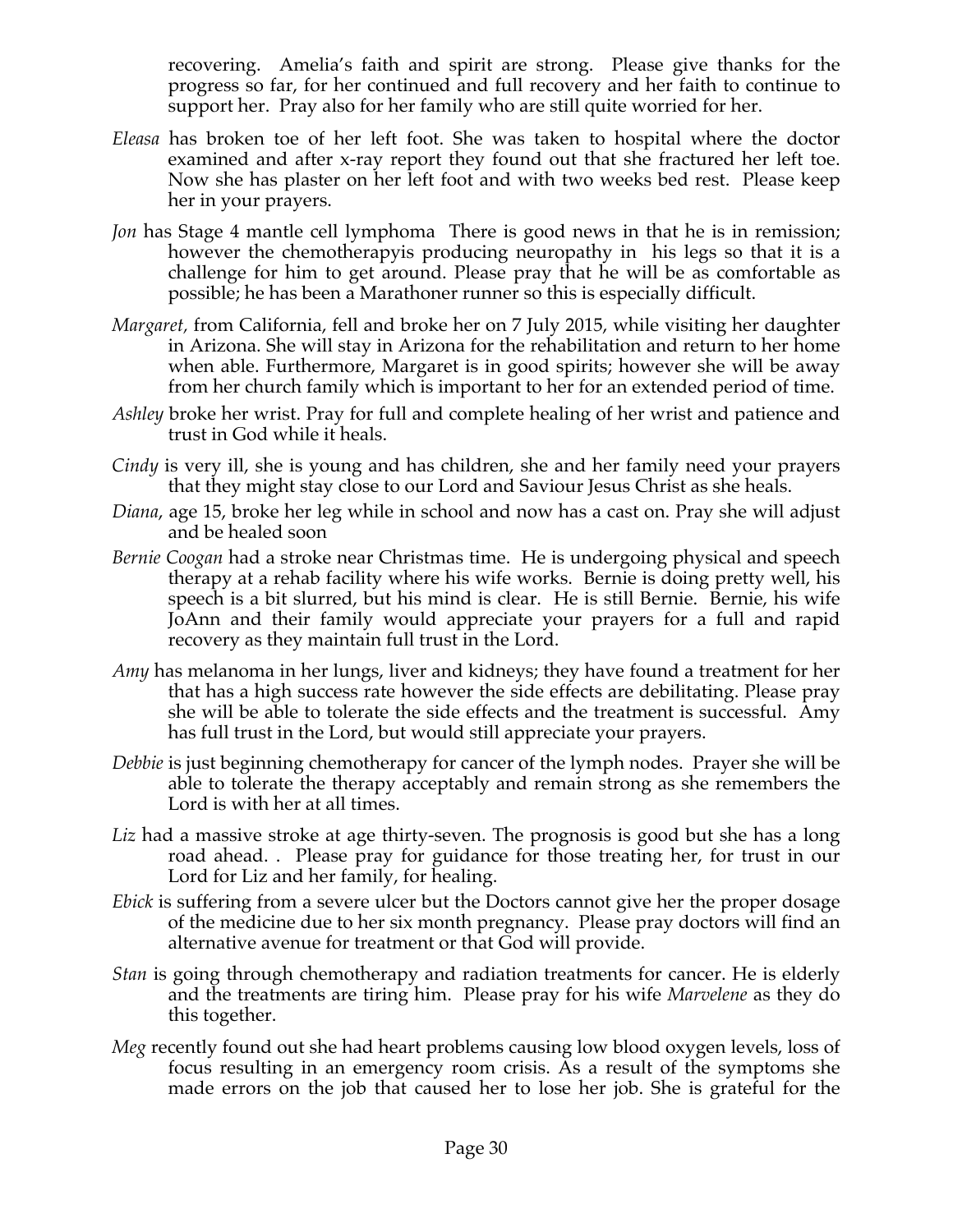recovering. Amelia's faith and spirit are strong. Please give thanks for the progress so far, for her continued and full recovery and her faith to continue to support her. Pray also for her family who are still quite worried for her.

*Eleasa* has broken toe of her left foot. She was taken to hospital where the doctor examined and after x-ray report they found out that she fractured her left toe. Now she has plaster on her left foot and with two weeks bed rest. Please keep her in your prayers.

*Jon* has Stage 4 mantle cell lymphoma There is good news in that he is in remission; however the chemotherapyis producing neuropathy in his legs so that it is a challenge for him to get around. Please pray that he will be as comfortable as possible; he has been a Marathoner runner so this is especially difficult.

*Margaret,* from California, fell and broke her on 7 July 2015, while visiting her daughter in Arizona. She will stay in Arizona for the rehabilitation and return to her home when able. Furthermore, Margaret is in good spirits; however she will be away from her church family which is important to her for an extended period of time.

*Ashley* broke her wrist. Pray for full and complete healing of her wrist and patience and trust in God while it heals.

*Cindy* is very ill, she is young and has children, she and her family need your prayers that they might stay close to our Lord and Saviour Jesus Christ as she heals.

*Diana*, age 15, broke her leg while in school and now has a cast on. Pray she will adjust and be healed soon

*Bernie Coogan* had a stroke near Christmas time. He is undergoing physical and speech therapy at a rehab facility where his wife works. Bernie is doing pretty well, his speech is a bit slurred, but his mind is clear. He is still Bernie. Bernie, his wife JoAnn and their family would appreciate your prayers for a full and rapid recovery as they maintain full trust in the Lord.

*Amy* has melanoma in her lungs, liver and kidneys; they have found a treatment for her that has a high success rate however the side effects are debilitating. Please pray she will be able to tolerate the side effects and the treatment is successful. Amy has full trust in the Lord, but would still appreciate your prayers.

*Debbie* is just beginning chemotherapy for cancer of the lymph nodes. Prayer she will be able to tolerate the therapy acceptably and remain strong as she remembers the Lord is with her at all times.

*Liz* had a massive stroke at age thirty-seven. The prognosis is good but she has a long road ahead. . Please pray for guidance for those treating her, for trust in our Lord for Liz and her family, for healing.

*Ebick* is suffering from a severe ulcer but the Doctors cannot give her the proper dosage of the medicine due to her six month pregnancy. Please pray doctors will find an alternative avenue for treatment or that God will provide.

*Stan* is going through chemotherapy and radiation treatments for cancer. He is elderly and the treatments are tiring him. Please pray for his wife *Marvelene* as they do this together.

*Meg* recently found out she had heart problems causing low blood oxygen levels, loss of focus resulting in an emergency room crisis. As a result of the symptoms she made errors on the job that caused her to lose her job. She is grateful for the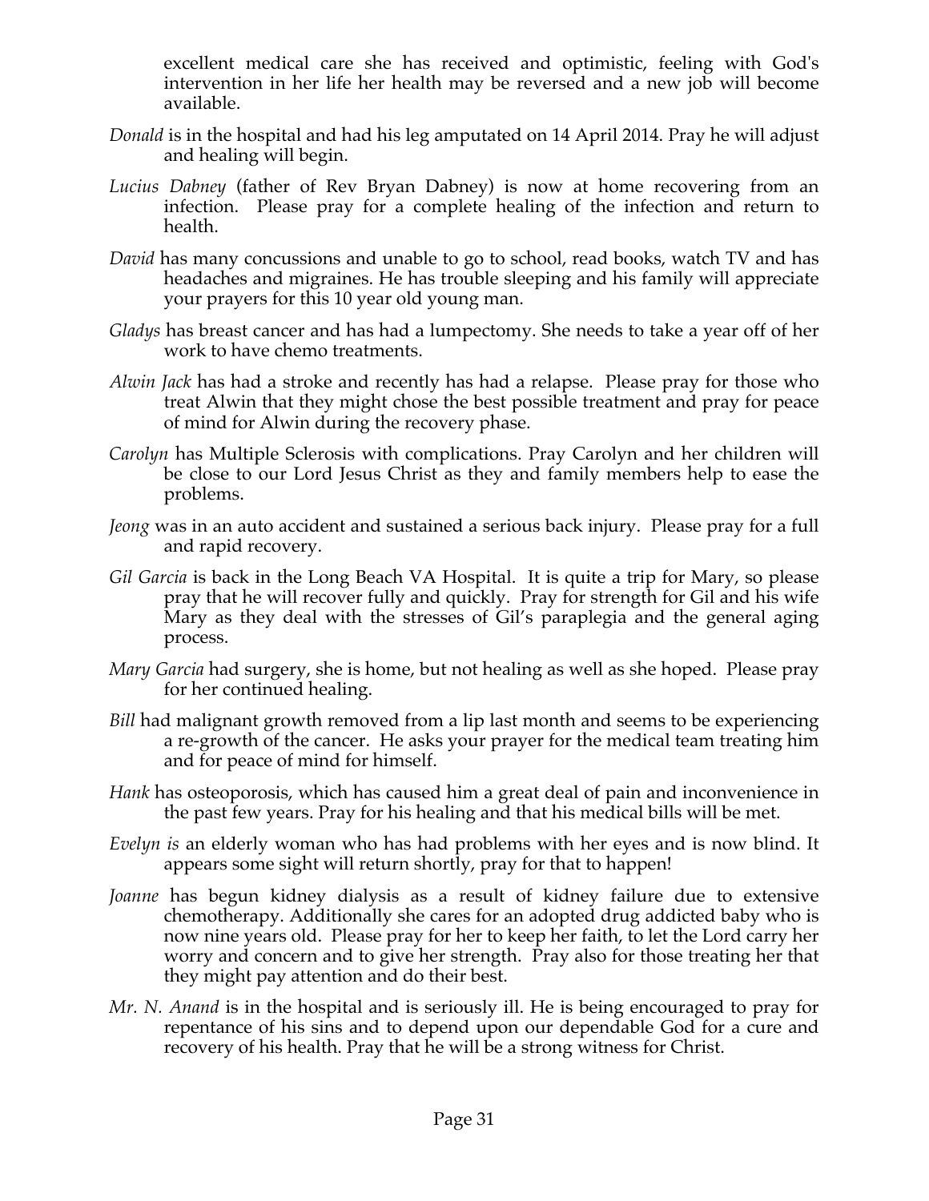excellent medical care she has received and optimistic, feeling with God's intervention in her life her health may be reversed and a new job will become available.

*Donald* is in the hospital and had his leg amputated on 14 April 2014. Pray he will adjust and healing will begin.

*Lucius Dabney* (father of Rev Bryan Dabney) is now at home recovering from an infection. Please pray for a complete healing of the infection and return to health.

*David* has many concussions and unable to go to school, read books, watch TV and has headaches and migraines. He has trouble sleeping and his family will appreciate your prayers for this 10 year old young man.

*Gladys* has breast cancer and has had a lumpectomy. She needs to take a year off of her work to have chemo treatments.

*Alwin Jack* has had a stroke and recently has had a relapse. Please pray for those who treat Alwin that they might chose the best possible treatment and pray for peace of mind for Alwin during the recovery phase.

*Carolyn* has Multiple Sclerosis with complications. Pray Carolyn and her children will be close to our Lord Jesus Christ as they and family members help to ease the problems.

*Jeong* was in an auto accident and sustained a serious back injury. Please pray for a full and rapid recovery.

*Gil Garcia* is back in the Long Beach VA Hospital. It is quite a trip for Mary, so please pray that he will recover fully and quickly. Pray for strength for Gil and his wife Mary as they deal with the stresses of Gil's paraplegia and the general aging process.

*Mary Garcia* had surgery, she is home, but not healing as well as she hoped. Please pray for her continued healing.

*Bill* had malignant growth removed from a lip last month and seems to be experiencing a re-growth of the cancer. He asks your prayer for the medical team treating him and for peace of mind for himself.

*Hank* has osteoporosis, which has caused him a great deal of pain and inconvenience in the past few years. Pray for his healing and that his medical bills will be met.

*Evelyn is* an elderly woman who has had problems with her eyes and is now blind. It appears some sight will return shortly, pray for that to happen!

*Joanne* has begun kidney dialysis as a result of kidney failure due to extensive chemotherapy. Additionally she cares for an adopted drug addicted baby who is now nine years old. Please pray for her to keep her faith, to let the Lord carry her worry and concern and to give her strength. Pray also for those treating her that they might pay attention and do their best.

*Mr. N. Anand* is in the hospital and is seriously ill. He is being encouraged to pray for repentance of his sins and to depend upon our dependable God for a cure and recovery of his health. Pray that he will be a strong witness for Christ.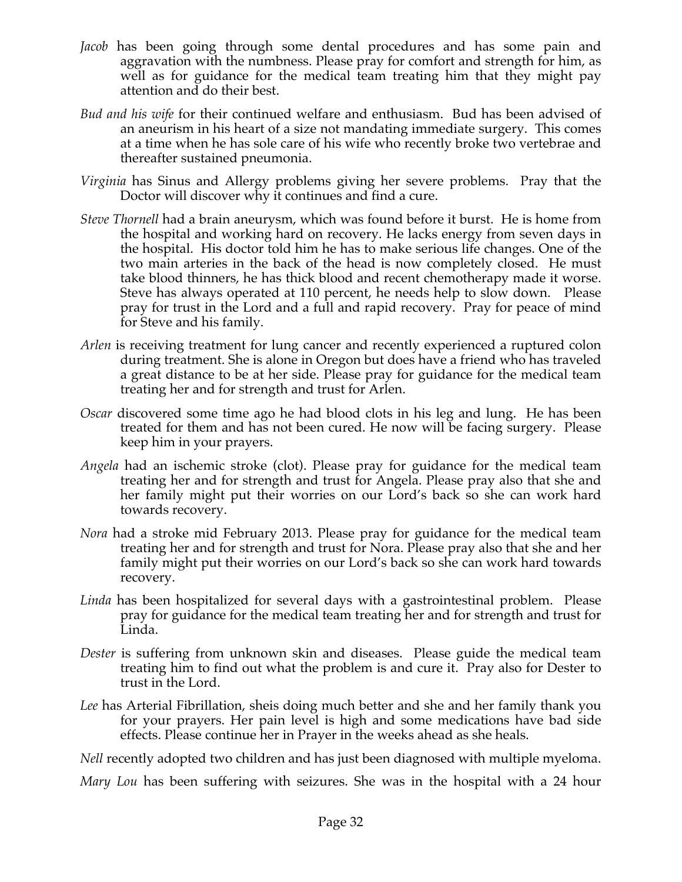*Jacob* has been going through some dental procedures and has some pain and aggravation with the numbness. Please pray for comfort and strength for him, as well as for guidance for the medical team treating him that they might pay attention and do their best.

*Bud and his wife* for their continued welfare and enthusiasm. Bud has been advised of an aneurism in his heart of a size not mandating immediate surgery. This comes at a time when he has sole care of his wife who recently broke two vertebrae and thereafter sustained pneumonia.

*Virginia* has Sinus and Allergy problems giving her severe problems. Pray that the Doctor will discover why it continues and find a cure.

*Steve Thornell* had a brain aneurysm, which was found before it burst. He is home from the hospital and working hard on recovery. He lacks energy from seven days in the hospital. His doctor told him he has to make serious life changes. One of the two main arteries in the back of the head is now completely closed. He must take blood thinners, he has thick blood and recent chemotherapy made it worse. Steve has always operated at 110 percent, he needs help to slow down. Please pray for trust in the Lord and a full and rapid recovery. Pray for peace of mind for Steve and his family.

*Arlen* is receiving treatment for lung cancer and recently experienced a ruptured colon during treatment. She is alone in Oregon but does have a friend who has traveled a great distance to be at her side. Please pray for guidance for the medical team treating her and for strength and trust for Arlen.

*Oscar* discovered some time ago he had blood clots in his leg and lung. He has been treated for them and has not been cured. He now will be facing surgery. Please keep him in your prayers.

*Angela* had an ischemic stroke (clot). Please pray for guidance for the medical team treating her and for strength and trust for Angela. Please pray also that she and her family might put their worries on our Lord's back so she can work hard towards recovery.

*Nora* had a stroke mid February 2013. Please pray for guidance for the medical team treating her and for strength and trust for Nora. Please pray also that she and her family might put their worries on our Lord's back so she can work hard towards recovery.

*Linda* has been hospitalized for several days with a gastrointestinal problem. Please pray for guidance for the medical team treating her and for strength and trust for Linda.

*Dester* is suffering from unknown skin and diseases. Please guide the medical team treating him to find out what the problem is and cure it. Pray also for Dester to trust in the Lord.

*Lee* has Arterial Fibrillation, sheis doing much better and she and her family thank you for your prayers. Her pain level is high and some medications have bad side effects. Please continue her in Prayer in the weeks ahead as she heals.

*Nell* recently adopted two children and has just been diagnosed with multiple myeloma.

*Mary Lou* has been suffering with seizures. She was in the hospital with a 24 hour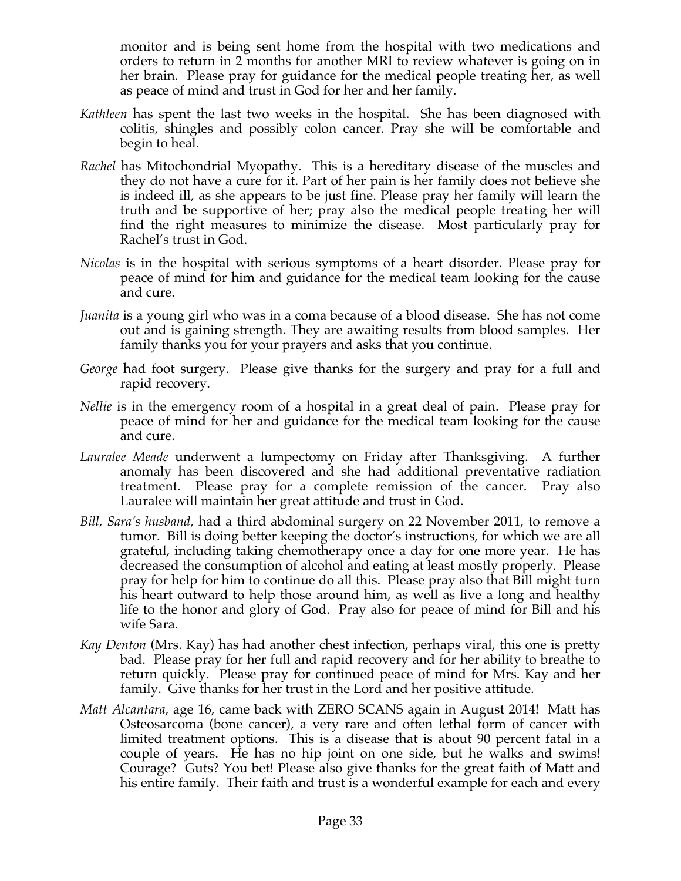monitor and is being sent home from the hospital with two medications and orders to return in 2 months for another MRI to review whatever is going on in her brain. Please pray for guidance for the medical people treating her, as well as peace of mind and trust in God for her and her family.

*Kathleen* has spent the last two weeks in the hospital. She has been diagnosed with colitis, shingles and possibly colon cancer. Pray she will be comfortable and begin to heal.

*Rachel* has Mitochondrial Myopathy. This is a hereditary disease of the muscles and they do not have a cure for it. Part of her pain is her family does not believe she is indeed ill, as she appears to be just fine. Please pray her family will learn the truth and be supportive of her; pray also the medical people treating her will find the right measures to minimize the disease. Most particularly pray for Rachel's trust in God.

*Nicolas* is in the hospital with serious symptoms of a heart disorder. Please pray for peace of mind for him and guidance for the medical team looking for the cause and cure.

*Juanita* is a young girl who was in a coma because of a blood disease. She has not come out and is gaining strength. They are awaiting results from blood samples. Her family thanks you for your prayers and asks that you continue.

*George* had foot surgery. Please give thanks for the surgery and pray for a full and rapid recovery.

*Nellie* is in the emergency room of a hospital in a great deal of pain. Please pray for peace of mind for her and guidance for the medical team looking for the cause and cure.

*Lauralee Meade* underwent a lumpectomy on Friday after Thanksgiving. A further anomaly has been discovered and she had additional preventative radiation treatment. Please pray for a complete remission of the cancer. Pray also Lauralee will maintain her great attitude and trust in God.

*Bill, Sara's husband,* had a third abdominal surgery on 22 November 2011, to remove a tumor. Bill is doing better keeping the doctor's instructions, for which we are all grateful, including taking chemotherapy once a day for one more year. He has decreased the consumption of alcohol and eating at least mostly properly. Please pray for help for him to continue do all this. Please pray also that Bill might turn his heart outward to help those around him, as well as live a long and healthy life to the honor and glory of God. Pray also for peace of mind for Bill and his wife Sara.

*Kay Denton* (Mrs. Kay) has had another chest infection, perhaps viral, this one is pretty bad. Please pray for her full and rapid recovery and for her ability to breathe to return quickly. Please pray for continued peace of mind for Mrs. Kay and her family. Give thanks for her trust in the Lord and her positive attitude.

*Matt Alcantara*, age 16, came back with ZERO SCANS again in August 2014! Matt has Osteosarcoma (bone cancer), a very rare and often lethal form of cancer with limited treatment options. This is a disease that is about 90 percent fatal in a couple of years. He has no hip joint on one side, but he walks and swims! Courage? Guts? You bet! Please also give thanks for the great faith of Matt and his entire family. Their faith and trust is a wonderful example for each and every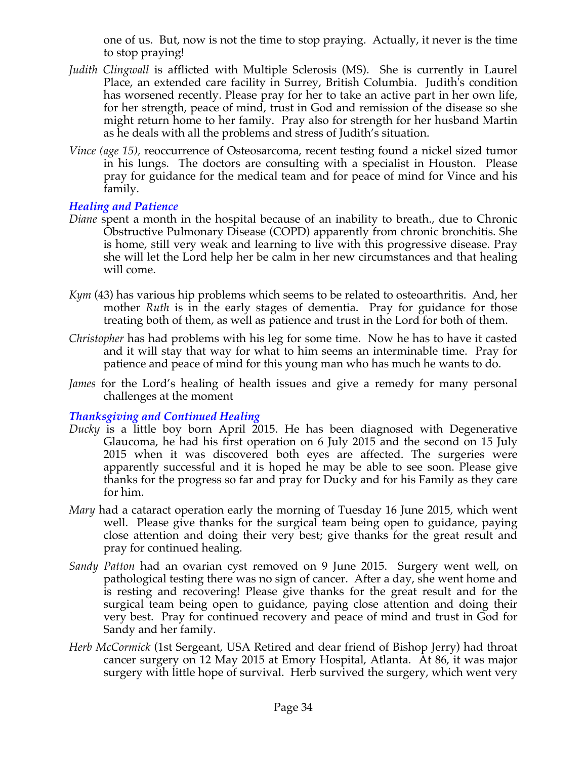one of us. But, now is not the time to stop praying. Actually, it never is the time to stop praying!

*Judith Clingwall* is afflicted with Multiple Sclerosis (MS). She is currently in Laurel Place, an extended care facility in Surrey, British Columbia. Judith's condition has worsened recently. Please pray for her to take an active part in her own life, for her strength, peace of mind, trust in God and remission of the disease so she might return home to her family. Pray also for strength for her husband Martin as he deals with all the problems and stress of Judith's situation.

*Vince (age 15)*, reoccurrence of Osteosarcoma, recent testing found a nickel sized tumor in his lungs. The doctors are consulting with a specialist in Houston. Please pray for guidance for the medical team and for peace of mind for Vince and his family.

### *Healing and Patience*

*Diane* spent a month in the hospital because of an inability to breath., due to Chronic Obstructive Pulmonary Disease (COPD) apparently from chronic bronchitis. She is home, still very weak and learning to live with this progressive disease. Pray she will let the Lord help her be calm in her new circumstances and that healing will come.

*Kym* (43) has various hip problems which seems to be related to osteoarthritis. And, her mother *Ruth* is in the early stages of dementia. Pray for guidance for those treating both of them, as well as patience and trust in the Lord for both of them.

*Christopher* has had problems with his leg for some time. Now he has to have it casted and it will stay that way for what to him seems an interminable time. Pray for patience and peace of mind for this young man who has much he wants to do.

*James* for the Lord's healing of health issues and give a remedy for many personal challenges at the moment

### *Thanksgiving and Continued Healing*

*Ducky* is a little boy born April 2015. He has been diagnosed with Degenerative Glaucoma, he had his first operation on 6 July 2015 and the second on 15 July 2015 when it was discovered both eyes are affected. The surgeries were apparently successful and it is hoped he may be able to see soon. Please give thanks for the progress so far and pray for Ducky and for his Family as they care for him.

*Mary* had a cataract operation early the morning of Tuesday 16 June 2015, which went well. Please give thanks for the surgical team being open to guidance, paying close attention and doing their very best; give thanks for the great result and pray for continued healing.

*Sandy Patton* had an ovarian cyst removed on 9 June 2015. Surgery went well, on pathological testing there was no sign of cancer. After a day, she went home and is resting and recovering! Please give thanks for the great result and for the surgical team being open to guidance, paying close attention and doing their very best. Pray for continued recovery and peace of mind and trust in God for Sandy and her family.

*Herb McCormick* (1st Sergeant, USA Retired and dear friend of Bishop Jerry) had throat cancer surgery on 12 May 2015 at Emory Hospital, Atlanta. At 86, it was major surgery with little hope of survival. Herb survived the surgery, which went very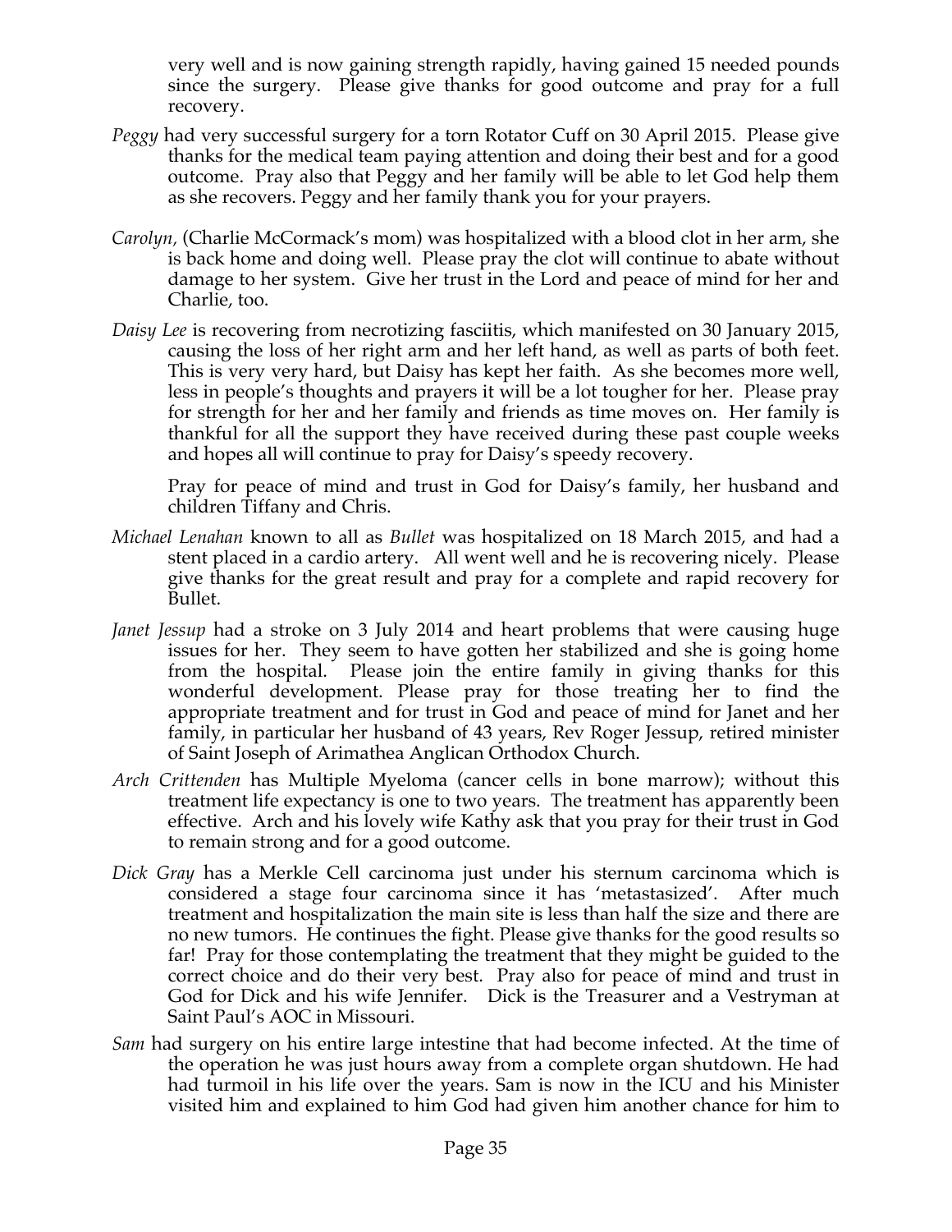very well and is now gaining strength rapidly, having gained 15 needed pounds since the surgery. Please give thanks for good outcome and pray for a full recovery.

*Peggy* had very successful surgery for a torn Rotator Cuff on 30 April 2015. Please give thanks for the medical team paying attention and doing their best and for a good outcome. Pray also that Peggy and her family will be able to let God help them as she recovers. Peggy and her family thank you for your prayers.

*Carolyn*, (Charlie McCormack's mom) was hospitalized with a blood clot in her arm, she is back home and doing well. Please pray the clot will continue to abate without damage to her system. Give her trust in the Lord and peace of mind for her and Charlie, too.

*Daisy Lee* is recovering from necrotizing fasciitis, which manifested on 30 January 2015, causing the loss of her right arm and her left hand, as well as parts of both feet. This is very very hard, but Daisy has kept her faith. As she becomes more well, less in people's thoughts and prayers it will be a lot tougher for her. Please pray for strength for her and her family and friends as time moves on. Her family is thankful for all the support they have received during these past couple weeks and hopes all will continue to pray for Daisy's speedy recovery.

Pray for peace of mind and trust in God for Daisy's family, her husband and children Tiffany and Chris.

*Michael Lenahan* known to all as *Bullet* was hospitalized on 18 March 2015, and had a stent placed in a cardio artery. All went well and he is recovering nicely. Please give thanks for the great result and pray for a complete and rapid recovery for Bullet.

*Janet Jessup* had a stroke on 3 July 2014 and heart problems that were causing huge issues for her. They seem to have gotten her stabilized and she is going home from the hospital. Please join the entire family in giving thanks for this wonderful development. Please pray for those treating her to find the appropriate treatment and for trust in God and peace of mind for Janet and her family, in particular her husband of 43 years, Rev Roger Jessup, retired minister of Saint Joseph of Arimathea Anglican Orthodox Church.

*Arch Crittenden* has Multiple Myeloma (cancer cells in bone marrow); without this treatment life expectancy is one to two years. The treatment has apparently been effective. Arch and his lovely wife Kathy ask that you pray for their trust in God to remain strong and for a good outcome.

*Dick Gray* has a Merkle Cell carcinoma just under his sternum carcinoma which is considered a stage four carcinoma since it has 'metastasized'. After much treatment and hospitalization the main site is less than half the size and there are no new tumors. He continues the fight. Please give thanks for the good results so far! Pray for those contemplating the treatment that they might be guided to the correct choice and do their very best. Pray also for peace of mind and trust in God for Dick and his wife Jennifer. Dick is the Treasurer and a Vestryman at Saint Paul's AOC in Missouri.

*Sam* had surgery on his entire large intestine that had become infected. At the time of the operation he was just hours away from a complete organ shutdown. He had had turmoil in his life over the years. Sam is now in the ICU and his Minister visited him and explained to him God had given him another chance for him to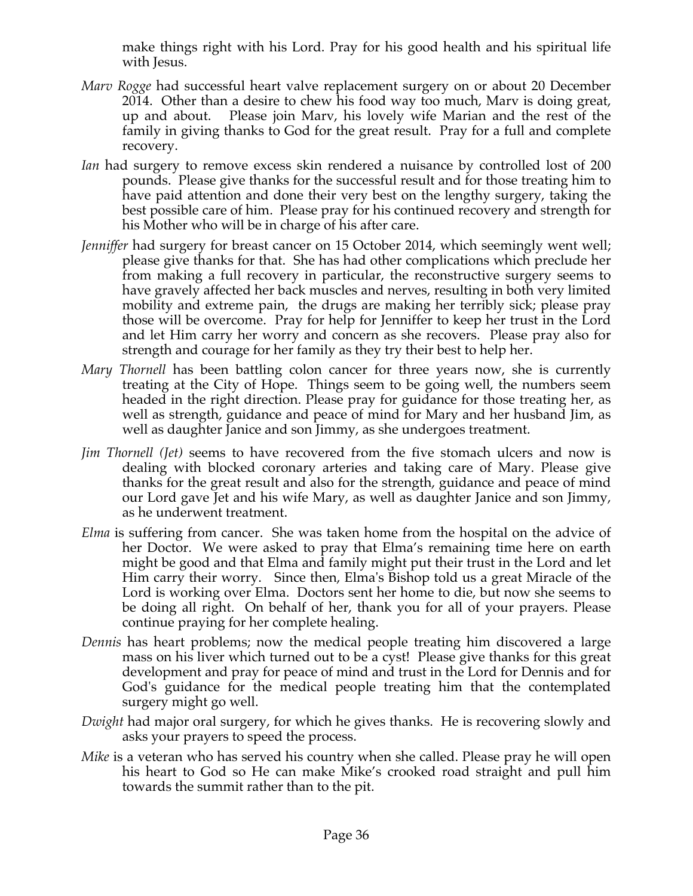make things right with his Lord. Pray for his good health and his spiritual life with Jesus.

*Marv Rogge* had successful heart valve replacement surgery on or about 20 December 2014. Other than a desire to chew his food way too much, Marv is doing great, up and about. Please join Marv, his lovely wife Marian and the rest of the family in giving thanks to God for the great result. Pray for a full and complete recovery.

*Ian* had surgery to remove excess skin rendered a nuisance by controlled lost of 200 pounds. Please give thanks for the successful result and for those treating him to have paid attention and done their very best on the lengthy surgery, taking the best possible care of him. Please pray for his continued recovery and strength for his Mother who will be in charge of his after care.

*Jenniffer* had surgery for breast cancer on 15 October 2014, which seemingly went well; please give thanks for that. She has had other complications which preclude her from making a full recovery in particular, the reconstructive surgery seems to have gravely affected her back muscles and nerves, resulting in both very limited mobility and extreme pain, the drugs are making her terribly sick; please pray those will be overcome. Pray for help for Jenniffer to keep her trust in the Lord and let Him carry her worry and concern as she recovers. Please pray also for strength and courage for her family as they try their best to help her.

*Mary Thornell* has been battling colon cancer for three years now, she is currently treating at the City of Hope. Things seem to be going well, the numbers seem headed in the right direction. Please pray for guidance for those treating her, as well as strength, guidance and peace of mind for Mary and her husband Jim, as well as daughter Janice and son Jimmy, as she undergoes treatment.

*Jim Thornell (Jet)* seems to have recovered from the five stomach ulcers and now is dealing with blocked coronary arteries and taking care of Mary. Please give thanks for the great result and also for the strength, guidance and peace of mind our Lord gave Jet and his wife Mary, as well as daughter Janice and son Jimmy, as he underwent treatment.

*Elma* is suffering from cancer. She was taken home from the hospital on the advice of her Doctor. We were asked to pray that Elma's remaining time here on earth might be good and that Elma and family might put their trust in the Lord and let Him carry their worry. Since then, Elma's Bishop told us a great Miracle of the Lord is working over Elma. Doctors sent her home to die, but now she seems to be doing all right. On behalf of her, thank you for all of your prayers. Please continue praying for her complete healing.

*Dennis* has heart problems; now the medical people treating him discovered a large mass on his liver which turned out to be a cyst! Please give thanks for this great development and pray for peace of mind and trust in the Lord for Dennis and for God's guidance for the medical people treating him that the contemplated surgery might go well.

*Dwight* had major oral surgery, for which he gives thanks. He is recovering slowly and asks your prayers to speed the process.

*Mike* is a veteran who has served his country when she called. Please pray he will open his heart to God so He can make Mike's crooked road straight and pull him towards the summit rather than to the pit.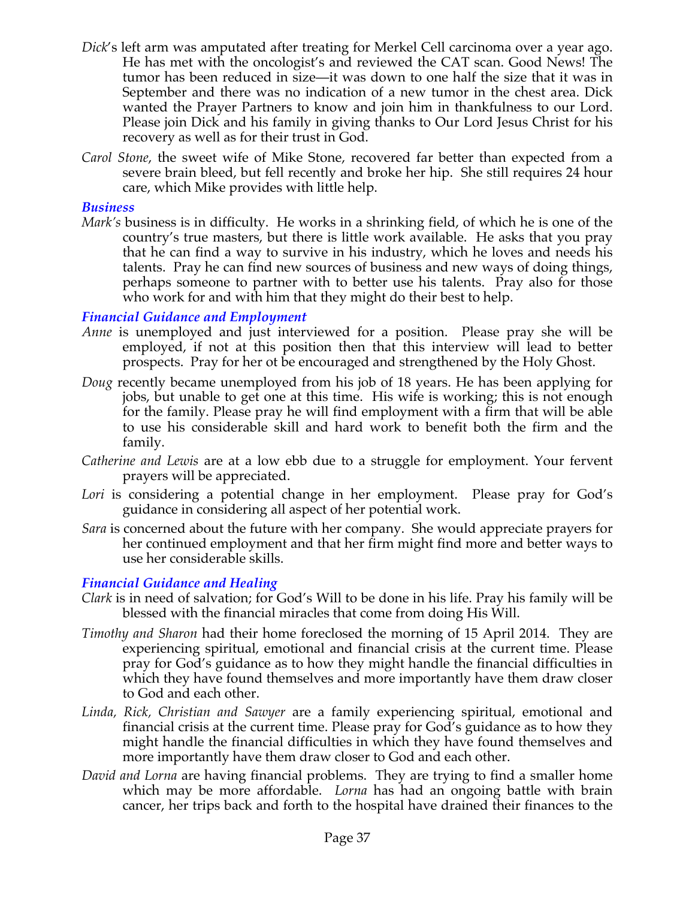*Dick*'s left arm was amputated after treating for Merkel Cell carcinoma over a year ago. He has met with the oncologist's and reviewed the CAT scan. Good News! The tumor has been reduced in size—it was down to one half the size that it was in September and there was no indication of a new tumor in the chest area. Dick wanted the Prayer Partners to know and join him in thankfulness to our Lord. Please join Dick and his family in giving thanks to Our Lord Jesus Christ for his recovery as well as for their trust in God.

*Carol Stone*, the sweet wife of Mike Stone, recovered far better than expected from a severe brain bleed, but fell recently and broke her hip. She still requires 24 hour care, which Mike provides with little help.

### *Business*

*Mark's* business is in difficulty. He works in a shrinking field, of which he is one of the country's true masters, but there is little work available. He asks that you pray that he can find a way to survive in his industry, which he loves and needs his talents. Pray he can find new sources of business and new ways of doing things, perhaps someone to partner with to better use his talents. Pray also for those who work for and with him that they might do their best to help.

### *Financial Guidance and Employment*

*Anne* is unemployed and just interviewed for a position. Please pray she will be employed, if not at this position then that this interview will lead to better prospects. Pray for her ot be encouraged and strengthened by the Holy Ghost.

*Doug* recently became unemployed from his job of 18 years. He has been applying for jobs, but unable to get one at this time. His wife is working; this is not enough for the family. Please pray he will find employment with a firm that will be able to use his considerable skill and hard work to benefit both the firm and the family.

*Catherine and Lewis* are at a low ebb due to a struggle for employment. Your fervent prayers will be appreciated.

*Lori* is considering a potential change in her employment. Please pray for God's guidance in considering all aspect of her potential work.

*Sara* is concerned about the future with her company. She would appreciate prayers for her continued employment and that her firm might find more and better ways to use her considerable skills.

### *Financial Guidance and Healing*

*Clark* is in need of salvation; for God's Will to be done in his life. Pray his family will be blessed with the financial miracles that come from doing His Will.

*Timothy and Sharon* had their home foreclosed the morning of 15 April 2014. They are experiencing spiritual, emotional and financial crisis at the current time. Please pray for God's guidance as to how they might handle the financial difficulties in which they have found themselves and more importantly have them draw closer to God and each other.

*Linda, Rick, Christian and Sawyer* are a family experiencing spiritual, emotional and financial crisis at the current time. Please pray for God's guidance as to how they might handle the financial difficulties in which they have found themselves and more importantly have them draw closer to God and each other.

*David and Lorna* are having financial problems. They are trying to find a smaller home which may be more affordable. *Lorna* has had an ongoing battle with brain cancer, her trips back and forth to the hospital have drained their finances to the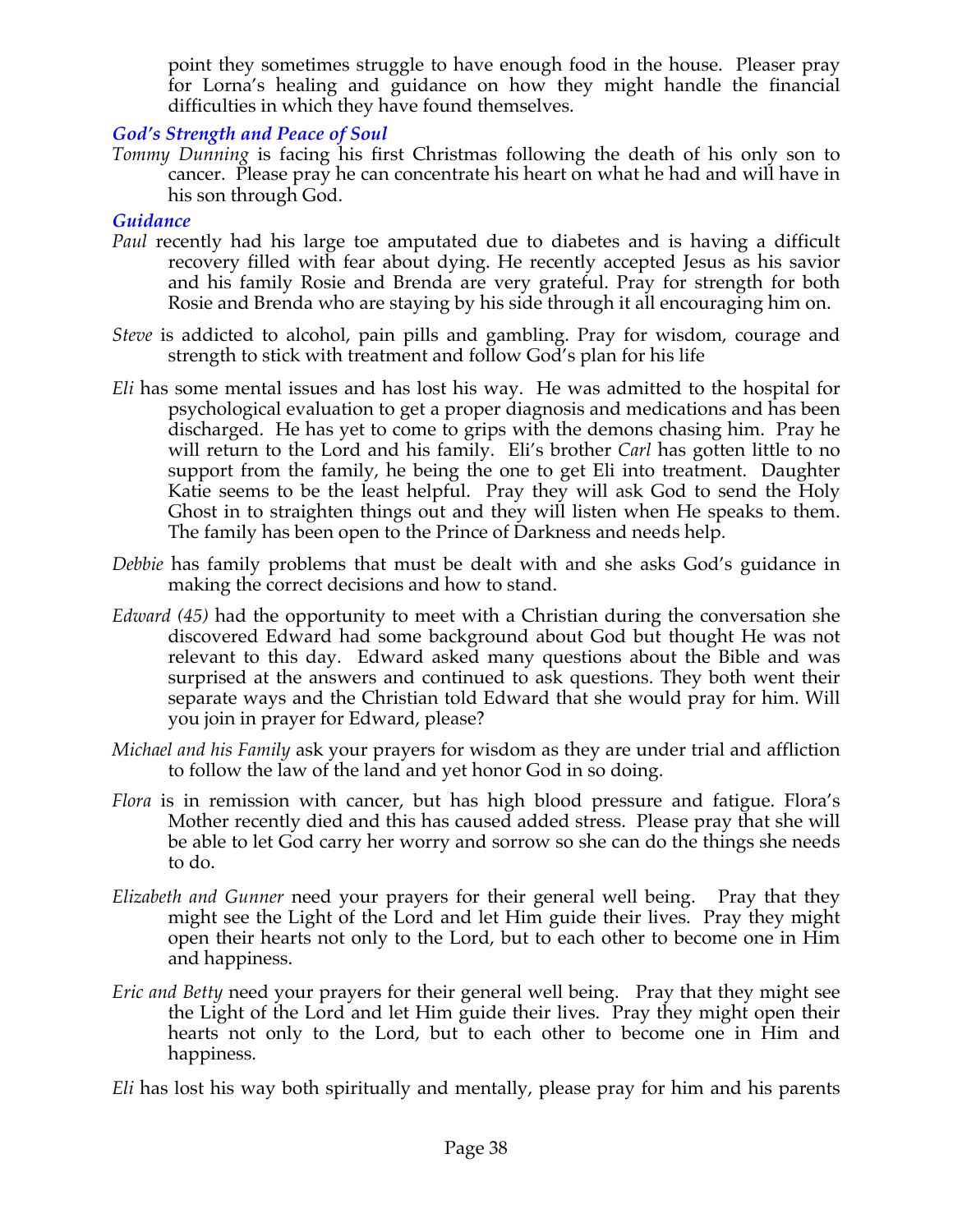point they sometimes struggle to have enough food in the house. Pleaser pray for Lorna's healing and guidance on how they might handle the financial difficulties in which they have found themselves.

### *God's Strength and Peace of Soul*

*Tommy Dunning* is facing his first Christmas following the death of his only son to cancer. Please pray he can concentrate his heart on what he had and will have in his son through God.

### *Guidance*

*Paul* recently had his large toe amputated due to diabetes and is having a difficult recovery filled with fear about dying. He recently accepted Jesus as his savior and his family Rosie and Brenda are very grateful. Pray for strength for both Rosie and Brenda who are staying by his side through it all encouraging him on.

*Steve* is addicted to alcohol, pain pills and gambling. Pray for wisdom, courage and strength to stick with treatment and follow God's plan for his life

*Eli* has some mental issues and has lost his way. He was admitted to the hospital for psychological evaluation to get a proper diagnosis and medications and has been discharged. He has yet to come to grips with the demons chasing him. Pray he will return to the Lord and his family. Eli's brother *Carl* has gotten little to no support from the family, he being the one to get Eli into treatment. Daughter Katie seems to be the least helpful. Pray they will ask God to send the Holy Ghost in to straighten things out and they will listen when He speaks to them. The family has been open to the Prince of Darkness and needs help.

*Debbie* has family problems that must be dealt with and she asks God's guidance in making the correct decisions and how to stand.

*Edward (45)* had the opportunity to meet with a Christian during the conversation she discovered Edward had some background about God but thought He was not relevant to this day. Edward asked many questions about the Bible and was surprised at the answers and continued to ask questions. They both went their separate ways and the Christian told Edward that she would pray for him. Will you join in prayer for Edward, please?

*Michael and his Family* ask your prayers for wisdom as they are under trial and affliction to follow the law of the land and yet honor God in so doing.

*Flora* is in remission with cancer, but has high blood pressure and fatigue. Flora's Mother recently died and this has caused added stress. Please pray that she will be able to let God carry her worry and sorrow so she can do the things she needs to do.

*Elizabeth and Gunner* need your prayers for their general well being. Pray that they might see the Light of the Lord and let Him guide their lives. Pray they might open their hearts not only to the Lord, but to each other to become one in Him and happiness.

*Eric and Betty* need your prayers for their general well being. Pray that they might see the Light of the Lord and let Him guide their lives. Pray they might open their hearts not only to the Lord, but to each other to become one in Him and happiness.

*Eli* has lost his way both spiritually and mentally, please pray for him and his parents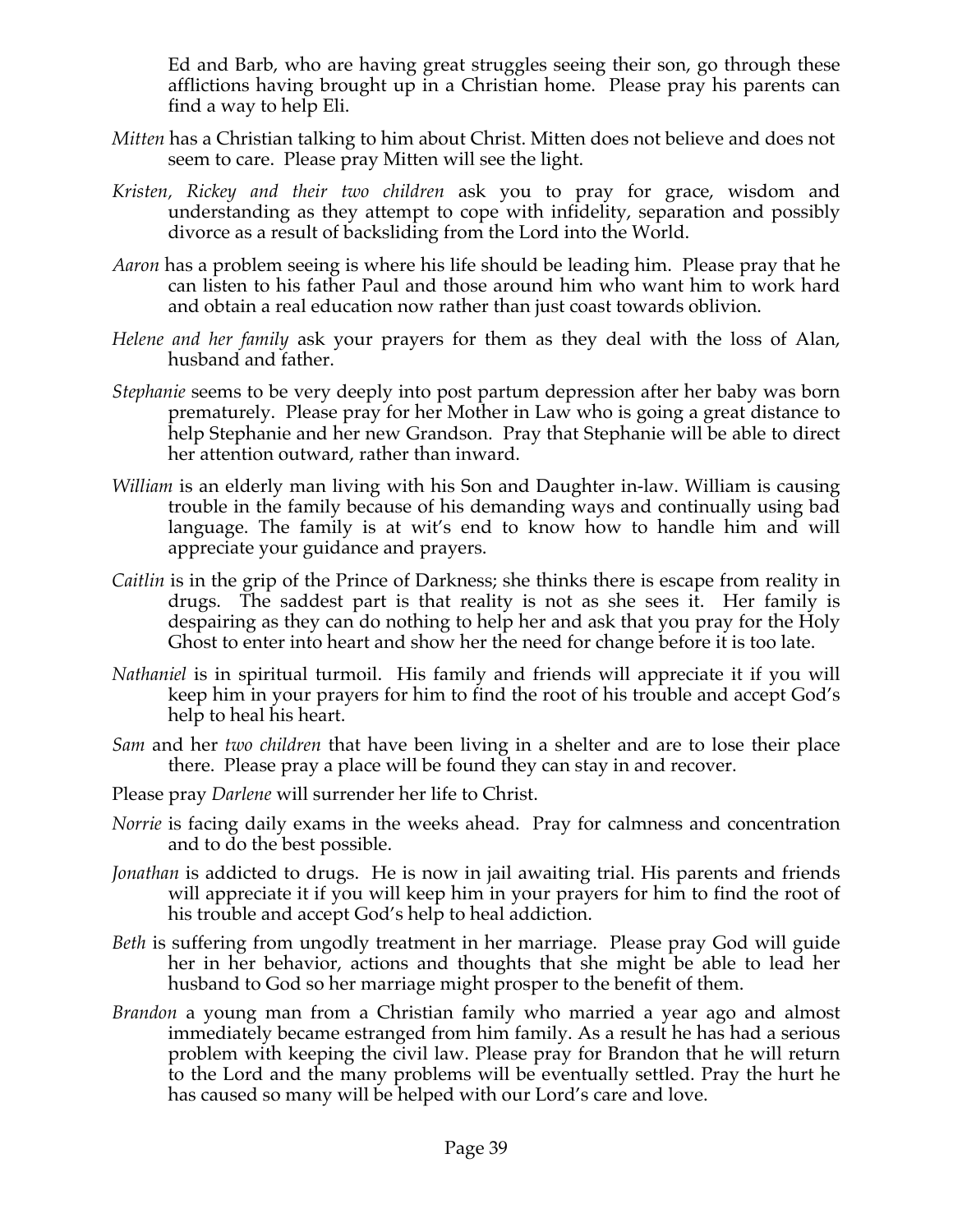Ed and Barb, who are having great struggles seeing their son, go through these afflictions having brought up in a Christian home. Please pray his parents can find a way to help Eli.

*Mitten* has a Christian talking to him about Christ. Mitten does not believe and does not seem to care. Please pray Mitten will see the light.

*Kristen, Rickey and their two children* ask you to pray for grace, wisdom and understanding as they attempt to cope with infidelity, separation and possibly divorce as a result of backsliding from the Lord into the World.

*Aaron* has a problem seeing is where his life should be leading him. Please pray that he can listen to his father Paul and those around him who want him to work hard and obtain a real education now rather than just coast towards oblivion.

*Helene and her family* ask your prayers for them as they deal with the loss of Alan, husband and father.

*Stephanie* seems to be very deeply into post partum depression after her baby was born prematurely. Please pray for her Mother in Law who is going a great distance to help Stephanie and her new Grandson. Pray that Stephanie will be able to direct her attention outward, rather than inward.

*William* is an elderly man living with his Son and Daughter in-law. William is causing trouble in the family because of his demanding ways and continually using bad language. The family is at wit's end to know how to handle him and will appreciate your guidance and prayers.

*Caitlin* is in the grip of the Prince of Darkness; she thinks there is escape from reality in drugs. The saddest part is that reality is not as she sees it. Her family is despairing as they can do nothing to help her and ask that you pray for the Holy Ghost to enter into heart and show her the need for change before it is too late.

*Nathaniel* is in spiritual turmoil. His family and friends will appreciate it if you will keep him in your prayers for him to find the root of his trouble and accept God's help to heal his heart.

*Sam* and her *two children* that have been living in a shelter and are to lose their place there. Please pray a place will be found they can stay in and recover.

Please pray *Darlene* will surrender her life to Christ.

*Norrie* is facing daily exams in the weeks ahead. Pray for calmness and concentration and to do the best possible.

*Jonathan* is addicted to drugs. He is now in jail awaiting trial. His parents and friends will appreciate it if you will keep him in your prayers for him to find the root of his trouble and accept God's help to heal addiction.

*Beth* is suffering from ungodly treatment in her marriage. Please pray God will guide her in her behavior, actions and thoughts that she might be able to lead her husband to God so her marriage might prosper to the benefit of them.

*Brandon* a young man from a Christian family who married a year ago and almost immediately became estranged from him family. As a result he has had a serious problem with keeping the civil law. Please pray for Brandon that he will return to the Lord and the many problems will be eventually settled. Pray the hurt he has caused so many will be helped with our Lord's care and love.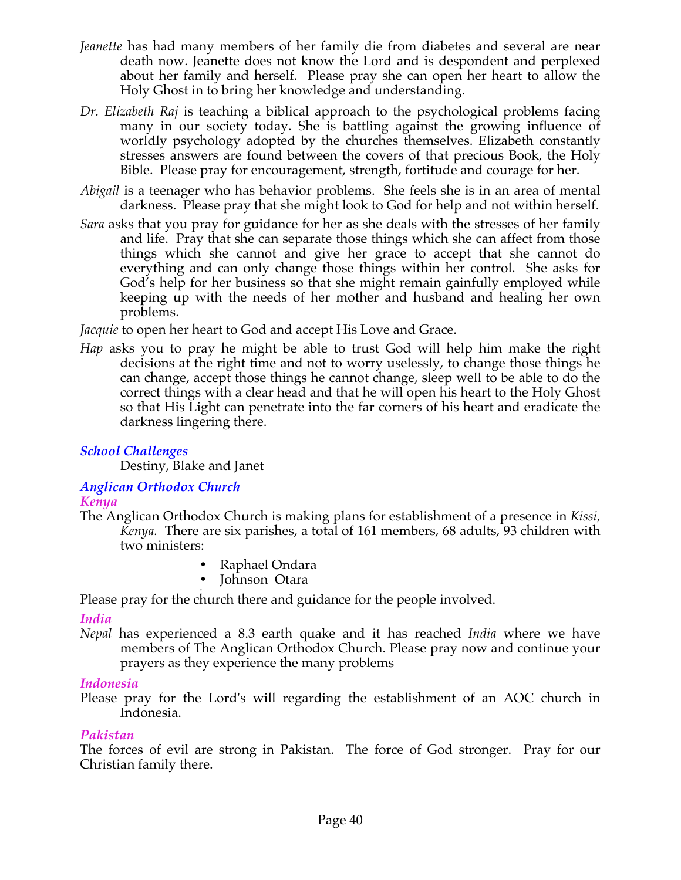*Jeanette* has had many members of her family die from diabetes and several are near death now. Jeanette does not know the Lord and is despondent and perplexed about her family and herself. Please pray she can open her heart to allow the Holy Ghost in to bring her knowledge and understanding.

*Dr. Elizabeth Raj* is teaching a biblical approach to the psychological problems facing many in our society today. She is battling against the growing influence of worldly psychology adopted by the churches themselves. Elizabeth constantly stresses answers are found between the covers of that precious Book, the Holy Bible. Please pray for encouragement, strength, fortitude and courage for her.

*Abigail* is a teenager who has behavior problems. She feels she is in an area of mental darkness. Please pray that she might look to God for help and not within herself.

*Sara* asks that you pray for guidance for her as she deals with the stresses of her family and life. Pray that she can separate those things which she can affect from those things which she cannot and give her grace to accept that she cannot do everything and can only change those things within her control. She asks for God's help for her business so that she might remain gainfully employed while keeping up with the needs of her mother and husband and healing her own problems.

*Jacquie* to open her heart to God and accept His Love and Grace.

*Hap* asks you to pray he might be able to trust God will help him make the right decisions at the right time and not to worry uselessly, to change those things he can change, accept those things he cannot change, sleep well to be able to do the correct things with a clear head and that he will open his heart to the Holy Ghost so that His Light can penetrate into the far corners of his heart and eradicate the darkness lingering there.

### *School Challenges*

Destiny, Blake and Janet

### *Anglican Orthodox Church*

#### *Kenya*

The Anglican Orthodox Church is making plans for establishment of a presence in *Kissi, Kenya.* There are six parishes, a total of 161 members, 68 adults, 93 children with two ministers:

- Raphael Ondara
- Johnson Otara

Please pray for the church there and guidance for the people involved.

#### *India*

*Nepal* has experienced a 8.3 earth quake and it has reached *India* where we have members of The Anglican Orthodox Church. Please pray now and continue your prayers as they experience the many problems

#### *Indonesia*

Please pray for the Lord's will regarding the establishment of an AOC church in Indonesia.

#### *Pakistan*

The forces of evil are strong in Pakistan. The force of God stronger. Pray for our Christian family there.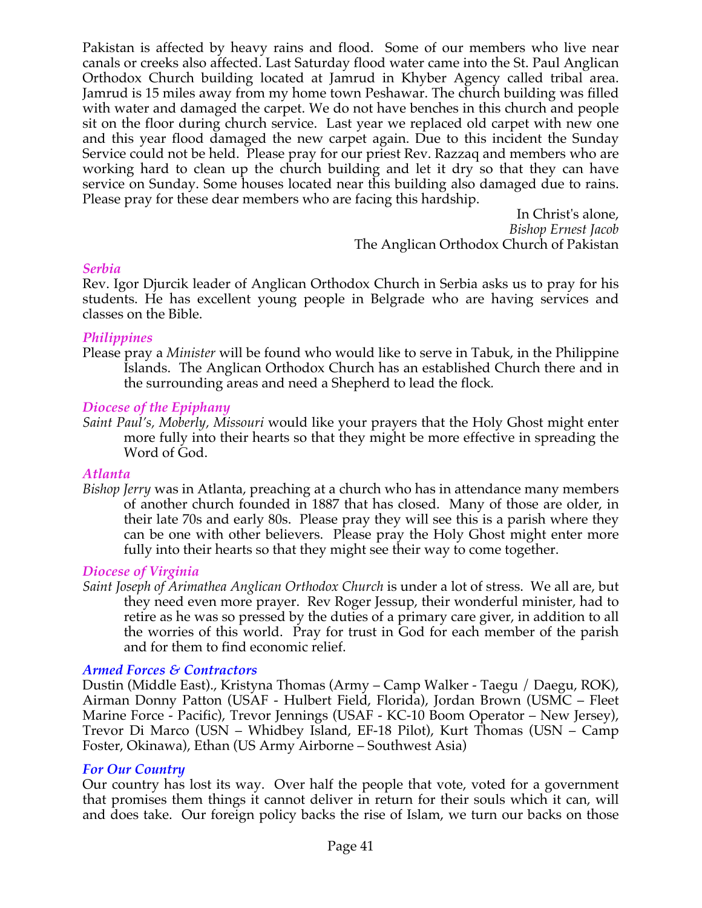Pakistan is affected by heavy rains and flood. Some of our members who live near canals or creeks also affected. Last Saturday flood water came into the St. Paul Anglican Orthodox Church building located at Jamrud in Khyber Agency called tribal area. Jamrud is 15 miles away from my home town Peshawar. The church building was filled with water and damaged the carpet. We do not have benches in this church and people sit on the floor during church service. Last year we replaced old carpet with new one and this year flood damaged the new carpet again. Due to this incident the Sunday Service could not be held. Please pray for our priest Rev. Razzaq and members who are working hard to clean up the church building and let it dry so that they can have service on Sunday. Some houses located near this building also damaged due to rains. Please pray for these dear members who are facing this hardship.

In Christ's alone,
*Bishop Ernest Jacob*
The Anglican Orthodox Church of Pakistan

### *Serbia*

Rev. Igor Djurcik leader of Anglican Orthodox Church in Serbia asks us to pray for his students. He has excellent young people in Belgrade who are having services and classes on the Bible.

### *Philippines*

Please pray a *Minister* will be found who would like to serve in Tabuk, in the Philippine Islands. The Anglican Orthodox Church has an established Church there and in the surrounding areas and need a Shepherd to lead the flock.

### *Diocese of the Epiphany*

*Saint Paul's, Moberly, Missouri* would like your prayers that the Holy Ghost might enter more fully into their hearts so that they might be more effective in spreading the Word of God.

### *Atlanta*

*Bishop Jerry* was in Atlanta, preaching at a church who has in attendance many members of another church founded in 1887 that has closed. Many of those are older, in their late 70s and early 80s. Please pray they will see this is a parish where they can be one with other believers. Please pray the Holy Ghost might enter more fully into their hearts so that they might see their way to come together.

### *Diocese of Virginia*

*Saint Joseph of Arimathea Anglican Orthodox Church* is under a lot of stress. We all are, but they need even more prayer. Rev Roger Jessup, their wonderful minister, had to retire as he was so pressed by the duties of a primary care giver, in addition to all the worries of this world. Pray for trust in God for each member of the parish and for them to find economic relief.

### *Armed Forces & Contractors*

Dustin (Middle East)., Kristyna Thomas (Army – Camp Walker - Taegu / Daegu, ROK), Airman Donny Patton (USAF - Hulbert Field, Florida), Jordan Brown (USMC – Fleet Marine Force - Pacific), Trevor Jennings (USAF - KC-10 Boom Operator – New Jersey), Trevor Di Marco (USN – Whidbey Island, EF-18 Pilot), Kurt Thomas (USN – Camp Foster, Okinawa), Ethan (US Army Airborne – Southwest Asia)

### *For Our Country*

Our country has lost its way. Over half the people that vote, voted for a government that promises them things it cannot deliver in return for their souls which it can, will and does take. Our foreign policy backs the rise of Islam, we turn our backs on those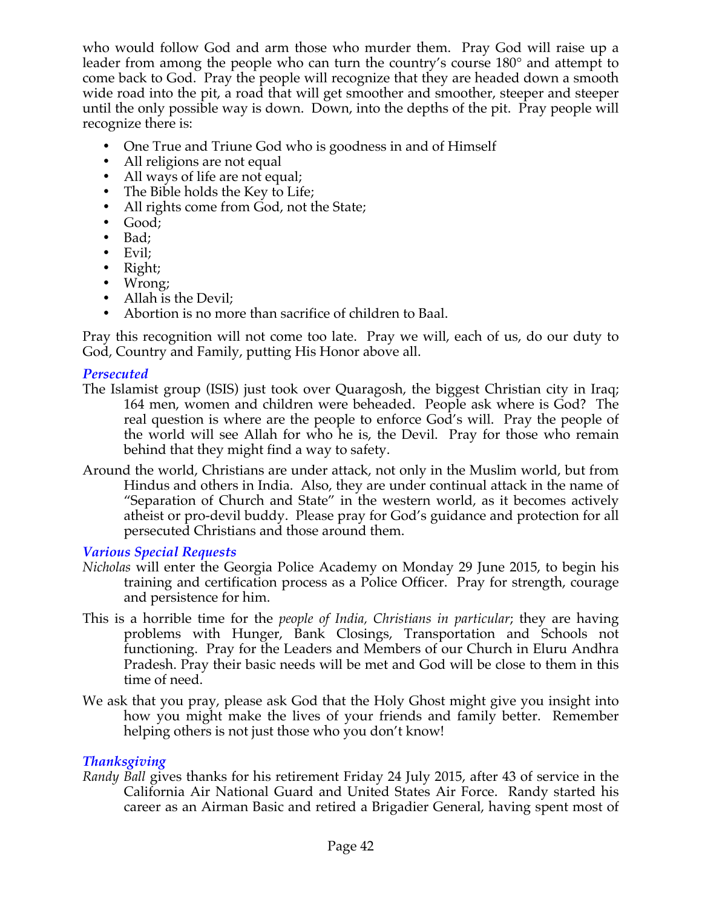who would follow God and arm those who murder them. Pray God will raise up a leader from among the people who can turn the country's course 180° and attempt to come back to God. Pray the people will recognize that they are headed down a smooth wide road into the pit, a road that will get smoother and smoother, steeper and steeper until the only possible way is down. Down, into the depths of the pit. Pray people will recognize there is:

- One True and Triune God who is goodness in and of Himself
- All religions are not equal
- All ways of life are not equal;
- The Bible holds the Key to Life;
- All rights come from God, not the State;
- Good;
- Bad;
- Evil;
- Right;
- Wrong;
- Allah is the Devil;
- Abortion is no more than sacrifice of children to Baal.

Pray this recognition will not come too late. Pray we will, each of us, do our duty to God, Country and Family, putting His Honor above all.

### *Persecuted*

The Islamist group (ISIS) just took over Quaragosh, the biggest Christian city in Iraq; 164 men, women and children were beheaded. People ask where is God? The real question is where are the people to enforce God's will. Pray the people of the world will see Allah for who he is, the Devil. Pray for those who remain behind that they might find a way to safety.

Around the world, Christians are under attack, not only in the Muslim world, but from Hindus and others in India. Also, they are under continual attack in the name of "Separation of Church and State" in the western world, as it becomes actively atheist or pro-devil buddy. Please pray for God's guidance and protection for all persecuted Christians and those around them.

### *Various Special Requests*

*Nicholas* will enter the Georgia Police Academy on Monday 29 June 2015, to begin his training and certification process as a Police Officer. Pray for strength, courage and persistence for him.

This is a horrible time for the *people of India, Christians in particular*; they are having problems with Hunger, Bank Closings, Transportation and Schools not functioning. Pray for the Leaders and Members of our Church in Eluru Andhra Pradesh. Pray their basic needs will be met and God will be close to them in this time of need.

We ask that you pray, please ask God that the Holy Ghost might give you insight into how you might make the lives of your friends and family better. Remember helping others is not just those who you don't know!

### *Thanksgiving*

*Randy Ball* gives thanks for his retirement Friday 24 July 2015, after 43 of service in the California Air National Guard and United States Air Force. Randy started his career as an Airman Basic and retired a Brigadier General, having spent most of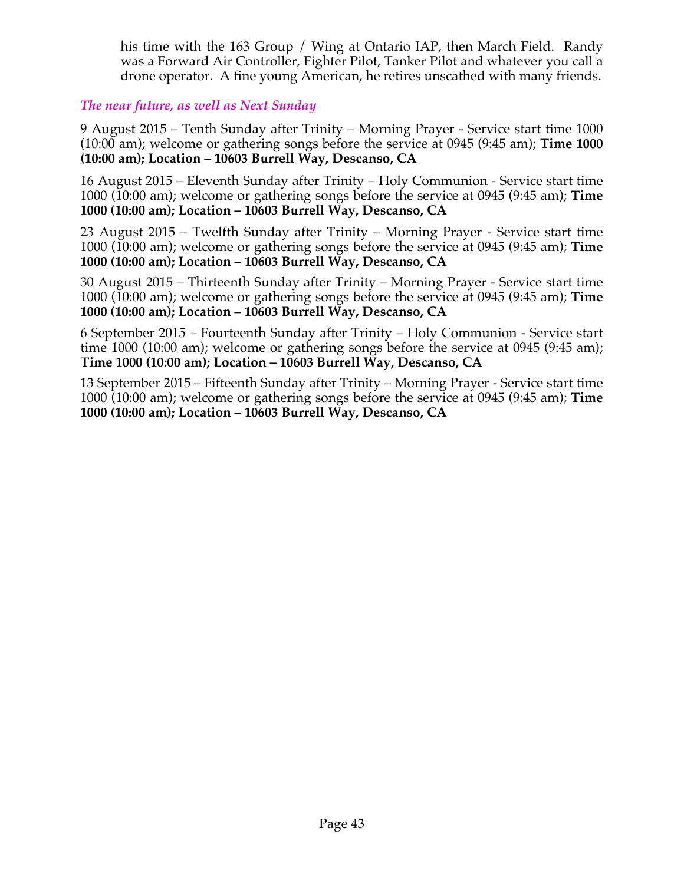his time with the 163 Group / Wing at Ontario IAP, then March Field. Randy was a Forward Air Controller, Fighter Pilot, Tanker Pilot and whatever you call a drone operator. A fine young American, he retires unscathed with many friends.

### *The near future, as well as Next Sunday*

9 August 2015 – Tenth Sunday after Trinity – Morning Prayer - Service start time 1000 (10:00 am); welcome or gathering songs before the service at 0945 (9:45 am); **Time 1000 (10:00 am); Location – 10603 Burrell Way, Descanso, CA**

16 August 2015 – Eleventh Sunday after Trinity – Holy Communion - Service start time 1000 (10:00 am); welcome or gathering songs before the service at 0945 (9:45 am); **Time 1000 (10:00 am); Location – 10603 Burrell Way, Descanso, CA**

23 August 2015 – Twelfth Sunday after Trinity – Morning Prayer - Service start time 1000 (10:00 am); welcome or gathering songs before the service at 0945 (9:45 am); **Time 1000 (10:00 am); Location – 10603 Burrell Way, Descanso, CA**

30 August 2015 – Thirteenth Sunday after Trinity – Morning Prayer - Service start time 1000 (10:00 am); welcome or gathering songs before the service at 0945 (9:45 am); **Time 1000 (10:00 am); Location – 10603 Burrell Way, Descanso, CA**

6 September 2015 – Fourteenth Sunday after Trinity – Holy Communion - Service start time 1000 (10:00 am); welcome or gathering songs before the service at 0945 (9:45 am); **Time 1000 (10:00 am); Location – 10603 Burrell Way, Descanso, CA**

13 September 2015 – Fifteenth Sunday after Trinity – Morning Prayer - Service start time 1000 (10:00 am); welcome or gathering songs before the service at 0945 (9:45 am); **Time 1000 (10:00 am); Location – 10603 Burrell Way, Descanso, CA**